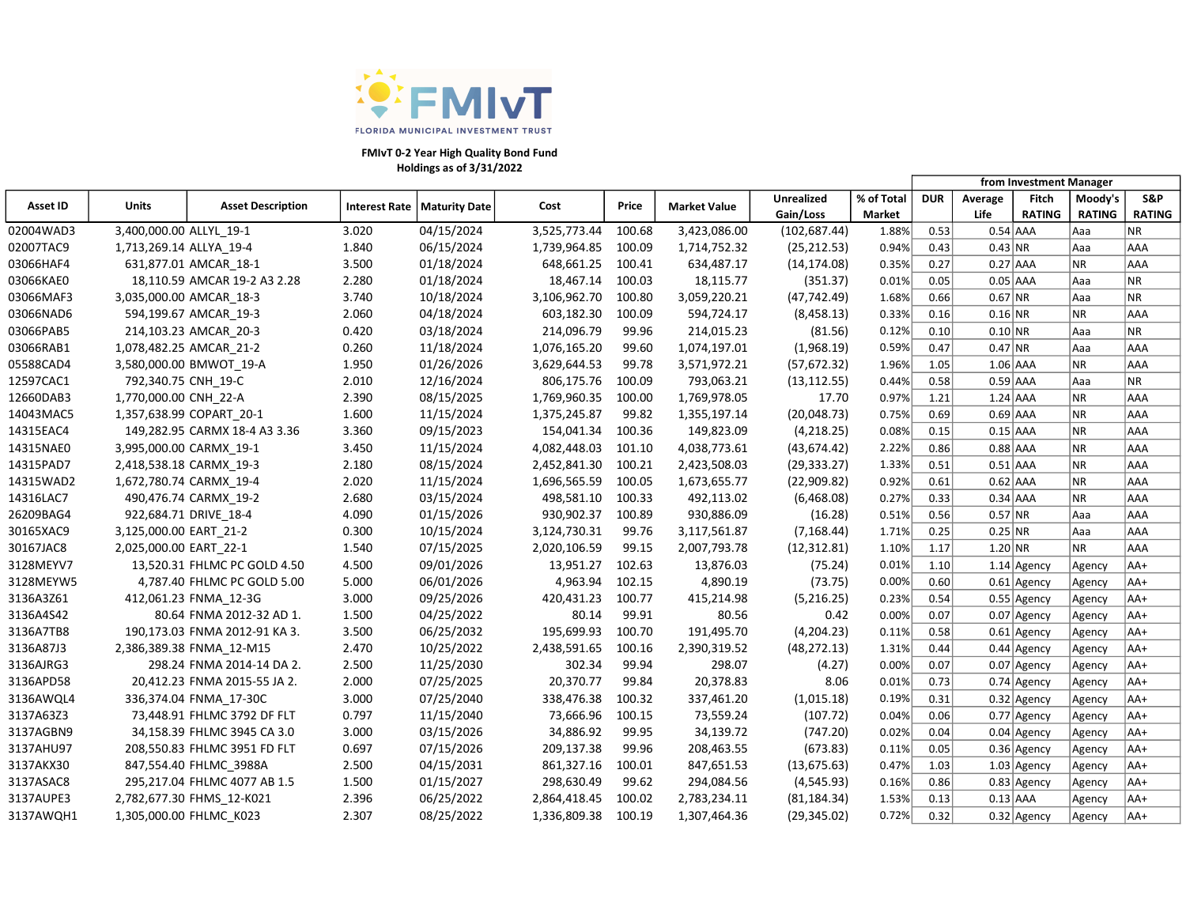FMIvT

FLORIDA MUNICIPAL INVESTMENT TRUST

**FMIvT 0-2 Year High Quality Bond Fund**
**Holdings as of 3/31/2022**

| Asset ID | Units | Asset Description | Interest Rate | Maturity Date | Cost | Price | Market Value | Unrealized Gain/Loss | % of Total Market | from Investment Manager | | | | |
|---|---|---|---|---|---|---|---|---|---|---|---|---|---|---|
| | | | | | | | | | | DUR | Average Life | Fitch RATING | Moody's RATING | S&P RATING |
| 02004WAD3 | 3,400,000.00 | ALLYL_19-1 | 3.020 | 04/15/2024 | 3,525,773.44 | 100.68 | 3,423,086.00 | (102,687.44) | 1.88% | 0.53 | 0.54 | AAA | Aaa | NR |
| 02007TAC9 | 1,713,269.14 | ALLYA_19-4 | 1.840 | 06/15/2024 | 1,739,964.85 | 100.09 | 1,714,752.32 | (25,212.53) | 0.94% | 0.43 | 0.43 | NR | Aaa | AAA |
| 03066HAF4 | 631,877.01 | AMCAR_18-1 | 3.500 | 01/18/2024 | 648,661.25 | 100.41 | 634,487.17 | (14,174.08) | 0.35% | 0.27 | 0.27 | AAA | NR | AAA |
| 03066KAE0 | 18,110.59 | AMCAR 19-2 A3 2.28 | 2.280 | 01/18/2024 | 18,467.14 | 100.03 | 18,115.77 | (351.37) | 0.01% | 0.05 | 0.05 | AAA | Aaa | NR |
| 03066MAF3 | 3,035,000.00 | AMCAR_18-3 | 3.740 | 10/18/2024 | 3,106,962.70 | 100.80 | 3,059,220.21 | (47,742.49) | 1.68% | 0.66 | 0.67 | NR | Aaa | NR |
| 03066NAD6 | 594,199.67 | AMCAR_19-3 | 2.060 | 04/18/2024 | 603,182.30 | 100.09 | 594,724.17 | (8,458.13) | 0.33% | 0.16 | 0.16 | NR | NR | AAA |
| 03066PAB5 | 214,103.23 | AMCAR_20-3 | 0.420 | 03/18/2024 | 214,096.79 | 99.96 | 214,015.23 | (81.56) | 0.12% | 0.10 | 0.10 | NR | Aaa | NR |
| 03066RAB1 | 1,078,482.25 | AMCAR_21-2 | 0.260 | 11/18/2024 | 1,076,165.20 | 99.60 | 1,074,197.01 | (1,968.19) | 0.59% | 0.47 | 0.47 | NR | Aaa | AAA |
| 05588CAD4 | 3,580,000.00 | BMWOT_19-A | 1.950 | 01/26/2026 | 3,629,644.53 | 99.78 | 3,571,972.21 | (57,672.32) | 1.96% | 1.05 | 1.06 | AAA | NR | AAA |
| 12597CAC1 | 792,340.75 | CNH_19-C | 2.010 | 12/16/2024 | 806,175.76 | 100.09 | 793,063.21 | (13,112.55) | 0.44% | 0.58 | 0.59 | AAA | Aaa | NR |
| 12660DAB3 | 1,770,000.00 | CNH_22-A | 2.390 | 08/15/2025 | 1,769,960.35 | 100.00 | 1,769,978.05 | 17.70 | 0.97% | 1.21 | 1.24 | AAA | NR | AAA |
| 14043MAC5 | 1,357,638.99 | COPART_20-1 | 1.600 | 11/15/2024 | 1,375,245.87 | 99.82 | 1,355,197.14 | (20,048.73) | 0.75% | 0.69 | 0.69 | AAA | NR | AAA |
| 14315EAC4 | 149,282.95 | CARMX 18-4 A3 3.36 | 3.360 | 09/15/2023 | 154,041.34 | 100.36 | 149,823.09 | (4,218.25) | 0.08% | 0.15 | 0.15 | AAA | NR | AAA |
| 14315NAE0 | 3,995,000.00 | CARMX_19-1 | 3.450 | 11/15/2024 | 4,082,448.03 | 101.10 | 4,038,773.61 | (43,674.42) | 2.22% | 0.86 | 0.88 | AAA | NR | AAA |
| 14315PAD7 | 2,418,538.18 | CARMX_19-3 | 2.180 | 08/15/2024 | 2,452,841.30 | 100.21 | 2,423,508.03 | (29,333.27) | 1.33% | 0.51 | 0.51 | AAA | NR | AAA |
| 14315WAD2 | 1,672,780.74 | CARMX_19-4 | 2.020 | 11/15/2024 | 1,696,565.59 | 100.05 | 1,673,655.77 | (22,909.82) | 0.92% | 0.61 | 0.62 | AAA | NR | AAA |
| 14316LAC7 | 490,476.74 | CARMX_19-2 | 2.680 | 03/15/2024 | 498,581.10 | 100.33 | 492,113.02 | (6,468.08) | 0.27% | 0.33 | 0.34 | AAA | NR | AAA |
| 26209BAG4 | 922,684.71 | DRIVE_18-4 | 4.090 | 01/15/2026 | 930,902.37 | 100.89 | 930,886.09 | (16.28) | 0.51% | 0.56 | 0.57 | NR | Aaa | AAA |
| 30165XAC9 | 3,125,000.00 | EART_21-2 | 0.300 | 10/15/2024 | 3,124,730.31 | 99.76 | 3,117,561.87 | (7,168.44) | 1.71% | 0.25 | 0.25 | NR | Aaa | AAA |
| 30167JAC8 | 2,025,000.00 | EART_22-1 | 1.540 | 07/15/2025 | 2,020,106.59 | 99.15 | 2,007,793.78 | (12,312.81) | 1.10% | 1.17 | 1.20 | NR | NR | AAA |
| 3128MEYV7 | 13,520.31 | FHLMC PC GOLD 4.50 | 4.500 | 09/01/2026 | 13,951.27 | 102.63 | 13,876.03 | (75.24) | 0.01% | 1.10 | 1.14 | Agency | Agency | AA+ |
| 3128MEYW5 | 4,787.40 | FHLMC PC GOLD 5.00 | 5.000 | 06/01/2026 | 4,963.94 | 102.15 | 4,890.19 | (73.75) | 0.00% | 0.60 | 0.61 | Agency | Agency | AA+ |
| 3136A3Z61 | 412,061.23 | FNMA_12-3G | 3.000 | 09/25/2026 | 420,431.23 | 100.77 | 415,214.98 | (5,216.25) | 0.23% | 0.54 | 0.55 | Agency | Agency | AA+ |
| 3136A4S42 | 80.64 | FNMA 2012-32 AD 1. | 1.500 | 04/25/2022 | 80.14 | 99.91 | 80.56 | 0.42 | 0.00% | 0.07 | 0.07 | Agency | Agency | AA+ |
| 3136A7TB8 | 190,173.03 | FNMA 2012-91 KA 3. | 3.500 | 06/25/2032 | 195,699.93 | 100.70 | 191,495.70 | (4,204.23) | 0.11% | 0.58 | 0.61 | Agency | Agency | AA+ |
| 3136A87J3 | 2,386,389.38 | FNMA_12-M15 | 2.470 | 10/25/2022 | 2,438,591.65 | 100.16 | 2,390,319.52 | (48,272.13) | 1.31% | 0.44 | 0.44 | Agency | Agency | AA+ |
| 3136AJRG3 | 298.24 | FNMA 2014-14 DA 2. | 2.500 | 11/25/2030 | 302.34 | 99.94 | 298.07 | (4.27) | 0.00% | 0.07 | 0.07 | Agency | Agency | AA+ |
| 3136APD58 | 20,412.23 | FNMA 2015-55 JA 2. | 2.000 | 07/25/2025 | 20,370.77 | 99.84 | 20,378.83 | 8.06 | 0.01% | 0.73 | 0.74 | Agency | Agency | AA+ |
| 3136AWQL4 | 336,374.04 | FNMA_17-30C | 3.000 | 07/25/2040 | 338,476.38 | 100.32 | 337,461.20 | (1,015.18) | 0.19% | 0.31 | 0.32 | Agency | Agency | AA+ |
| 3137A63Z3 | 73,448.91 | FHLMC 3792 DF FLT | 0.797 | 11/15/2040 | 73,666.96 | 100.15 | 73,559.24 | (107.72) | 0.04% | 0.06 | 0.77 | Agency | Agency | AA+ |
| 3137AGBN9 | 34,158.39 | FHLMC 3945 CA 3.0 | 3.000 | 03/15/2026 | 34,886.92 | 99.95 | 34,139.72 | (747.20) | 0.02% | 0.04 | 0.04 | Agency | Agency | AA+ |
| 3137AHU97 | 208,550.83 | FHLMC 3951 FD FLT | 0.697 | 07/15/2026 | 209,137.38 | 99.96 | 208,463.55 | (673.83) | 0.11% | 0.05 | 0.36 | Agency | Agency | AA+ |
| 3137AKX30 | 847,554.40 | FHLMC_3988A | 2.500 | 04/15/2031 | 861,327.16 | 100.01 | 847,651.53 | (13,675.63) | 0.47% | 1.03 | 1.03 | Agency | Agency | AA+ |
| 3137ASAC8 | 295,217.04 | FHLMC 4077 AB 1.5 | 1.500 | 01/15/2027 | 298,630.49 | 99.62 | 294,084.56 | (4,545.93) | 0.16% | 0.86 | 0.83 | Agency | Agency | AA+ |
| 3137AUPE3 | 2,782,677.30 | FHMS_12-K021 | 2.396 | 06/25/2022 | 2,864,418.45 | 100.02 | 2,783,234.11 | (81,184.34) | 1.53% | 0.13 | 0.13 | AAA | Agency | AA+ |
| 3137AWQH1 | 1,305,000.00 | FHLMC_K023 | 2.307 | 08/25/2022 | 1,336,809.38 | 100.19 | 1,307,464.36 | (29,345.02) | 0.72% | 0.32 | 0.32 | Agency | Agency | AA+ |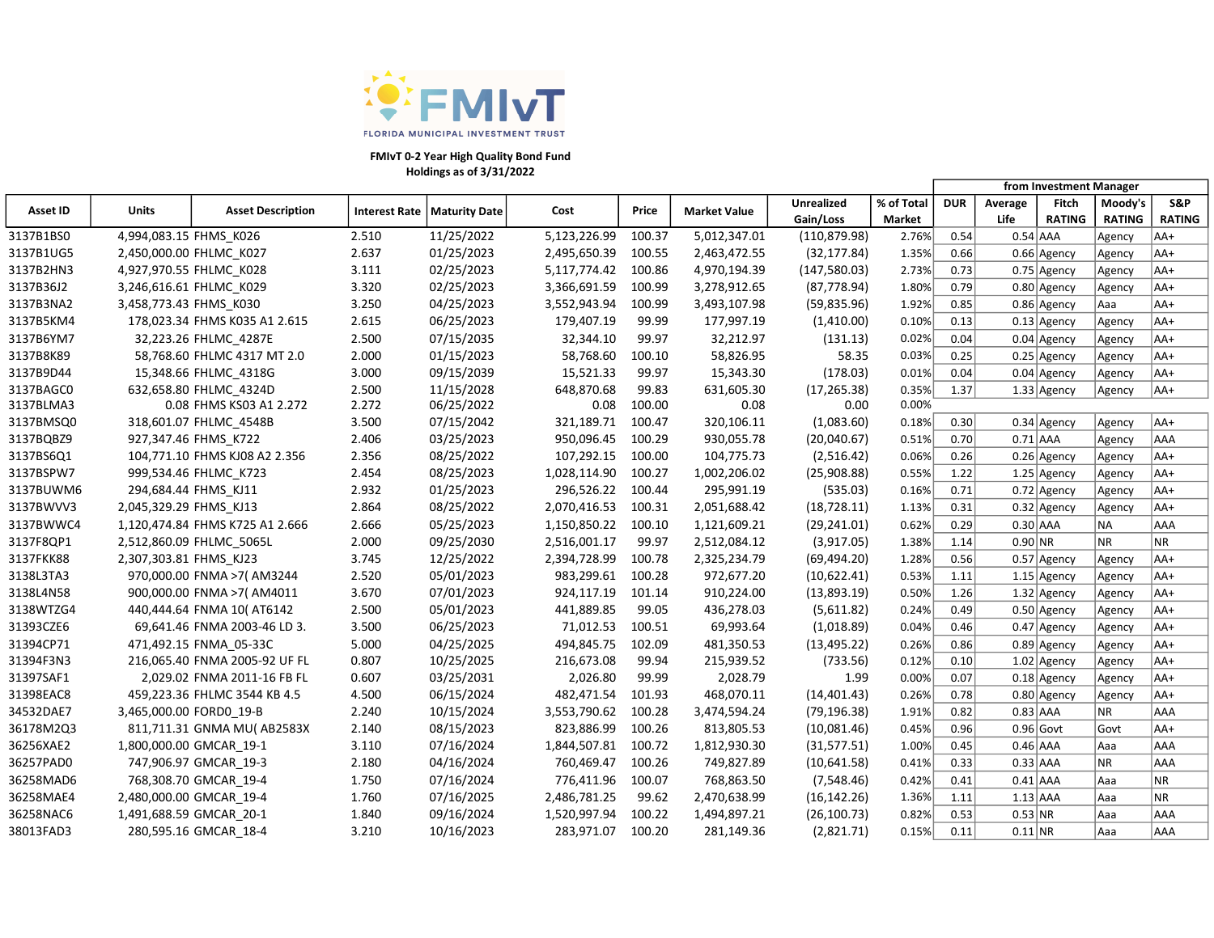FLORIDA MUNICIPAL INVESTMENT TRUST

**FMIvT 0-2 Year High Quality Bond Fund**
**Holdings as of 3/31/2022**

| Asset ID | Units | Asset Description | Interest Rate | Maturity Date | Cost | Price | Market Value | Unrealized Gain/Loss | % of Total Market | from Investment Manager | | | | |
|---|---|---|---|---|---|---|---|---|---|---|---|---|---|---|
| | | | | | | | | | | DUR | Average Life | Fitch RATING | Moody's RATING | S&P RATING |
| 3137B1BS0 | 4,994,083.15 | FHMS_K026 | 2.510 | 11/25/2022 | 5,123,226.99 | 100.37 | 5,012,347.01 | (110,879.98) | 2.76% | 0.54 | 0.54 | AAA | Agency | AA+ |
| 3137B1UG5 | 2,450,000.00 | FHLMC_K027 | 2.637 | 01/25/2023 | 2,495,650.39 | 100.55 | 2,463,472.55 | (32,177.84) | 1.35% | 0.66 | 0.66 | Agency | Agency | AA+ |
| 3137B2HN3 | 4,927,970.55 | FHLMC_K028 | 3.111 | 02/25/2023 | 5,117,774.42 | 100.86 | 4,970,194.39 | (147,580.03) | 2.73% | 0.73 | 0.75 | Agency | Agency | AA+ |
| 3137B36J2 | 3,246,616.61 | FHLMC_K029 | 3.320 | 02/25/2023 | 3,366,691.59 | 100.99 | 3,278,912.65 | (87,778.94) | 1.80% | 0.79 | 0.80 | Agency | Agency | AA+ |
| 3137B3NA2 | 3,458,773.43 | FHMS_K030 | 3.250 | 04/25/2023 | 3,552,943.94 | 100.99 | 3,493,107.98 | (59,835.96) | 1.92% | 0.85 | 0.86 | Agency | Aaa | AA+ |
| 3137B5KM4 | 178,023.34 | FHMS K035 A1 2.615 | 2.615 | 06/25/2023 | 179,407.19 | 99.99 | 177,997.19 | (1,410.00) | 0.10% | 0.13 | 0.13 | Agency | Agency | AA+ |
| 3137B6YM7 | 32,223.26 | FHLMC_4287E | 2.500 | 07/15/2035 | 32,344.10 | 99.97 | 32,212.97 | (131.13) | 0.02% | 0.04 | 0.04 | Agency | Agency | AA+ |
| 3137B8K89 | 58,768.60 | FHLMC 4317 MT 2.0 | 2.000 | 01/15/2023 | 58,768.60 | 100.10 | 58,826.95 | 58.35 | 0.03% | 0.25 | 0.25 | Agency | Agency | AA+ |
| 3137B9D44 | 15,348.66 | FHLMC_4318G | 3.000 | 09/15/2039 | 15,521.33 | 99.97 | 15,343.30 | (178.03) | 0.01% | 0.04 | 0.04 | Agency | Agency | AA+ |
| 3137BAGC0 | 632,658.80 | FHLMC_4324D | 2.500 | 11/15/2028 | 648,870.68 | 99.83 | 631,605.30 | (17,265.38) | 0.35% | 1.37 | 1.33 | Agency | Agency | AA+ |
| 3137BLMA3 | 0.08 | FHMS KS03 A1 2.272 | 2.272 | 06/25/2022 | 0.08 | 100.00 | 0.08 | 0.00 | 0.00% | | | | | |
| 3137BMSQ0 | 318,601.07 | FHLMC_4548B | 3.500 | 07/15/2042 | 321,189.71 | 100.47 | 320,106.11 | (1,083.60) | 0.18% | 0.30 | 0.34 | Agency | Agency | AA+ |
| 3137BQBZ9 | 927,347.46 | FHMS_K722 | 2.406 | 03/25/2023 | 950,096.45 | 100.29 | 930,055.78 | (20,040.67) | 0.51% | 0.70 | 0.71 | AAA | Agency | AAA |
| 3137BS6Q1 | 104,771.10 | FHMS KJ08 A2 2.356 | 2.356 | 08/25/2022 | 107,292.15 | 100.00 | 104,775.73 | (2,516.42) | 0.06% | 0.26 | 0.26 | Agency | Agency | AA+ |
| 3137BSPW7 | 999,534.46 | FHLMC_K723 | 2.454 | 08/25/2023 | 1,028,114.90 | 100.27 | 1,002,206.02 | (25,908.88) | 0.55% | 1.22 | 1.25 | Agency | Agency | AA+ |
| 3137BUWM6 | 294,684.44 | FHMS_KJ11 | 2.932 | 01/25/2023 | 296,526.22 | 100.44 | 295,991.19 | (535.03) | 0.16% | 0.71 | 0.72 | Agency | Agency | AA+ |
| 3137BWVV3 | 2,045,329.29 | FHMS_KJ13 | 2.864 | 08/25/2022 | 2,070,416.53 | 100.31 | 2,051,688.42 | (18,728.11) | 1.13% | 0.31 | 0.32 | Agency | Agency | AA+ |
| 3137BWWC4 | 1,120,474.84 | FHMS K725 A1 2.666 | 2.666 | 05/25/2023 | 1,150,850.22 | 100.10 | 1,121,609.21 | (29,241.01) | 0.62% | 0.29 | 0.30 | AAA | NA | AAA |
| 3137F8QP1 | 2,512,860.09 | FHLMC_5065L | 2.000 | 09/25/2030 | 2,516,001.17 | 99.97 | 2,512,084.12 | (3,917.05) | 1.38% | 1.14 | 0.90 | NR | NR | NR |
| 3137FKK88 | 2,307,303.81 | FHMS_KJ23 | 3.745 | 12/25/2022 | 2,394,728.99 | 100.78 | 2,325,234.79 | (69,494.20) | 1.28% | 0.56 | 0.57 | Agency | Agency | AA+ |
| 3138L3TA3 | 970,000.00 | FNMA >7( AM3244 | 2.520 | 05/01/2023 | 983,299.61 | 100.28 | 972,677.20 | (10,622.41) | 0.53% | 1.11 | 1.15 | Agency | Agency | AA+ |
| 3138L4N58 | 900,000.00 | FNMA >7( AM4011 | 3.670 | 07/01/2023 | 924,117.19 | 101.14 | 910,224.00 | (13,893.19) | 0.50% | 1.26 | 1.32 | Agency | Agency | AA+ |
| 3138WTZG4 | 440,444.64 | FNMA 10( AT6142 | 2.500 | 05/01/2023 | 441,889.85 | 99.05 | 436,278.03 | (5,611.82) | 0.24% | 0.49 | 0.50 | Agency | Agency | AA+ |
| 31393CZE6 | 69,641.46 | FNMA 2003-46 LD 3. | 3.500 | 06/25/2023 | 71,012.53 | 100.51 | 69,993.64 | (1,018.89) | 0.04% | 0.46 | 0.47 | Agency | Agency | AA+ |
| 31394CP71 | 471,492.15 | FNMA_05-33C | 5.000 | 04/25/2025 | 494,845.75 | 102.09 | 481,350.53 | (13,495.22) | 0.26% | 0.86 | 0.89 | Agency | Agency | AA+ |
| 31394F3N3 | 216,065.40 | FNMA 2005-92 UF FL | 0.807 | 10/25/2025 | 216,673.08 | 99.94 | 215,939.52 | (733.56) | 0.12% | 0.10 | 1.02 | Agency | Agency | AA+ |
| 31397SAF1 | 2,029.02 | FNMA 2011-16 FB FL | 0.607 | 03/25/2031 | 2,026.80 | 99.99 | 2,028.79 | 1.99 | 0.00% | 0.07 | 0.18 | Agency | Agency | AA+ |
| 31398EAC8 | 459,223.36 | FHLMC 3544 KB 4.5 | 4.500 | 06/15/2024 | 482,471.54 | 101.93 | 468,070.11 | (14,401.43) | 0.26% | 0.78 | 0.80 | Agency | Agency | AA+ |
| 34532DAE7 | 3,465,000.00 | FORDO_19-B | 2.240 | 10/15/2024 | 3,553,790.62 | 100.28 | 3,474,594.24 | (79,196.38) | 1.91% | 0.82 | 0.83 | AAA | NR | AAA |
| 36178M2Q3 | 811,711.31 | GNMA MU( AB2583X | 2.140 | 08/15/2023 | 823,886.99 | 100.26 | 813,805.53 | (10,081.46) | 0.45% | 0.96 | 0.96 | Govt | Govt | AA+ |
| 36256XAE2 | 1,800,000.00 | GMCAR_19-1 | 3.110 | 07/16/2024 | 1,844,507.81 | 100.72 | 1,812,930.30 | (31,577.51) | 1.00% | 0.45 | 0.46 | AAA | Aaa | AAA |
| 36257PAD0 | 747,906.97 | GMCAR_19-3 | 2.180 | 04/16/2024 | 760,469.47 | 100.26 | 749,827.89 | (10,641.58) | 0.41% | 0.33 | 0.33 | AAA | NR | AAA |
| 36258MAD6 | 768,308.70 | GMCAR_19-4 | 1.750 | 07/16/2024 | 776,411.96 | 100.07 | 768,863.50 | (7,548.46) | 0.42% | 0.41 | 0.41 | AAA | Aaa | NR |
| 36258MAE4 | 2,480,000.00 | GMCAR_19-4 | 1.760 | 07/16/2025 | 2,486,781.25 | 99.62 | 2,470,638.99 | (16,142.26) | 1.36% | 1.11 | 1.13 | AAA | Aaa | NR |
| 36258NAC6 | 1,491,688.59 | GMCAR_20-1 | 1.840 | 09/16/2024 | 1,520,997.94 | 100.22 | 1,494,897.21 | (26,100.73) | 0.82% | 0.53 | 0.53 | NR | Aaa | AAA |
| 38013FAD3 | 280,595.16 | GMCAR_18-4 | 3.210 | 10/16/2023 | 283,971.07 | 100.20 | 281,149.36 | (2,821.71) | 0.15% | 0.11 | 0.11 | NR | Aaa | AAA |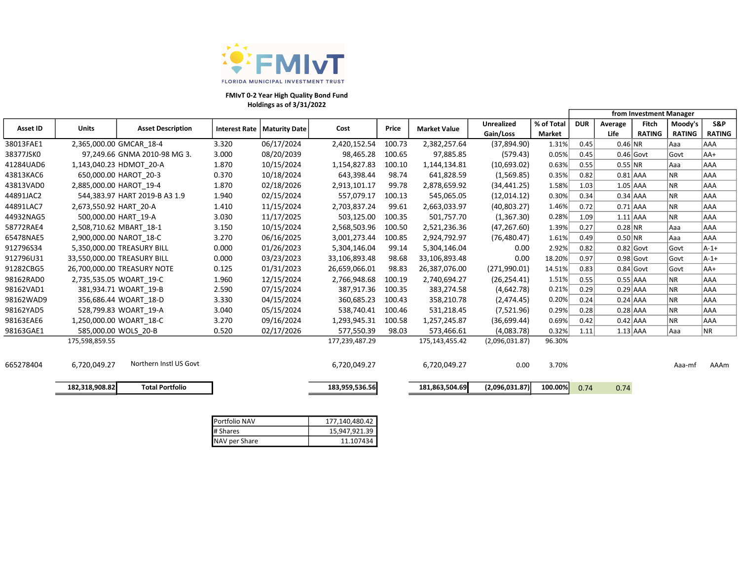FMIvT
FLORIDA MUNICIPAL INVESTMENT TRUST

**FMIvT 0-2 Year High Quality Bond Fund**
**Holdings as of 3/31/2022**

| Asset ID | Units | Asset Description | Interest Rate | Maturity Date | Cost | Price | Market Value | Unrealized Gain/Loss | % of Total Market | from Investment Manager DUR | Average Life | Fitch RATING | Moody's RATING | S&P RATING |
|---|---|---|---|---|---|---|---|---|---|---|---|---|---|---|
| 38013FAE1 | 2,365,000.00 | GMCAR_18-4 | 3.320 | 06/17/2024 | 2,420,152.54 | 100.73 | 2,382,257.64 | (37,894.90) | 1.31% | 0.45 | 0.46 | NR | Aaa | AAA |
| 38377JSK0 | 97,249.66 | GNMA 2010-98 MG 3. | 3.000 | 08/20/2039 | 98,465.28 | 100.65 | 97,885.85 | (579.43) | 0.05% | 0.45 | 0.46 | Govt | Govt | AA+ |
| 41284UAD6 | 1,143,040.23 | HDMOT_20-A | 1.870 | 10/15/2024 | 1,154,827.83 | 100.10 | 1,144,134.81 | (10,693.02) | 0.63% | 0.55 | 0.55 | NR | Aaa | AAA |
| 43813KAC6 | 650,000.00 | HAROT_20-3 | 0.370 | 10/18/2024 | 643,398.44 | 98.74 | 641,828.59 | (1,569.85) | 0.35% | 0.82 | 0.81 | AAA | NR | AAA |
| 43813VAD0 | 2,885,000.00 | HAROT_19-4 | 1.870 | 02/18/2026 | 2,913,101.17 | 99.78 | 2,878,659.92 | (34,441.25) | 1.58% | 1.03 | 1.05 | AAA | NR | AAA |
| 44891JAC2 | 544,383.97 | HART 2019-B A3 1.9 | 1.940 | 02/15/2024 | 557,079.17 | 100.13 | 545,065.05 | (12,014.12) | 0.30% | 0.34 | 0.34 | AAA | NR | AAA |
| 44891LAC7 | 2,673,550.92 | HART_20-A | 1.410 | 11/15/2024 | 2,703,837.24 | 99.61 | 2,663,033.97 | (40,803.27) | 1.46% | 0.72 | 0.71 | AAA | NR | AAA |
| 44932NAG5 | 500,000.00 | HART_19-A | 3.030 | 11/17/2025 | 503,125.00 | 100.35 | 501,757.70 | (1,367.30) | 0.28% | 1.09 | 1.11 | AAA | NR | AAA |
| 58772RAE4 | 2,508,710.62 | MBART_18-1 | 3.150 | 10/15/2024 | 2,568,503.96 | 100.50 | 2,521,236.36 | (47,267.60) | 1.39% | 0.27 | 0.28 | NR | Aaa | AAA |
| 65478NAE5 | 2,900,000.00 | NAROT_18-C | 3.270 | 06/16/2025 | 3,001,273.44 | 100.85 | 2,924,792.97 | (76,480.47) | 1.61% | 0.49 | 0.50 | NR | Aaa | AAA |
| 912796S34 | 5,350,000.00 | TREASURY BILL | 0.000 | 01/26/2023 | 5,304,146.04 | 99.14 | 5,304,146.04 | 0.00 | 2.92% | 0.82 | 0.82 | Govt | Govt | A-1+ |
| 912796U31 | 33,550,000.00 | TREASURY BILL | 0.000 | 03/23/2023 | 33,106,893.48 | 98.68 | 33,106,893.48 | 0.00 | 18.20% | 0.97 | 0.98 | Govt | Govt | A-1+ |
| 91282CBG5 | 26,700,000.00 | TREASURY NOTE | 0.125 | 01/31/2023 | 26,659,066.01 | 98.83 | 26,387,076.00 | (271,990.01) | 14.51% | 0.83 | 0.84 | Govt | Govt | AA+ |
| 98162RAD0 | 2,735,535.05 | WOART_19-C | 1.960 | 12/15/2024 | 2,766,948.68 | 100.19 | 2,740,694.27 | (26,254.41) | 1.51% | 0.55 | 0.55 | AAA | NR | AAA |
| 98162VAD1 | 381,934.71 | WOART_19-B | 2.590 | 07/15/2024 | 387,917.36 | 100.35 | 383,274.58 | (4,642.78) | 0.21% | 0.29 | 0.29 | AAA | NR | AAA |
| 98162WAD9 | 356,686.44 | WOART_18-D | 3.330 | 04/15/2024 | 360,685.23 | 100.43 | 358,210.78 | (2,474.45) | 0.20% | 0.24 | 0.24 | AAA | NR | AAA |
| 98162YAD5 | 528,799.83 | WOART_19-A | 3.040 | 05/15/2024 | 538,740.41 | 100.46 | 531,218.45 | (7,521.96) | 0.29% | 0.28 | 0.28 | AAA | NR | AAA |
| 98163EAE6 | 1,250,000.00 | WOART_18-C | 3.270 | 09/16/2024 | 1,293,945.31 | 100.58 | 1,257,245.87 | (36,699.44) | 0.69% | 0.42 | 0.42 | AAA | NR | AAA |
| 98163GAE1 | 585,000.00 | WOLS_20-B | 0.520 | 02/17/2026 | 577,550.39 | 98.03 | 573,466.61 | (4,083.78) | 0.32% | 1.11 | 1.13 | AAA | Aaa | NR |
| | 175,598,859.55 | | | | 177,239,487.29 | | 175,143,455.42 | (2,096,031.87) | 96.30% | | | | | |
| 665278404 | 6,720,049.27 | Northern Instl US Govt | | | 6,720,049.27 | | 6,720,049.27 | 0.00 | 3.70% | | | | Aaa-mf | AAAm |
| | **182,318,908.82** | **Total Portfolio** | | | **183,959,536.56** | | **181,863,504.69** | **(2,096,031.87)** | **100.00%** | 0.74 | 0.74 | | | |

| | |
|---|---|
| Portfolio NAV | 177,140,480.42 |
| # Shares | 15,947,921.39 |
| NAV per Share | 11.107434 |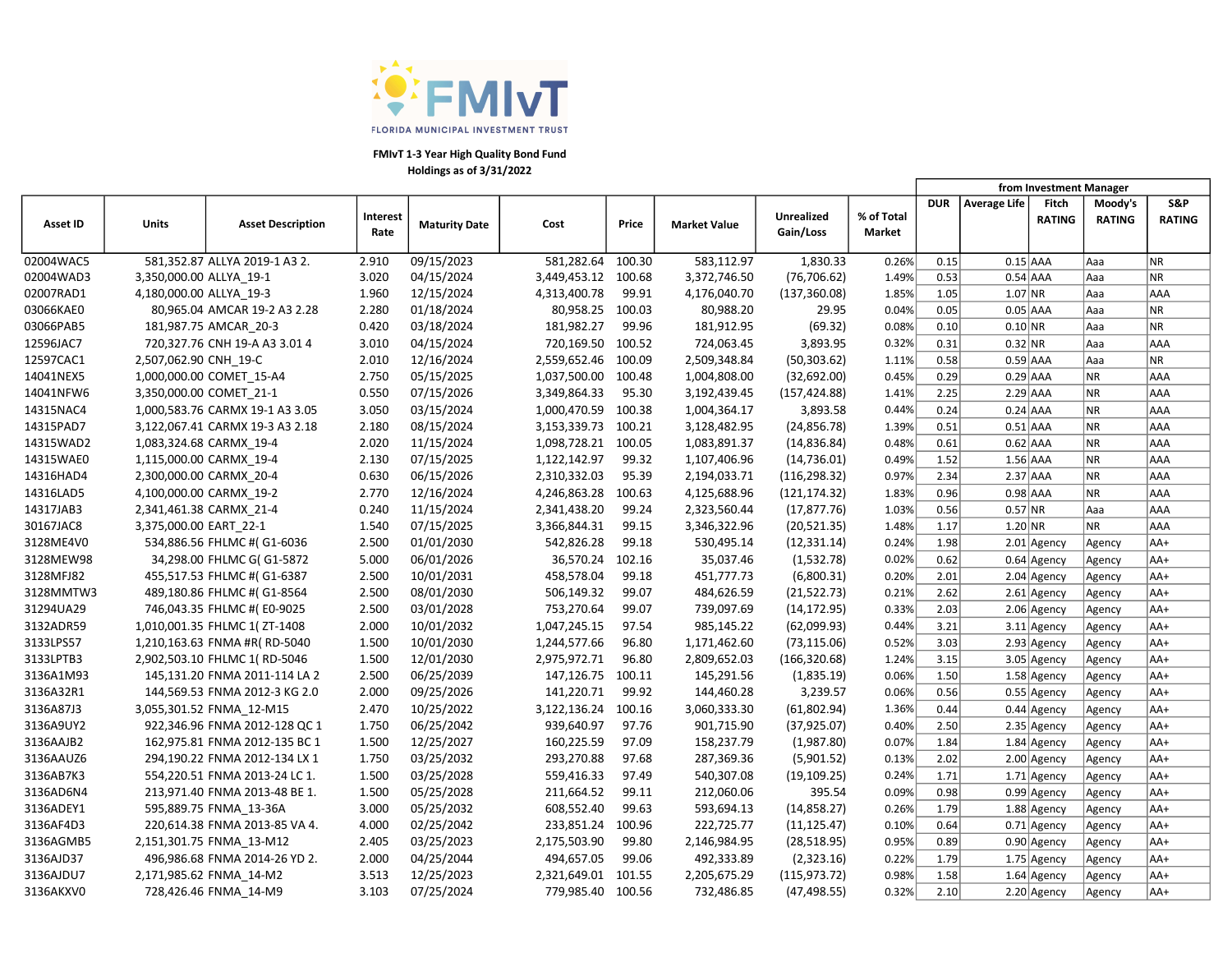FMIvT

FLORIDA MUNICIPAL INVESTMENT TRUST

**FMIvT 1-3 Year High Quality Bond Fund**
**Holdings as of 3/31/2022**

| Asset ID | Units | Asset Description | Interest Rate | Maturity Date | Cost | Price | Market Value | Unrealized Gain/Loss | % of Total Market | from Investment Manager | | | | |
|---|---|---|---|---|---|---|---|---|---|---|---|---|---|---|
| | | | | | | | | | | DUR | Average Life | Fitch RATING | Moody's RATING | S&P RATING |
| 02004WAC5 | 581,352.87 | ALLYA 2019-1 A3 2. | 2.910 | 09/15/2023 | 581,282.64 | 100.30 | 583,112.97 | 1,830.33 | 0.26% | 0.15 | 0.15 | AAA | Aaa | NR |
| 02004WAD3 | 3,350,000.00 | ALLYA_19-1 | 3.020 | 04/15/2024 | 3,449,453.12 | 100.68 | 3,372,746.50 | (76,706.62) | 1.49% | 0.53 | 0.54 | AAA | Aaa | NR |
| 02007RAD1 | 4,180,000.00 | ALLYA_19-3 | 1.960 | 12/15/2024 | 4,313,400.78 | 99.91 | 4,176,040.70 | (137,360.08) | 1.85% | 1.05 | 1.07 | NR | Aaa | AAA |
| 03066KAE0 | 80,965.04 | AMCAR 19-2 A3 2.28 | 2.280 | 01/18/2024 | 80,958.25 | 100.03 | 80,988.20 | 29.95 | 0.04% | 0.05 | 0.05 | AAA | Aaa | NR |
| 03066PAB5 | 181,987.75 | AMCAR_20-3 | 0.420 | 03/18/2024 | 181,982.27 | 99.96 | 181,912.95 | (69.32) | 0.08% | 0.10 | 0.10 | NR | Aaa | NR |
| 12596JAC7 | 720,327.76 | CNH 19-A A3 3.01 4 | 3.010 | 04/15/2024 | 720,169.50 | 100.52 | 724,063.45 | 3,893.95 | 0.32% | 0.31 | 0.32 | NR | Aaa | AAA |
| 12597CAC1 | 2,507,062.90 | CNH_19-C | 2.010 | 12/16/2024 | 2,559,652.46 | 100.09 | 2,509,348.84 | (50,303.62) | 1.11% | 0.58 | 0.59 | AAA | Aaa | NR |
| 14041NEX5 | 1,000,000.00 | COMET_15-A4 | 2.750 | 05/15/2025 | 1,037,500.00 | 100.48 | 1,004,808.00 | (32,692.00) | 0.45% | 0.29 | 0.29 | AAA | NR | AAA |
| 14041NFW6 | 3,350,000.00 | COMET_21-1 | 0.550 | 07/15/2026 | 3,349,864.33 | 95.30 | 3,192,439.45 | (157,424.88) | 1.41% | 2.25 | 2.29 | AAA | NR | AAA |
| 14315NAC4 | 1,000,583.76 | CARMX 19-1 A3 3.05 | 3.050 | 03/15/2024 | 1,000,470.59 | 100.38 | 1,004,364.17 | 3,893.58 | 0.44% | 0.24 | 0.24 | AAA | NR | AAA |
| 14315PAD7 | 3,122,067.41 | CARMX 19-3 A3 2.18 | 2.180 | 08/15/2024 | 3,153,339.73 | 100.21 | 3,128,482.95 | (24,856.78) | 1.39% | 0.51 | 0.51 | AAA | NR | AAA |
| 14315WAD2 | 1,083,324.68 | CARMX_19-4 | 2.020 | 11/15/2024 | 1,098,728.21 | 100.05 | 1,083,891.37 | (14,836.84) | 0.48% | 0.61 | 0.62 | AAA | NR | AAA |
| 14315WAE0 | 1,115,000.00 | CARMX_19-4 | 2.130 | 07/15/2025 | 1,122,142.97 | 99.32 | 1,107,406.96 | (14,736.01) | 0.49% | 1.52 | 1.56 | AAA | NR | AAA |
| 14316HAD4 | 2,300,000.00 | CARMX_20-4 | 0.630 | 06/15/2026 | 2,310,332.03 | 95.39 | 2,194,033.71 | (116,298.32) | 0.97% | 2.34 | 2.37 | AAA | NR | AAA |
| 14316LAD5 | 4,100,000.00 | CARMX_19-2 | 2.770 | 12/16/2024 | 4,246,863.28 | 100.63 | 4,125,688.96 | (121,174.32) | 1.83% | 0.96 | 0.98 | AAA | NR | AAA |
| 14317JAB3 | 2,341,461.38 | CARMX_21-4 | 0.240 | 11/15/2024 | 2,341,438.20 | 99.24 | 2,323,560.44 | (17,877.76) | 1.03% | 0.56 | 0.57 | NR | Aaa | AAA |
| 30167JAC8 | 3,375,000.00 | EART_22-1 | 1.540 | 07/15/2025 | 3,366,844.31 | 99.15 | 3,346,322.96 | (20,521.35) | 1.48% | 1.17 | 1.20 | NR | NR | AAA |
| 3128ME4V0 | 534,886.56 | FHLMC #( G1-6036 | 2.500 | 01/01/2030 | 542,826.28 | 99.18 | 530,495.14 | (12,331.14) | 0.24% | 1.98 | 2.01 | Agency | Agency | AA+ |
| 3128MEW98 | 34,298.00 | FHLMC G( G1-5872 | 5.000 | 06/01/2026 | 36,570.24 | 102.16 | 35,037.46 | (1,532.78) | 0.02% | 0.62 | 0.64 | Agency | Agency | AA+ |
| 3128MFJ82 | 455,517.53 | FHLMC #( G1-6387 | 2.500 | 10/01/2031 | 458,578.04 | 99.18 | 451,777.73 | (6,800.31) | 0.20% | 2.01 | 2.04 | Agency | Agency | AA+ |
| 3128MMTW3 | 489,180.86 | FHLMC #( G1-8564 | 2.500 | 08/01/2030 | 506,149.32 | 99.07 | 484,626.59 | (21,522.73) | 0.21% | 2.62 | 2.61 | Agency | Agency | AA+ |
| 31294UA29 | 746,043.35 | FHLMC #( E0-9025 | 2.500 | 03/01/2028 | 753,270.64 | 99.07 | 739,097.69 | (14,172.95) | 0.33% | 2.03 | 2.06 | Agency | Agency | AA+ |
| 3132ADR59 | 1,010,001.35 | FHLMC 1( ZT-1408 | 2.000 | 10/01/2032 | 1,047,245.15 | 97.54 | 985,145.22 | (62,099.93) | 0.44% | 3.21 | 3.11 | Agency | Agency | AA+ |
| 3133LPS57 | 1,210,163.63 | FNMA #R( RD-5040 | 1.500 | 10/01/2030 | 1,244,577.66 | 96.80 | 1,171,462.60 | (73,115.06) | 0.52% | 3.03 | 2.93 | Agency | Agency | AA+ |
| 3133LPTB3 | 2,902,503.10 | FHLMC 1( RD-5046 | 1.500 | 12/01/2030 | 2,975,972.71 | 96.80 | 2,809,652.03 | (166,320.68) | 1.24% | 3.15 | 3.05 | Agency | Agency | AA+ |
| 3136A1M93 | 145,131.20 | FNMA 2011-114 LA 2 | 2.500 | 06/25/2039 | 147,126.75 | 100.11 | 145,291.56 | (1,835.19) | 0.06% | 1.50 | 1.58 | Agency | Agency | AA+ |
| 3136A32R1 | 144,569.53 | FNMA 2012-3 KG 2.0 | 2.000 | 09/25/2026 | 141,220.71 | 99.92 | 144,460.28 | 3,239.57 | 0.06% | 0.56 | 0.55 | Agency | Agency | AA+ |
| 3136A87J3 | 3,055,301.52 | FNMA_12-M15 | 2.470 | 10/25/2022 | 3,122,136.24 | 100.16 | 3,060,333.30 | (61,802.94) | 1.36% | 0.44 | 0.44 | Agency | Agency | AA+ |
| 3136A9UY2 | 922,346.96 | FNMA 2012-128 QC 1 | 1.750 | 06/25/2042 | 939,640.97 | 97.76 | 901,715.90 | (37,925.07) | 0.40% | 2.50 | 2.35 | Agency | Agency | AA+ |
| 3136AAJB2 | 162,975.81 | FNMA 2012-135 BC 1 | 1.500 | 12/25/2027 | 160,225.59 | 97.09 | 158,237.79 | (1,987.80) | 0.07% | 1.84 | 1.84 | Agency | Agency | AA+ |
| 3136AAUZ6 | 294,190.22 | FNMA 2012-134 LX 1 | 1.750 | 03/25/2032 | 293,270.88 | 97.68 | 287,369.36 | (5,901.52) | 0.13% | 2.02 | 2.00 | Agency | Agency | AA+ |
| 3136AB7K3 | 554,220.51 | FNMA 2013-24 LC 1. | 1.500 | 03/25/2028 | 559,416.33 | 97.49 | 540,307.08 | (19,109.25) | 0.24% | 1.71 | 1.71 | Agency | Agency | AA+ |
| 3136AD6N4 | 213,971.40 | FNMA 2013-48 BE 1. | 1.500 | 05/25/2028 | 211,664.52 | 99.11 | 212,060.06 | 395.54 | 0.09% | 0.98 | 0.99 | Agency | Agency | AA+ |
| 3136ADEY1 | 595,889.75 | FNMA_13-36A | 3.000 | 05/25/2032 | 608,552.40 | 99.63 | 593,694.13 | (14,858.27) | 0.26% | 1.79 | 1.88 | Agency | Agency | AA+ |
| 3136AF4D3 | 220,614.38 | FNMA 2013-85 VA 4. | 4.000 | 02/25/2042 | 233,851.24 | 100.96 | 222,725.77 | (11,125.47) | 0.10% | 0.64 | 0.71 | Agency | Agency | AA+ |
| 3136AGMB5 | 2,151,301.75 | FNMA_13-M12 | 2.405 | 03/25/2023 | 2,175,503.90 | 99.80 | 2,146,984.95 | (28,518.95) | 0.95% | 0.89 | 0.90 | Agency | Agency | AA+ |
| 3136AJD37 | 496,986.68 | FNMA 2014-26 YD 2. | 2.000 | 04/25/2044 | 494,657.05 | 99.06 | 492,333.89 | (2,323.16) | 0.22% | 1.79 | 1.75 | Agency | Agency | AA+ |
| 3136AJDU7 | 2,171,985.62 | FNMA_14-M2 | 3.513 | 12/25/2023 | 2,321,649.01 | 101.55 | 2,205,675.29 | (115,973.72) | 0.98% | 1.58 | 1.64 | Agency | Agency | AA+ |
| 3136AKXV0 | 728,426.46 | FNMA_14-M9 | 3.103 | 07/25/2024 | 779,985.40 | 100.56 | 732,486.85 | (47,498.55) | 0.32% | 2.10 | 2.20 | Agency | Agency | AA+ |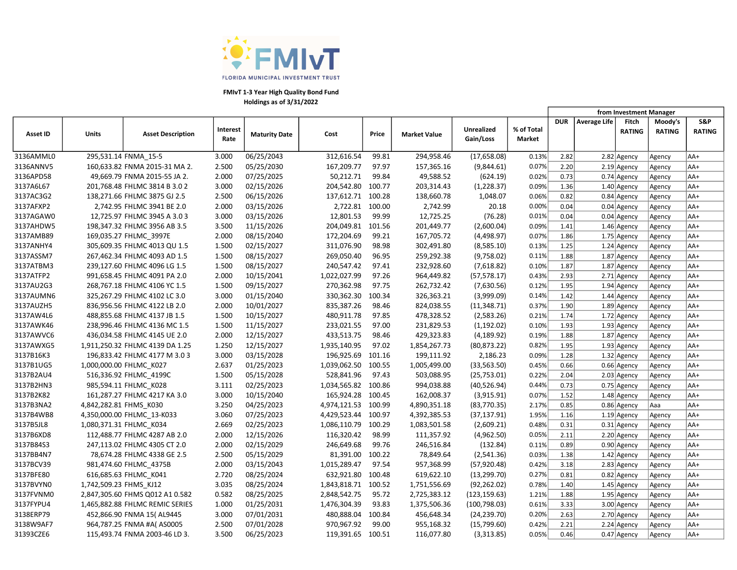FMIvT

FLORIDA MUNICIPAL INVESTMENT TRUST

**FMIvT 1-3 Year High Quality Bond Fund**
**Holdings as of 3/31/2022**

| Asset ID | Units | Asset Description | Interest Rate | Maturity Date | Cost | Price | Market Value | Unrealized Gain/Loss | % of Total Market | from Investment Manager | | | | |
|---|---|---|---|---|---|---|---|---|---|---|---|---|---|---|
| | | | | | | | | | | DUR | Average Life | Fitch RATING | Moody's RATING | S&P RATING |
| 3136AMML0 | 295,531.14 | FNMA_15-5 | 3.000 | 06/25/2043 | 312,616.54 | 99.81 | 294,958.46 | (17,658.08) | 0.13% | 2.82 | 2.82 | Agency | Agency | AA+ |
| 3136ANNV5 | 160,633.82 | FNMA 2015-31 MA 2. | 2.500 | 05/25/2030 | 167,209.77 | 97.97 | 157,365.16 | (9,844.61) | 0.07% | 2.20 | 2.19 | Agency | Agency | AA+ |
| 3136APD58 | 49,669.79 | FNMA 2015-55 JA 2. | 2.000 | 07/25/2025 | 50,212.71 | 99.84 | 49,588.52 | (624.19) | 0.02% | 0.73 | 0.74 | Agency | Agency | AA+ |
| 3137A6L67 | 201,768.48 | FHLMC 3814 B 3.0 2 | 3.000 | 02/15/2026 | 204,542.80 | 100.77 | 203,314.43 | (1,228.37) | 0.09% | 1.36 | 1.40 | Agency | Agency | AA+ |
| 3137AC3G2 | 138,271.66 | FHLMC 3875 GJ 2.5 | 2.500 | 06/15/2026 | 137,612.71 | 100.28 | 138,660.78 | 1,048.07 | 0.06% | 0.82 | 0.84 | Agency | Agency | AA+ |
| 3137AFXP2 | 2,742.95 | FHLMC 3941 BE 2.0 | 2.000 | 03/15/2026 | 2,722.81 | 100.00 | 2,742.99 | 20.18 | 0.00% | 0.04 | 0.04 | Agency | Agency | AA+ |
| 3137AGAW0 | 12,725.97 | FHLMC 3945 A 3.0 3 | 3.000 | 03/15/2026 | 12,801.53 | 99.99 | 12,725.25 | (76.28) | 0.01% | 0.04 | 0.04 | Agency | Agency | AA+ |
| 3137AHDW5 | 198,347.32 | FHLMC 3956 AB 3.5 | 3.500 | 11/15/2026 | 204,049.81 | 101.56 | 201,449.77 | (2,600.04) | 0.09% | 1.41 | 1.46 | Agency | Agency | AA+ |
| 3137AMB89 | 169,035.27 | FHLMC_3997E | 2.000 | 08/15/2040 | 172,204.69 | 99.21 | 167,705.72 | (4,498.97) | 0.07% | 1.86 | 1.75 | Agency | Agency | AA+ |
| 3137ANHY4 | 305,609.35 | FHLMC 4013 QU 1.5 | 1.500 | 02/15/2027 | 311,076.90 | 98.98 | 302,491.80 | (8,585.10) | 0.13% | 1.25 | 1.24 | Agency | Agency | AA+ |
| 3137ASSM7 | 267,462.34 | FHLMC 4093 AD 1.5 | 1.500 | 08/15/2027 | 269,050.40 | 96.95 | 259,292.38 | (9,758.02) | 0.11% | 1.88 | 1.87 | Agency | Agency | AA+ |
| 3137ATBM3 | 239,127.60 | FHLMC 4096 LG 1.5 | 1.500 | 08/15/2027 | 240,547.42 | 97.41 | 232,928.60 | (7,618.82) | 0.10% | 1.87 | 1.87 | Agency | Agency | AA+ |
| 3137ATFP2 | 991,658.45 | FHLMC 4091 PA 2.0 | 2.000 | 10/15/2041 | 1,022,027.99 | 97.26 | 964,449.82 | (57,578.17) | 0.43% | 2.93 | 2.71 | Agency | Agency | AA+ |
| 3137AU2G3 | 268,767.18 | FHLMC 4106 YC 1.5 | 1.500 | 09/15/2027 | 270,362.98 | 97.75 | 262,732.42 | (7,630.56) | 0.12% | 1.95 | 1.94 | Agency | Agency | AA+ |
| 3137AUMN6 | 325,267.29 | FHLMC 4102 LC 3.0 | 3.000 | 01/15/2040 | 330,362.30 | 100.34 | 326,363.21 | (3,999.09) | 0.14% | 1.42 | 1.44 | Agency | Agency | AA+ |
| 3137AUZH5 | 836,956.56 | FHLMC 4122 LB 2.0 | 2.000 | 10/01/2027 | 835,387.26 | 98.46 | 824,038.55 | (11,348.71) | 0.37% | 1.90 | 1.89 | Agency | Agency | AA+ |
| 3137AW4L6 | 488,855.68 | FHLMC 4137 JB 1.5 | 1.500 | 10/15/2027 | 480,911.78 | 97.85 | 478,328.52 | (2,583.26) | 0.21% | 1.74 | 1.72 | Agency | Agency | AA+ |
| 3137AWK46 | 238,996.46 | FHLMC 4136 MC 1.5 | 1.500 | 11/15/2027 | 233,021.55 | 97.00 | 231,829.53 | (1,192.02) | 0.10% | 1.93 | 1.93 | Agency | Agency | AA+ |
| 3137AWVC6 | 436,034.58 | FHLMC 4145 UE 2.0 | 2.000 | 12/15/2027 | 433,513.75 | 98.46 | 429,323.83 | (4,189.92) | 0.19% | 1.88 | 1.87 | Agency | Agency | AA+ |
| 3137AWXG5 | 1,911,250.32 | FHLMC 4139 DA 1.25 | 1.250 | 12/15/2027 | 1,935,140.95 | 97.02 | 1,854,267.73 | (80,873.22) | 0.82% | 1.95 | 1.93 | Agency | Agency | AA+ |
| 3137B16K3 | 196,833.42 | FHLMC 4177 M 3.0 3 | 3.000 | 03/15/2028 | 196,925.69 | 101.16 | 199,111.92 | 2,186.23 | 0.09% | 1.28 | 1.32 | Agency | Agency | AA+ |
| 3137B1UG5 | 1,000,000.00 | FHLMC_K027 | 2.637 | 01/25/2023 | 1,039,062.50 | 100.55 | 1,005,499.00 | (33,563.50) | 0.45% | 0.66 | 0.66 | Agency | Agency | AA+ |
| 3137B2AU4 | 516,336.92 | FHLMC_4199C | 1.500 | 05/15/2028 | 528,841.96 | 97.43 | 503,088.95 | (25,753.01) | 0.22% | 2.04 | 2.03 | Agency | Agency | AA+ |
| 3137B2HN3 | 985,594.11 | FHLMC_K028 | 3.111 | 02/25/2023 | 1,034,565.82 | 100.86 | 994,038.88 | (40,526.94) | 0.44% | 0.73 | 0.75 | Agency | Agency | AA+ |
| 3137B2K82 | 161,287.27 | FHLMC 4217 KA 3.0 | 3.000 | 10/15/2040 | 165,924.28 | 100.45 | 162,008.37 | (3,915.91) | 0.07% | 1.52 | 1.48 | Agency | Agency | AA+ |
| 3137B3NA2 | 4,842,282.81 | FHMS_K030 | 3.250 | 04/25/2023 | 4,974,121.53 | 100.99 | 4,890,351.18 | (83,770.35) | 2.17% | 0.85 | 0.86 | Agency | Aaa | AA+ |
| 3137B4WB8 | 4,350,000.00 | FHLMC_13-K033 | 3.060 | 07/25/2023 | 4,429,523.44 | 100.97 | 4,392,385.53 | (37,137.91) | 1.95% | 1.16 | 1.19 | Agency | Agency | AA+ |
| 3137B5JL8 | 1,080,371.31 | FHLMC_K034 | 2.669 | 02/25/2023 | 1,086,110.79 | 100.29 | 1,083,501.58 | (2,609.21) | 0.48% | 0.31 | 0.31 | Agency | Agency | AA+ |
| 3137B6XD8 | 112,488.77 | FHLMC 4287 AB 2.0 | 2.000 | 12/15/2026 | 116,320.42 | 98.99 | 111,357.92 | (4,962.50) | 0.05% | 2.11 | 2.20 | Agency | Agency | AA+ |
| 3137B84S3 | 247,113.02 | FHLMC 4305 CT 2.0 | 2.000 | 02/15/2029 | 246,649.68 | 99.76 | 246,516.84 | (132.84) | 0.11% | 0.89 | 0.90 | Agency | Agency | AA+ |
| 3137BB4N7 | 78,674.28 | FHLMC 4338 GE 2.5 | 2.500 | 05/15/2029 | 81,391.00 | 100.22 | 78,849.64 | (2,541.36) | 0.03% | 1.38 | 1.42 | Agency | Agency | AA+ |
| 3137BCV39 | 981,474.60 | FHLMC_4375B | 2.000 | 03/15/2043 | 1,015,289.47 | 97.54 | 957,368.99 | (57,920.48) | 0.42% | 3.18 | 2.83 | Agency | Agency | AA+ |
| 3137BFE80 | 616,685.63 | FHLMC_K041 | 2.720 | 08/25/2024 | 632,921.80 | 100.48 | 619,622.10 | (13,299.70) | 0.27% | 0.81 | 0.82 | Agency | Agency | AA+ |
| 3137BVYN0 | 1,742,509.23 | FHMS_KJ12 | 3.035 | 08/25/2024 | 1,843,818.71 | 100.52 | 1,751,556.69 | (92,262.02) | 0.78% | 1.40 | 1.45 | Agency | Agency | AA+ |
| 3137FVNM0 | 2,847,305.60 | FHMS Q012 A1 0.582 | 0.582 | 08/25/2025 | 2,848,542.75 | 95.72 | 2,725,383.12 | (123,159.63) | 1.21% | 1.88 | 1.95 | Agency | Agency | AA+ |
| 3137FYPU4 | 1,465,882.88 | FHLMC REMIC SERIES | 1.000 | 01/25/2031 | 1,476,304.39 | 93.83 | 1,375,506.36 | (100,798.03) | 0.61% | 3.33 | 3.00 | Agency | Agency | AA+ |
| 3138ERP79 | 452,866.90 | FNMA 15( AL9445 | 3.000 | 07/01/2031 | 480,888.04 | 100.84 | 456,648.34 | (24,239.70) | 0.20% | 2.63 | 2.70 | Agency | Agency | AA+ |
| 3138W9AF7 | 964,787.25 | FNMA #A( AS0005 | 2.500 | 07/01/2028 | 970,967.92 | 99.00 | 955,168.32 | (15,799.60) | 0.42% | 2.21 | 2.24 | Agency | Agency | AA+ |
| 31393CZE6 | 115,493.74 | FNMA 2003-46 LD 3. | 3.500 | 06/25/2023 | 119,391.65 | 100.51 | 116,077.80 | (3,313.85) | 0.05% | 0.46 | 0.47 | Agency | Agency | AA+ |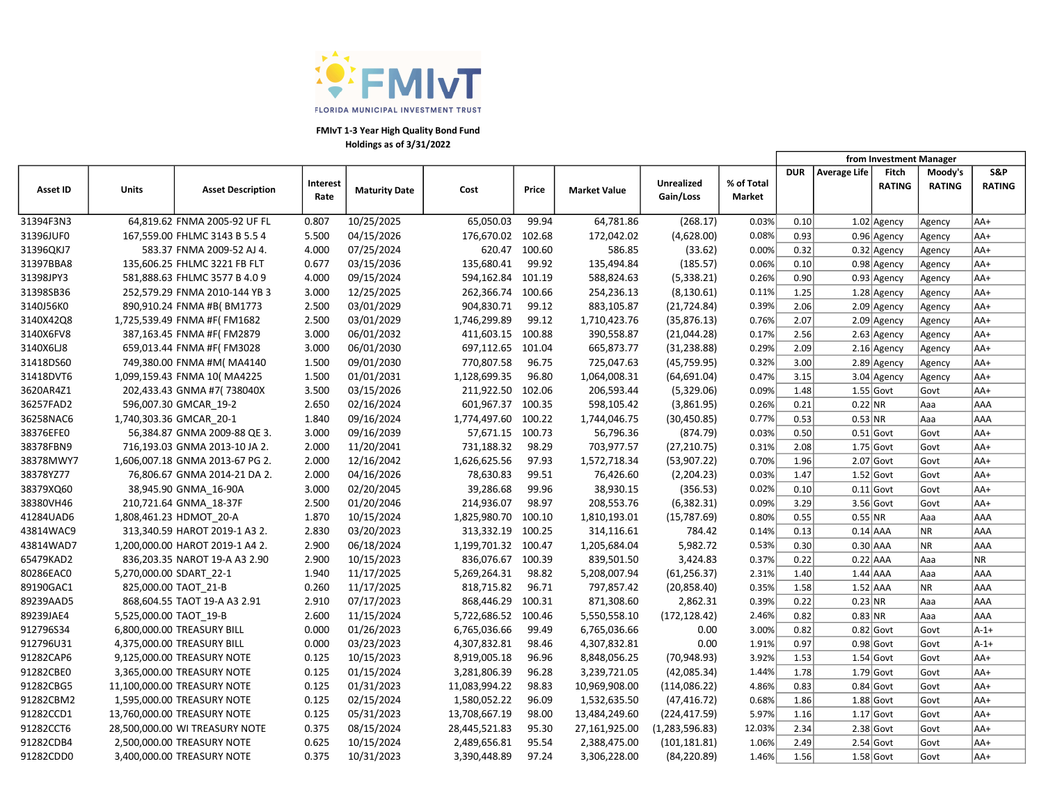FLORIDA MUNICIPAL INVESTMENT TRUST

**FMIvT 1-3 Year High Quality Bond Fund**
**Holdings as of 3/31/2022**

| Asset ID | Units | Asset Description | Interest Rate | Maturity Date | Cost | Price | Market Value | Unrealized Gain/Loss | % of Total Market | from Investment Manager | | | | |
|---|---|---|---|---|---|---|---|---|---|---|---|---|---|---|
| | | | | | | | | | | DUR | Average Life | Fitch RATING | Moody's RATING | S&P RATING |
| 31394F3N3 | 64,819.62 | FNMA 2005-92 UF FL | 0.807 | 10/25/2025 | 65,050.03 | 99.94 | 64,781.86 | (268.17) | 0.03% | 0.10 | 1.02 | Agency | Agency | AA+ |
| 31396JUF0 | 167,559.00 | FHLMC 3143 B 5.5 4 | 5.500 | 04/15/2026 | 176,670.02 | 102.68 | 172,042.02 | (4,628.00) | 0.08% | 0.93 | 0.96 | Agency | Agency | AA+ |
| 31396QKJ7 | 583.37 | FNMA 2009-52 AJ 4. | 4.000 | 07/25/2024 | 620.47 | 100.60 | 586.85 | (33.62) | 0.00% | 0.32 | 0.32 | Agency | Agency | AA+ |
| 31397BBA8 | 135,606.25 | FHLMC 3221 FB FLT | 0.677 | 03/15/2036 | 135,680.41 | 99.92 | 135,494.84 | (185.57) | 0.06% | 0.10 | 0.98 | Agency | Agency | AA+ |
| 31398JPY3 | 581,888.63 | FHLMC 3577 B 4.0 9 | 4.000 | 09/15/2024 | 594,162.84 | 101.19 | 588,824.63 | (5,338.21) | 0.26% | 0.90 | 0.93 | Agency | Agency | AA+ |
| 31398SB36 | 252,579.29 | FNMA 2010-144 YB 3 | 3.000 | 12/25/2025 | 262,366.74 | 100.66 | 254,236.13 | (8,130.61) | 0.11% | 1.25 | 1.28 | Agency | Agency | AA+ |
| 3140J56K0 | 890,910.24 | FNMA #B( BM1773 | 2.500 | 03/01/2029 | 904,830.71 | 99.12 | 883,105.87 | (21,724.84) | 0.39% | 2.06 | 2.09 | Agency | Agency | AA+ |
| 3140X42Q8 | 1,725,539.49 | FNMA #F( FM1682 | 2.500 | 03/01/2029 | 1,746,299.89 | 99.12 | 1,710,423.76 | (35,876.13) | 0.76% | 2.07 | 2.09 | Agency | Agency | AA+ |
| 3140X6FV8 | 387,163.45 | FNMA #F( FM2879 | 3.000 | 06/01/2032 | 411,603.15 | 100.88 | 390,558.87 | (21,044.28) | 0.17% | 2.56 | 2.63 | Agency | Agency | AA+ |
| 3140X6LJ8 | 659,013.44 | FNMA #F( FM3028 | 3.000 | 06/01/2030 | 697,112.65 | 101.04 | 665,873.77 | (31,238.88) | 0.29% | 2.09 | 2.16 | Agency | Agency | AA+ |
| 31418DS60 | 749,380.00 | FNMA #M( MA4140 | 1.500 | 09/01/2030 | 770,807.58 | 96.75 | 725,047.63 | (45,759.95) | 0.32% | 3.00 | 2.89 | Agency | Agency | AA+ |
| 31418DVT6 | 1,099,159.43 | FNMA 10( MA4225 | 1.500 | 01/01/2031 | 1,128,699.35 | 96.80 | 1,064,008.31 | (64,691.04) | 0.47% | 3.15 | 3.04 | Agency | Agency | AA+ |
| 3620AR4Z1 | 202,433.43 | GNMA #7( 738040X | 3.500 | 03/15/2026 | 211,922.50 | 102.06 | 206,593.44 | (5,329.06) | 0.09% | 1.48 | 1.55 | Govt | Govt | AA+ |
| 36257FAD2 | 596,007.30 | GMCAR_19-2 | 2.650 | 02/16/2024 | 601,967.37 | 100.35 | 598,105.42 | (3,861.95) | 0.26% | 0.21 | 0.22 | NR | Aaa | AAA |
| 36258NAC6 | 1,740,303.36 | GMCAR_20-1 | 1.840 | 09/16/2024 | 1,774,497.60 | 100.22 | 1,744,046.75 | (30,450.85) | 0.77% | 0.53 | 0.53 | NR | Aaa | AAA |
| 38376EFE0 | 56,384.87 | GNMA 2009-88 QE 3. | 3.000 | 09/16/2039 | 57,671.15 | 100.73 | 56,796.36 | (874.79) | 0.03% | 0.50 | 0.51 | Govt | Govt | AA+ |
| 38378FBN9 | 716,193.03 | GNMA 2013-10 JA 2. | 2.000 | 11/20/2041 | 731,188.32 | 98.29 | 703,977.57 | (27,210.75) | 0.31% | 2.08 | 1.75 | Govt | Govt | AA+ |
| 38378MWY7 | 1,606,007.18 | GNMA 2013-67 PG 2. | 2.000 | 12/16/2042 | 1,626,625.56 | 97.93 | 1,572,718.34 | (53,907.22) | 0.70% | 1.96 | 2.07 | Govt | Govt | AA+ |
| 38378YZ77 | 76,806.67 | GNMA 2014-21 DA 2. | 2.000 | 04/16/2026 | 78,630.83 | 99.51 | 76,426.60 | (2,204.23) | 0.03% | 1.47 | 1.52 | Govt | Govt | AA+ |
| 38379XQ60 | 38,945.90 | GNMA_16-90A | 3.000 | 02/20/2045 | 39,286.68 | 99.96 | 38,930.15 | (356.53) | 0.02% | 0.10 | 0.11 | Govt | Govt | AA+ |
| 38380VH46 | 210,721.64 | GNMA_18-37F | 2.500 | 01/20/2046 | 214,936.07 | 98.97 | 208,553.76 | (6,382.31) | 0.09% | 3.29 | 3.56 | Govt | Govt | AA+ |
| 41284UAD6 | 1,808,461.23 | HDMOT_20-A | 1.870 | 10/15/2024 | 1,825,980.70 | 100.10 | 1,810,193.01 | (15,787.69) | 0.80% | 0.55 | 0.55 | NR | Aaa | AAA |
| 43814WAC9 | 313,340.59 | HAROT 2019-1 A3 2. | 2.830 | 03/20/2023 | 313,332.19 | 100.25 | 314,116.61 | 784.42 | 0.14% | 0.13 | 0.14 | AAA | NR | AAA |
| 43814WAD7 | 1,200,000.00 | HAROT 2019-1 A4 2. | 2.900 | 06/18/2024 | 1,199,701.32 | 100.47 | 1,205,684.04 | 5,982.72 | 0.53% | 0.30 | 0.30 | AAA | NR | AAA |
| 65479KAD2 | 836,203.35 | NAROT 19-A A3 2.90 | 2.900 | 10/15/2023 | 836,076.67 | 100.39 | 839,501.50 | 3,424.83 | 0.37% | 0.22 | 0.22 | AAA | Aaa | NR |
| 80286EAC0 | 5,270,000.00 | SDART_22-1 | 1.940 | 11/17/2025 | 5,269,264.31 | 98.82 | 5,208,007.94 | (61,256.37) | 2.31% | 1.40 | 1.44 | AAA | Aaa | AAA |
| 89190GAC1 | 825,000.00 | TAOT_21-B | 0.260 | 11/17/2025 | 818,715.82 | 96.71 | 797,857.42 | (20,858.40) | 0.35% | 1.58 | 1.52 | AAA | NR | AAA |
| 89239AAD5 | 868,604.55 | TAOT 19-A A3 2.91 | 2.910 | 07/17/2023 | 868,446.29 | 100.31 | 871,308.60 | 2,862.31 | 0.39% | 0.22 | 0.23 | NR | Aaa | AAA |
| 89239JAE4 | 5,525,000.00 | TAOT_19-B | 2.600 | 11/15/2024 | 5,722,686.52 | 100.46 | 5,550,558.10 | (172,128.42) | 2.46% | 0.82 | 0.83 | NR | Aaa | AAA |
| 912796S34 | 6,800,000.00 | TREASURY BILL | 0.000 | 01/26/2023 | 6,765,036.66 | 99.49 | 6,765,036.66 | 0.00 | 3.00% | 0.82 | 0.82 | Govt | Govt | A-1+ |
| 912796U31 | 4,375,000.00 | TREASURY BILL | 0.000 | 03/23/2023 | 4,307,832.81 | 98.46 | 4,307,832.81 | 0.00 | 1.91% | 0.97 | 0.98 | Govt | Govt | A-1+ |
| 91282CAP6 | 9,125,000.00 | TREASURY NOTE | 0.125 | 10/15/2023 | 8,919,005.18 | 96.96 | 8,848,056.25 | (70,948.93) | 3.92% | 1.53 | 1.54 | Govt | Govt | AA+ |
| 91282CBE0 | 3,365,000.00 | TREASURY NOTE | 0.125 | 01/15/2024 | 3,281,806.39 | 96.28 | 3,239,721.05 | (42,085.34) | 1.44% | 1.78 | 1.79 | Govt | Govt | AA+ |
| 91282CBG5 | 11,100,000.00 | TREASURY NOTE | 0.125 | 01/31/2023 | 11,083,994.22 | 98.83 | 10,969,908.00 | (114,086.22) | 4.86% | 0.83 | 0.84 | Govt | Govt | AA+ |
| 91282CBM2 | 1,595,000.00 | TREASURY NOTE | 0.125 | 02/15/2024 | 1,580,052.22 | 96.09 | 1,532,635.50 | (47,416.72) | 0.68% | 1.86 | 1.88 | Govt | Govt | AA+ |
| 91282CCD1 | 13,760,000.00 | TREASURY NOTE | 0.125 | 05/31/2023 | 13,708,667.19 | 98.00 | 13,484,249.60 | (224,417.59) | 5.97% | 1.16 | 1.17 | Govt | Govt | AA+ |
| 91282CCT6 | 28,500,000.00 | WI TREASURY NOTE | 0.375 | 08/15/2024 | 28,445,521.83 | 95.30 | 27,161,925.00 | (1,283,596.83) | 12.03% | 2.34 | 2.38 | Govt | Govt | AA+ |
| 91282CDB4 | 2,500,000.00 | TREASURY NOTE | 0.625 | 10/15/2024 | 2,489,656.81 | 95.54 | 2,388,475.00 | (101,181.81) | 1.06% | 2.49 | 2.54 | Govt | Govt | AA+ |
| 91282CDD0 | 3,400,000.00 | TREASURY NOTE | 0.375 | 10/31/2023 | 3,390,448.89 | 97.24 | 3,306,228.00 | (84,220.89) | 1.46% | 1.56 | 1.58 | Govt | Govt | AA+ |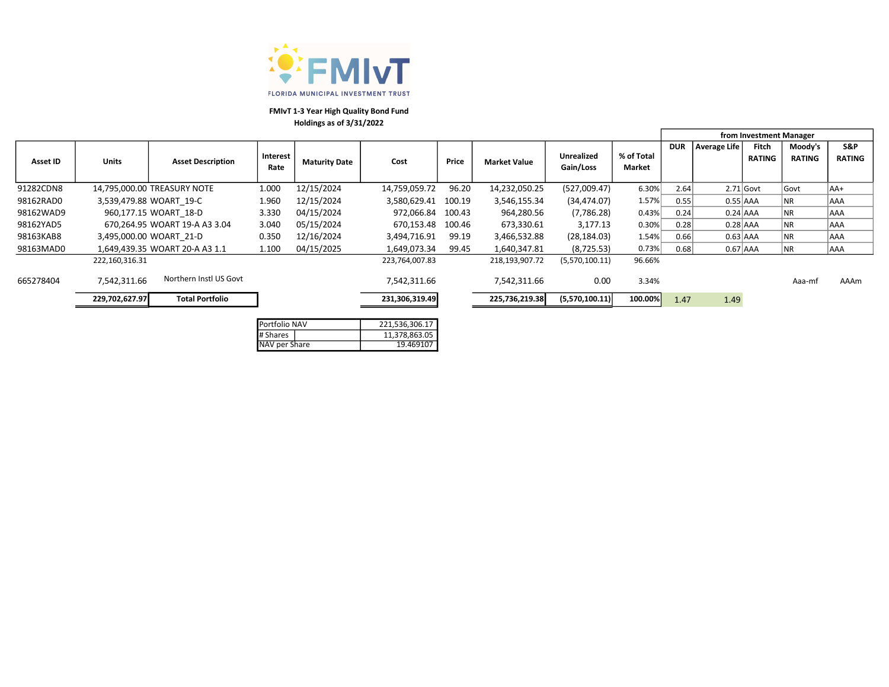**FLORIDA MUNICIPAL INVESTMENT TRUST**

**FMIvT 1-3 Year High Quality Bond Fund**
**Holdings as of 3/31/2022**

| Asset ID | Units | Asset Description | Interest Rate | Maturity Date | Cost | Price | Market Value | Unrealized Gain/Loss | % of Total Market | DUR | Average Life | Fitch RATING | Moody's RATING | S&P RATING |
|---|---|---|---|---|---|---|---|---|---|---|---|---|---|---|
| | | | | | | | | | | from Investment Manager | | | | |
| 91282CDN8 | 14,795,000.00 | TREASURY NOTE | 1.000 | 12/15/2024 | 14,759,059.72 | 96.20 | 14,232,050.25 | (527,009.47) | 6.30% | 2.64 | 2.71 | Govt | Govt | AA+ |
| 98162RAD0 | 3,539,479.88 | WOART_19-C | 1.960 | 12/15/2024 | 3,580,629.41 | 100.19 | 3,546,155.34 | (34,474.07) | 1.57% | 0.55 | 0.55 | AAA | NR | AAA |
| 98162WAD9 | 960,177.15 | WOART_18-D | 3.330 | 04/15/2024 | 972,066.84 | 100.43 | 964,280.56 | (7,786.28) | 0.43% | 0.24 | 0.24 | AAA | NR | AAA |
| 98162YAD5 | 670,264.95 | WOART 19-A A3 3.04 | 3.040 | 05/15/2024 | 670,153.48 | 100.46 | 673,330.61 | 3,177.13 | 0.30% | 0.28 | 0.28 | AAA | NR | AAA |
| 98163KAB8 | 3,495,000.00 | WOART_21-D | 0.350 | 12/16/2024 | 3,494,716.91 | 99.19 | 3,466,532.88 | (28,184.03) | 1.54% | 0.66 | 0.63 | AAA | NR | AAA |
| 98163MAD0 | 1,649,439.35 | WOART 20-A A3 1.1 | 1.100 | 04/15/2025 | 1,649,073.34 | 99.45 | 1,640,347.81 | (8,725.53) | 0.73% | 0.68 | 0.67 | AAA | NR | AAA |
| | 222,160,316.31 | | | | 223,764,007.83 | | 218,193,907.72 | (5,570,100.11) | 96.66% | | | | | |
| 665278404 | 7,542,311.66 | Northern Instl US Govt | | | 7,542,311.66 | | 7,542,311.66 | 0.00 | 3.34% | | | | Aaa-mf | AAAm |
| | **229,702,627.97** | **Total Portfolio** | | | **231,306,319.49** | | **225,736,219.38** | **(5,570,100.11)** | **100.00%** | 1.47 | 1.49 | | | |

| | |
|---|---|
| Portfolio NAV | 221,536,306.17 |
| # Shares | 11,378,863.05 |
| NAV per Share | 19.469107 |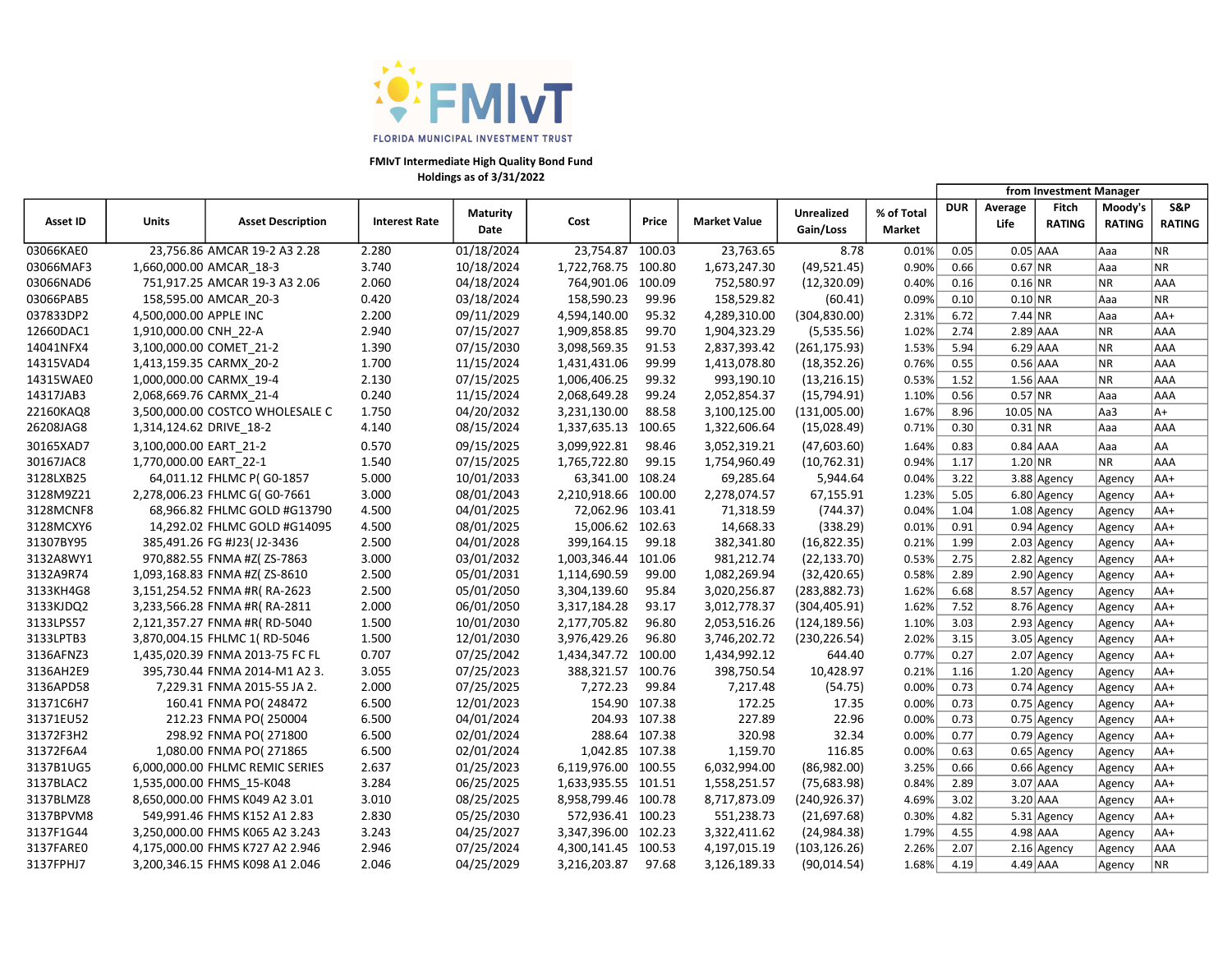FLORIDA MUNICIPAL INVESTMENT TRUST

**FMIvT Intermediate High Quality Bond Fund**
**Holdings as of 3/31/2022**

| Asset ID | Units | Asset Description | Interest Rate | Maturity Date | Cost | Price | Market Value | Unrealized Gain/Loss | % of Total Market | from Investment Manager | | | | |
|---|---|---|---|---|---|---|---|---|---|---|---|---|---|---|
| | | | | | | | | | | DUR | Average Life | Fitch RATING | Moody's RATING | S&P RATING |
| 03066KAE0 | 23,756.86 | AMCAR 19-2 A3 2.28 | 2.280 | 01/18/2024 | 23,754.87 | 100.03 | 23,763.65 | 8.78 | 0.01% | 0.05 | 0.05 | AAA | Aaa | NR |
| 03066MAF3 | 1,660,000.00 | AMCAR_18-3 | 3.740 | 10/18/2024 | 1,722,768.75 | 100.80 | 1,673,247.30 | (49,521.45) | 0.90% | 0.66 | 0.67 | NR | Aaa | NR |
| 03066NAD6 | 751,917.25 | AMCAR 19-3 A3 2.06 | 2.060 | 04/18/2024 | 764,901.06 | 100.09 | 752,580.97 | (12,320.09) | 0.40% | 0.16 | 0.16 | NR | NR | AAA |
| 03066PAB5 | 158,595.00 | AMCAR_20-3 | 0.420 | 03/18/2024 | 158,590.23 | 99.96 | 158,529.82 | (60.41) | 0.09% | 0.10 | 0.10 | NR | Aaa | NR |
| 037833DP2 | 4,500,000.00 | APPLE INC | 2.200 | 09/11/2029 | 4,594,140.00 | 95.32 | 4,289,310.00 | (304,830.00) | 2.31% | 6.72 | 7.44 | NR | Aaa | AA+ |
| 12660DAC1 | 1,910,000.00 | CNH_22-A | 2.940 | 07/15/2027 | 1,909,858.85 | 99.70 | 1,904,323.29 | (5,535.56) | 1.02% | 2.74 | 2.89 | AAA | NR | AAA |
| 14041NFX4 | 3,100,000.00 | COMET_21-2 | 1.390 | 07/15/2030 | 3,098,569.35 | 91.53 | 2,837,393.42 | (261,175.93) | 1.53% | 5.94 | 6.29 | AAA | NR | AAA |
| 14315VAD4 | 1,413,159.35 | CARMX_20-2 | 1.700 | 11/15/2024 | 1,431,431.06 | 99.99 | 1,413,078.80 | (18,352.26) | 0.76% | 0.55 | 0.56 | AAA | NR | AAA |
| 14315WAE0 | 1,000,000.00 | CARMX_19-4 | 2.130 | 07/15/2025 | 1,006,406.25 | 99.32 | 993,190.10 | (13,216.15) | 0.53% | 1.52 | 1.56 | AAA | NR | AAA |
| 14317JAB3 | 2,068,669.76 | CARMX_21-4 | 0.240 | 11/15/2024 | 2,068,649.28 | 99.24 | 2,052,854.37 | (15,794.91) | 1.10% | 0.56 | 0.57 | NR | Aaa | AAA |
| 22160KAQ8 | 3,500,000.00 | COSTCO WHOLESALE C | 1.750 | 04/20/2032 | 3,231,130.00 | 88.58 | 3,100,125.00 | (131,005.00) | 1.67% | 8.96 | 10.05 | NA | Aa3 | A+ |
| 26208JAG8 | 1,314,124.62 | DRIVE_18-2 | 4.140 | 08/15/2024 | 1,337,635.13 | 100.65 | 1,322,606.64 | (15,028.49) | 0.71% | 0.30 | 0.31 | NR | Aaa | AAA |
| 30165XAD7 | 3,100,000.00 | EART_21-2 | 0.570 | 09/15/2025 | 3,099,922.81 | 98.46 | 3,052,319.21 | (47,603.60) | 1.64% | 0.83 | 0.84 | AAA | Aaa | AA |
| 30167JAC8 | 1,770,000.00 | EART_22-1 | 1.540 | 07/15/2025 | 1,765,722.80 | 99.15 | 1,754,960.49 | (10,762.31) | 0.94% | 1.17 | 1.20 | NR | NR | AAA |
| 3128LXB25 | 64,011.12 | FHLMC P( G0-1857 | 5.000 | 10/01/2033 | 63,341.00 | 108.24 | 69,285.64 | 5,944.64 | 0.04% | 3.22 | 3.88 | Agency | Agency | AA+ |
| 3128M9Z21 | 2,278,006.23 | FHLMC G( G0-7661 | 3.000 | 08/01/2043 | 2,210,918.66 | 100.00 | 2,278,074.57 | 67,155.91 | 1.23% | 5.05 | 6.80 | Agency | Agency | AA+ |
| 3128MCNF8 | 68,966.82 | FHLMC GOLD #G13790 | 4.500 | 04/01/2025 | 72,062.96 | 103.41 | 71,318.59 | (744.37) | 0.04% | 1.04 | 1.08 | Agency | Agency | AA+ |
| 3128MCXY6 | 14,292.02 | FHLMC GOLD #G14095 | 4.500 | 08/01/2025 | 15,006.62 | 102.63 | 14,668.33 | (338.29) | 0.01% | 0.91 | 0.94 | Agency | Agency | AA+ |
| 31307BY95 | 385,491.26 | FG #J23( J2-3436 | 2.500 | 04/01/2028 | 399,164.15 | 99.18 | 382,341.80 | (16,822.35) | 0.21% | 1.99 | 2.03 | Agency | Agency | AA+ |
| 3132A8WY1 | 970,882.55 | FNMA #Z( ZS-7863 | 3.000 | 03/01/2032 | 1,003,346.44 | 101.06 | 981,212.74 | (22,133.70) | 0.53% | 2.75 | 2.82 | Agency | Agency | AA+ |
| 3132A9R74 | 1,093,168.83 | FNMA #Z( ZS-8610 | 2.500 | 05/01/2031 | 1,114,690.59 | 99.00 | 1,082,269.94 | (32,420.65) | 0.58% | 2.89 | 2.90 | Agency | Agency | AA+ |
| 3133KH4G8 | 3,151,254.52 | FNMA #R( RA-2623 | 2.500 | 05/01/2050 | 3,304,139.60 | 95.84 | 3,020,256.87 | (283,882.73) | 1.62% | 6.68 | 8.57 | Agency | Agency | AA+ |
| 3133KJDQ2 | 3,233,566.28 | FNMA #R( RA-2811 | 2.000 | 06/01/2050 | 3,317,184.28 | 93.17 | 3,012,778.37 | (304,405.91) | 1.62% | 7.52 | 8.76 | Agency | Agency | AA+ |
| 3133LPS57 | 2,121,357.27 | FNMA #R( RD-5040 | 1.500 | 10/01/2030 | 2,177,705.82 | 96.80 | 2,053,516.26 | (124,189.56) | 1.10% | 3.03 | 2.93 | Agency | Agency | AA+ |
| 3133LPTB3 | 3,870,004.15 | FHLMC 1( RD-5046 | 1.500 | 12/01/2030 | 3,976,429.26 | 96.80 | 3,746,202.72 | (230,226.54) | 2.02% | 3.15 | 3.05 | Agency | Agency | AA+ |
| 3136AFNZ3 | 1,435,020.39 | FNMA 2013-75 FC FL | 0.707 | 07/25/2042 | 1,434,347.72 | 100.00 | 1,434,992.12 | 644.40 | 0.77% | 0.27 | 2.07 | Agency | Agency | AA+ |
| 3136AH2E9 | 395,730.44 | FNMA 2014-M1 A2 3. | 3.055 | 07/25/2023 | 388,321.57 | 100.76 | 398,750.54 | 10,428.97 | 0.21% | 1.16 | 1.20 | Agency | Agency | AA+ |
| 3136APD58 | 7,229.31 | FNMA 2015-55 JA 2. | 2.000 | 07/25/2025 | 7,272.23 | 99.84 | 7,217.48 | (54.75) | 0.00% | 0.73 | 0.74 | Agency | Agency | AA+ |
| 31371C6H7 | 160.41 | FNMA PO( 248472 | 6.500 | 12/01/2023 | 154.90 | 107.38 | 172.25 | 17.35 | 0.00% | 0.73 | 0.75 | Agency | Agency | AA+ |
| 31371EU52 | 212.23 | FNMA PO( 250004 | 6.500 | 04/01/2024 | 204.93 | 107.38 | 227.89 | 22.96 | 0.00% | 0.73 | 0.75 | Agency | Agency | AA+ |
| 31372F3H2 | 298.92 | FNMA PO( 271800 | 6.500 | 02/01/2024 | 288.64 | 107.38 | 320.98 | 32.34 | 0.00% | 0.77 | 0.79 | Agency | Agency | AA+ |
| 31372F6A4 | 1,080.00 | FNMA PO( 271865 | 6.500 | 02/01/2024 | 1,042.85 | 107.38 | 1,159.70 | 116.85 | 0.00% | 0.63 | 0.65 | Agency | Agency | AA+ |
| 3137B1UG5 | 6,000,000.00 | FHLMC REMIC SERIES | 2.637 | 01/25/2023 | 6,119,976.00 | 100.55 | 6,032,994.00 | (86,982.00) | 3.25% | 0.66 | 0.66 | Agency | Agency | AA+ |
| 3137BLAC2 | 1,535,000.00 | FHMS_15-K048 | 3.284 | 06/25/2025 | 1,633,935.55 | 101.51 | 1,558,251.57 | (75,683.98) | 0.84% | 2.89 | 3.07 | AAA | Agency | AA+ |
| 3137BLMZ8 | 8,650,000.00 | FHMS K049 A2 3.01 | 3.010 | 08/25/2025 | 8,958,799.46 | 100.78 | 8,717,873.09 | (240,926.37) | 4.69% | 3.02 | 3.20 | AAA | Agency | AA+ |
| 3137BPVM8 | 549,991.46 | FHMS K152 A1 2.83 | 2.830 | 05/25/2030 | 572,936.41 | 100.23 | 551,238.73 | (21,697.68) | 0.30% | 4.82 | 5.31 | Agency | Agency | AA+ |
| 3137F1G44 | 3,250,000.00 | FHMS K065 A2 3.243 | 3.243 | 04/25/2027 | 3,347,396.00 | 102.23 | 3,322,411.62 | (24,984.38) | 1.79% | 4.55 | 4.98 | AAA | Agency | AA+ |
| 3137FARE0 | 4,175,000.00 | FHMS K727 A2 2.946 | 2.946 | 07/25/2024 | 4,300,141.45 | 100.53 | 4,197,015.19 | (103,126.26) | 2.26% | 2.07 | 2.16 | Agency | Agency | AAA |
| 3137FPHJ7 | 3,200,346.15 | FHMS K098 A1 2.046 | 2.046 | 04/25/2029 | 3,216,203.87 | 97.68 | 3,126,189.33 | (90,014.54) | 1.68% | 4.19 | 4.49 | AAA | Agency | NR |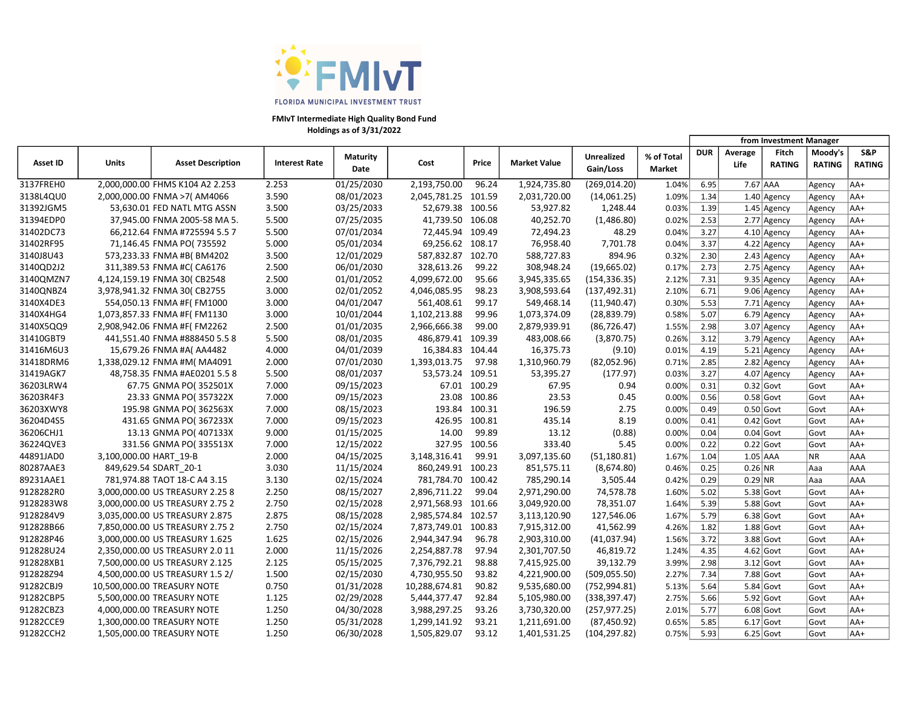FLORIDA MUNICIPAL INVESTMENT TRUST

**FMIvT Intermediate High Quality Bond Fund**
**Holdings as of 3/31/2022**

| Asset ID | Units | Asset Description | Interest Rate | Maturity Date | Cost | Price | Market Value | Unrealized Gain/Loss | % of Total Market | from Investment Manager | | | | |
|---|---|---|---|---|---|---|---|---|---|---|---|---|---|---|
| | | | | | | | | | | DUR | Average Life | Fitch RATING | Moody's RATING | S&P RATING |
| 3137FREH0 | 2,000,000.00 | FHMS K104 A2 2.253 | 2.253 | 01/25/2030 | 2,193,750.00 | 96.24 | 1,924,735.80 | (269,014.20) | 1.04% | 6.95 | 7.67 | AAA | Agency | AA+ |
| 3138L4QU0 | 2,000,000.00 | FNMA >7( AM4066 | 3.590 | 08/01/2023 | 2,045,781.25 | 101.59 | 2,031,720.00 | (14,061.25) | 1.09% | 1.34 | 1.40 | Agency | Agency | AA+ |
| 31392JGM5 | 53,630.01 | FED NATL MTG ASSN | 3.500 | 03/25/2033 | 52,679.38 | 100.56 | 53,927.82 | 1,248.44 | 0.03% | 1.39 | 1.45 | Agency | Agency | AA+ |
| 31394EDP0 | 37,945.00 | FNMA 2005-58 MA 5. | 5.500 | 07/25/2035 | 41,739.50 | 106.08 | 40,252.70 | (1,486.80) | 0.02% | 2.53 | 2.77 | Agency | Agency | AA+ |
| 31402DC73 | 66,212.64 | FNMA #725594 5.5 7 | 5.500 | 07/01/2034 | 72,445.94 | 109.49 | 72,494.23 | 48.29 | 0.04% | 3.27 | 4.10 | Agency | Agency | AA+ |
| 31402RF95 | 71,146.45 | FNMA PO( 735592 | 5.000 | 05/01/2034 | 69,256.62 | 108.17 | 76,958.40 | 7,701.78 | 0.04% | 3.37 | 4.22 | Agency | Agency | AA+ |
| 3140J8U43 | 573,233.33 | FNMA #B( BM4202 | 3.500 | 12/01/2029 | 587,832.87 | 102.70 | 588,727.83 | 894.96 | 0.32% | 2.30 | 2.43 | Agency | Agency | AA+ |
| 3140QD2J2 | 311,389.53 | FNMA #C( CA6176 | 2.500 | 06/01/2030 | 328,613.26 | 99.22 | 308,948.24 | (19,665.02) | 0.17% | 2.73 | 2.75 | Agency | Agency | AA+ |
| 3140QMZN7 | 4,124,159.19 | FNMA 30( CB2548 | 2.500 | 01/01/2052 | 4,099,672.00 | 95.66 | 3,945,335.65 | (154,336.35) | 2.12% | 7.31 | 9.35 | Agency | Agency | AA+ |
| 3140QNBZ4 | 3,978,941.32 | FNMA 30( CB2755 | 3.000 | 02/01/2052 | 4,046,085.95 | 98.23 | 3,908,593.64 | (137,492.31) | 2.10% | 6.71 | 9.06 | Agency | Agency | AA+ |
| 3140X4DE3 | 554,050.13 | FNMA #F( FM1000 | 3.000 | 04/01/2047 | 561,408.61 | 99.17 | 549,468.14 | (11,940.47) | 0.30% | 5.53 | 7.71 | Agency | Agency | AA+ |
| 3140X4HG4 | 1,073,857.33 | FNMA #F( FM1130 | 3.000 | 10/01/2044 | 1,102,213.88 | 99.96 | 1,073,374.09 | (28,839.79) | 0.58% | 5.07 | 6.79 | Agency | Agency | AA+ |
| 3140X5QQ9 | 2,908,942.06 | FNMA #F( FM2262 | 2.500 | 01/01/2035 | 2,966,666.38 | 99.00 | 2,879,939.91 | (86,726.47) | 1.55% | 2.98 | 3.07 | Agency | Agency | AA+ |
| 31410GBT9 | 441,551.40 | FNMA #888450 5.5 8 | 5.500 | 08/01/2035 | 486,879.41 | 109.39 | 483,008.66 | (3,870.75) | 0.26% | 3.12 | 3.79 | Agency | Agency | AA+ |
| 31416M6U3 | 15,679.26 | FNMA #A( AA4482 | 4.000 | 04/01/2039 | 16,384.83 | 104.44 | 16,375.73 | (9.10) | 0.01% | 4.19 | 5.21 | Agency | Agency | AA+ |
| 31418DRM6 | 1,338,029.12 | FNMA #M( MA4091 | 2.000 | 07/01/2030 | 1,393,013.75 | 97.98 | 1,310,960.79 | (82,052.96) | 0.71% | 2.85 | 2.82 | Agency | Agency | AA+ |
| 31419AGK7 | 48,758.35 | FNMA #AE0201 5.5 8 | 5.500 | 08/01/2037 | 53,573.24 | 109.51 | 53,395.27 | (177.97) | 0.03% | 3.27 | 4.07 | Agency | Agency | AA+ |
| 36203LRW4 | 67.75 | GNMA PO( 352501X | 7.000 | 09/15/2023 | 67.01 | 100.29 | 67.95 | 0.94 | 0.00% | 0.31 | 0.32 | Govt | Govt | AA+ |
| 36203R4F3 | 23.33 | GNMA PO( 357322X | 7.000 | 09/15/2023 | 23.08 | 100.86 | 23.53 | 0.45 | 0.00% | 0.56 | 0.58 | Govt | Govt | AA+ |
| 36203XWY8 | 195.98 | GNMA PO( 362563X | 7.000 | 08/15/2023 | 193.84 | 100.31 | 196.59 | 2.75 | 0.00% | 0.49 | 0.50 | Govt | Govt | AA+ |
| 36204D4S5 | 431.65 | GNMA PO( 367233X | 7.000 | 09/15/2023 | 426.95 | 100.81 | 435.14 | 8.19 | 0.00% | 0.41 | 0.42 | Govt | Govt | AA+ |
| 36206CHJ1 | 13.13 | GNMA PO( 407133X | 9.000 | 01/15/2025 | 14.00 | 99.89 | 13.12 | (0.88) | 0.00% | 0.04 | 0.04 | Govt | Govt | AA+ |
| 36224QVE3 | 331.56 | GNMA PO( 335513X | 7.000 | 12/15/2022 | 327.95 | 100.56 | 333.40 | 5.45 | 0.00% | 0.22 | 0.22 | Govt | Govt | AA+ |
| 44891JAD0 | 3,100,000.00 | HART_19-B | 2.000 | 04/15/2025 | 3,148,316.41 | 99.91 | 3,097,135.60 | (51,180.81) | 1.67% | 1.04 | 1.05 | AAA | NR | AAA |
| 80287AAE3 | 849,629.54 | SDART_20-1 | 3.030 | 11/15/2024 | 860,249.91 | 100.23 | 851,575.11 | (8,674.80) | 0.46% | 0.25 | 0.26 | NR | Aaa | AAA |
| 89231AAE1 | 781,974.88 | TAOT 18-C A4 3.15 | 3.130 | 02/15/2024 | 781,784.70 | 100.42 | 785,290.14 | 3,505.44 | 0.42% | 0.29 | 0.29 | NR | Aaa | AAA |
| 9128282R0 | 3,000,000.00 | US TREASURY 2.25 8 | 2.250 | 08/15/2027 | 2,896,711.22 | 99.04 | 2,971,290.00 | 74,578.78 | 1.60% | 5.02 | 5.38 | Govt | Govt | AA+ |
| 9128283W8 | 3,000,000.00 | US TREASURY 2.75 2 | 2.750 | 02/15/2028 | 2,971,568.93 | 101.66 | 3,049,920.00 | 78,351.07 | 1.64% | 5.39 | 5.88 | Govt | Govt | AA+ |
| 9128284V9 | 3,035,000.00 | US TREASURY 2.875 | 2.875 | 08/15/2028 | 2,985,574.84 | 102.57 | 3,113,120.90 | 127,546.06 | 1.67% | 5.79 | 6.38 | Govt | Govt | AA+ |
| 912828B66 | 7,850,000.00 | US TREASURY 2.75 2 | 2.750 | 02/15/2024 | 7,873,749.01 | 100.83 | 7,915,312.00 | 41,562.99 | 4.26% | 1.82 | 1.88 | Govt | Govt | AA+ |
| 912828P46 | 3,000,000.00 | US TREASURY 1.625 | 1.625 | 02/15/2026 | 2,944,347.94 | 96.78 | 2,903,310.00 | (41,037.94) | 1.56% | 3.72 | 3.88 | Govt | Govt | AA+ |
| 912828U24 | 2,350,000.00 | US TREASURY 2.0 11 | 2.000 | 11/15/2026 | 2,254,887.78 | 97.94 | 2,301,707.50 | 46,819.72 | 1.24% | 4.35 | 4.62 | Govt | Govt | AA+ |
| 912828XB1 | 7,500,000.00 | US TREASURY 2.125 | 2.125 | 05/15/2025 | 7,376,792.21 | 98.88 | 7,415,925.00 | 39,132.79 | 3.99% | 2.98 | 3.12 | Govt | Govt | AA+ |
| 912828Z94 | 4,500,000.00 | US TREASURY 1.5 2/ | 1.500 | 02/15/2030 | 4,730,955.50 | 93.82 | 4,221,900.00 | (509,055.50) | 2.27% | 7.34 | 7.88 | Govt | Govt | AA+ |
| 91282CBJ9 | 10,500,000.00 | TREASURY NOTE | 0.750 | 01/31/2028 | 10,288,674.81 | 90.82 | 9,535,680.00 | (752,994.81) | 5.13% | 5.64 | 5.84 | Govt | Govt | AA+ |
| 91282CBP5 | 5,500,000.00 | TREASURY NOTE | 1.125 | 02/29/2028 | 5,444,377.47 | 92.84 | 5,105,980.00 | (338,397.47) | 2.75% | 5.66 | 5.92 | Govt | Govt | AA+ |
| 91282CBZ3 | 4,000,000.00 | TREASURY NOTE | 1.250 | 04/30/2028 | 3,988,297.25 | 93.26 | 3,730,320.00 | (257,977.25) | 2.01% | 5.77 | 6.08 | Govt | Govt | AA+ |
| 91282CCE9 | 1,300,000.00 | TREASURY NOTE | 1.250 | 05/31/2028 | 1,299,141.92 | 93.21 | 1,211,691.00 | (87,450.92) | 0.65% | 5.85 | 6.17 | Govt | Govt | AA+ |
| 91282CCH2 | 1,505,000.00 | TREASURY NOTE | 1.250 | 06/30/2028 | 1,505,829.07 | 93.12 | 1,401,531.25 | (104,297.82) | 0.75% | 5.93 | 6.25 | Govt | Govt | AA+ |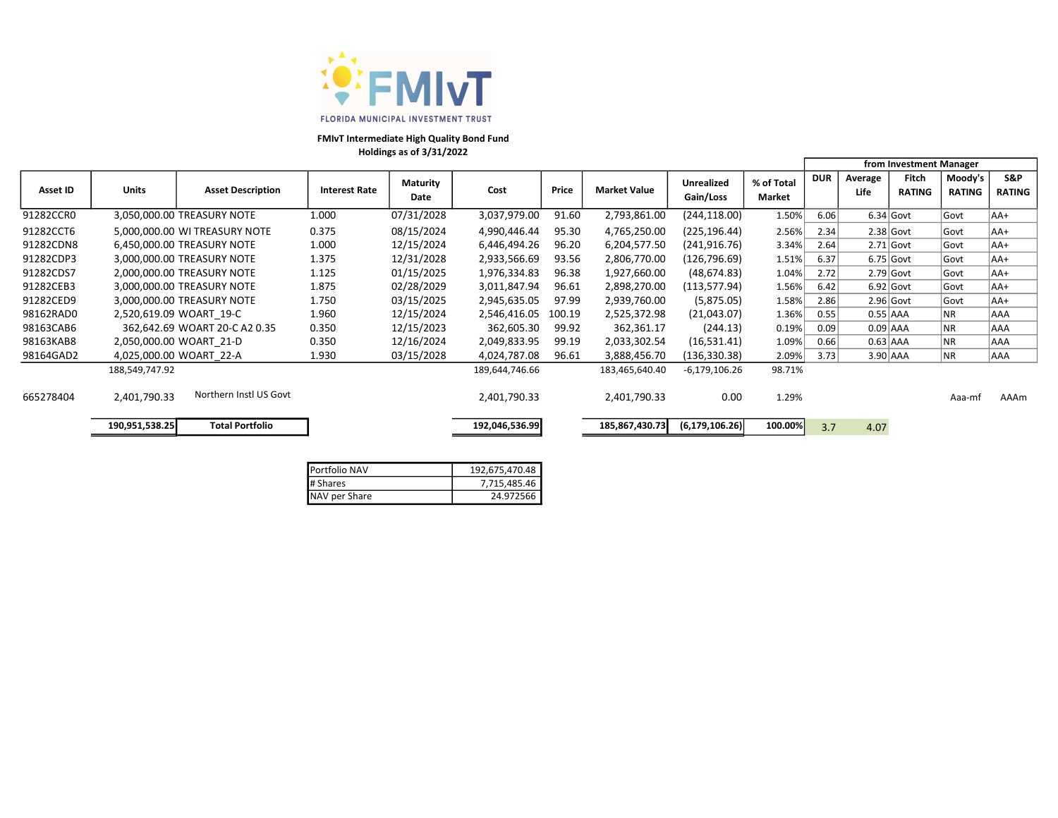FMIvT
FLORIDA MUNICIPAL INVESTMENT TRUST

**FMIvT Intermediate High Quality Bond Fund**
**Holdings as of 3/31/2022**

| Asset ID | Units | Asset Description | Interest Rate | Maturity Date | Cost | Price | Market Value | Unrealized Gain/Loss | % of Total Market | from Investment Manager | | | | |
|---|---|---|---|---|---|---|---|---|---|---|---|---|---|---|
| | | | | | | | | | | DUR | Average Life | Fitch RATING | Moody's RATING | S&P RATING |
| 91282CCR0 | 3,050,000.00 | TREASURY NOTE | 1.000 | 07/31/2028 | 3,037,979.00 | 91.60 | 2,793,861.00 | (244,118.00) | 1.50% | 6.06 | 6.34 | Govt | Govt | AA+ |
| 91282CCT6 | 5,000,000.00 | WI TREASURY NOTE | 0.375 | 08/15/2024 | 4,990,446.44 | 95.30 | 4,765,250.00 | (225,196.44) | 2.56% | 2.34 | 2.38 | Govt | Govt | AA+ |
| 91282CDN8 | 6,450,000.00 | TREASURY NOTE | 1.000 | 12/15/2024 | 6,446,494.26 | 96.20 | 6,204,577.50 | (241,916.76) | 3.34% | 2.64 | 2.71 | Govt | Govt | AA+ |
| 91282CDP3 | 3,000,000.00 | TREASURY NOTE | 1.375 | 12/31/2028 | 2,933,566.69 | 93.56 | 2,806,770.00 | (126,796.69) | 1.51% | 6.37 | 6.75 | Govt | Govt | AA+ |
| 91282CDS7 | 2,000,000.00 | TREASURY NOTE | 1.125 | 01/15/2025 | 1,976,334.83 | 96.38 | 1,927,660.00 | (48,674.83) | 1.04% | 2.72 | 2.79 | Govt | Govt | AA+ |
| 91282CEB3 | 3,000,000.00 | TREASURY NOTE | 1.875 | 02/28/2029 | 3,011,847.94 | 96.61 | 2,898,270.00 | (113,577.94) | 1.56% | 6.42 | 6.92 | Govt | Govt | AA+ |
| 91282CED9 | 3,000,000.00 | TREASURY NOTE | 1.750 | 03/15/2025 | 2,945,635.05 | 97.99 | 2,939,760.00 | (5,875.05) | 1.58% | 2.86 | 2.96 | Govt | Govt | AA+ |
| 98162RAD0 | 2,520,619.09 | WOART_19-C | 1.960 | 12/15/2024 | 2,546,416.05 | 100.19 | 2,525,372.98 | (21,043.07) | 1.36% | 0.55 | 0.55 | AAA | NR | AAA |
| 98163CAB6 | 362,642.69 | WOART 20-C A2 0.35 | 0.350 | 12/15/2023 | 362,605.30 | 99.92 | 362,361.17 | (244.13) | 0.19% | 0.09 | 0.09 | AAA | NR | AAA |
| 98163KAB8 | 2,050,000.00 | WOART_21-D | 0.350 | 12/16/2024 | 2,049,833.95 | 99.19 | 2,033,302.54 | (16,531.41) | 1.09% | 0.66 | 0.63 | AAA | NR | AAA |
| 98164GAD2 | 4,025,000.00 | WOART_22-A | 1.930 | 03/15/2028 | 4,024,787.08 | 96.61 | 3,888,456.70 | (136,330.38) | 2.09% | 3.73 | 3.90 | AAA | NR | AAA |
| | 188,549,747.92 | | | | 189,644,746.66 | | 183,465,640.40 | -6,179,106.26 | 98.71% | | | | | |
| 665278404 | 2,401,790.33 | Northern Instl US Govt | | | 2,401,790.33 | | 2,401,790.33 | 0.00 | 1.29% | | | | Aaa-mf | AAAm |
| | **190,951,538.25** | **Total Portfolio** | | | **192,046,536.99** | | **185,867,430.73** | **(6,179,106.26)** | **100.00%** | 3.7 | 4.07 | | | |

| | |
|---|---|
| Portfolio NAV | 192,675,470.48 |
| # Shares | 7,715,485.46 |
| NAV per Share | 24.972566 |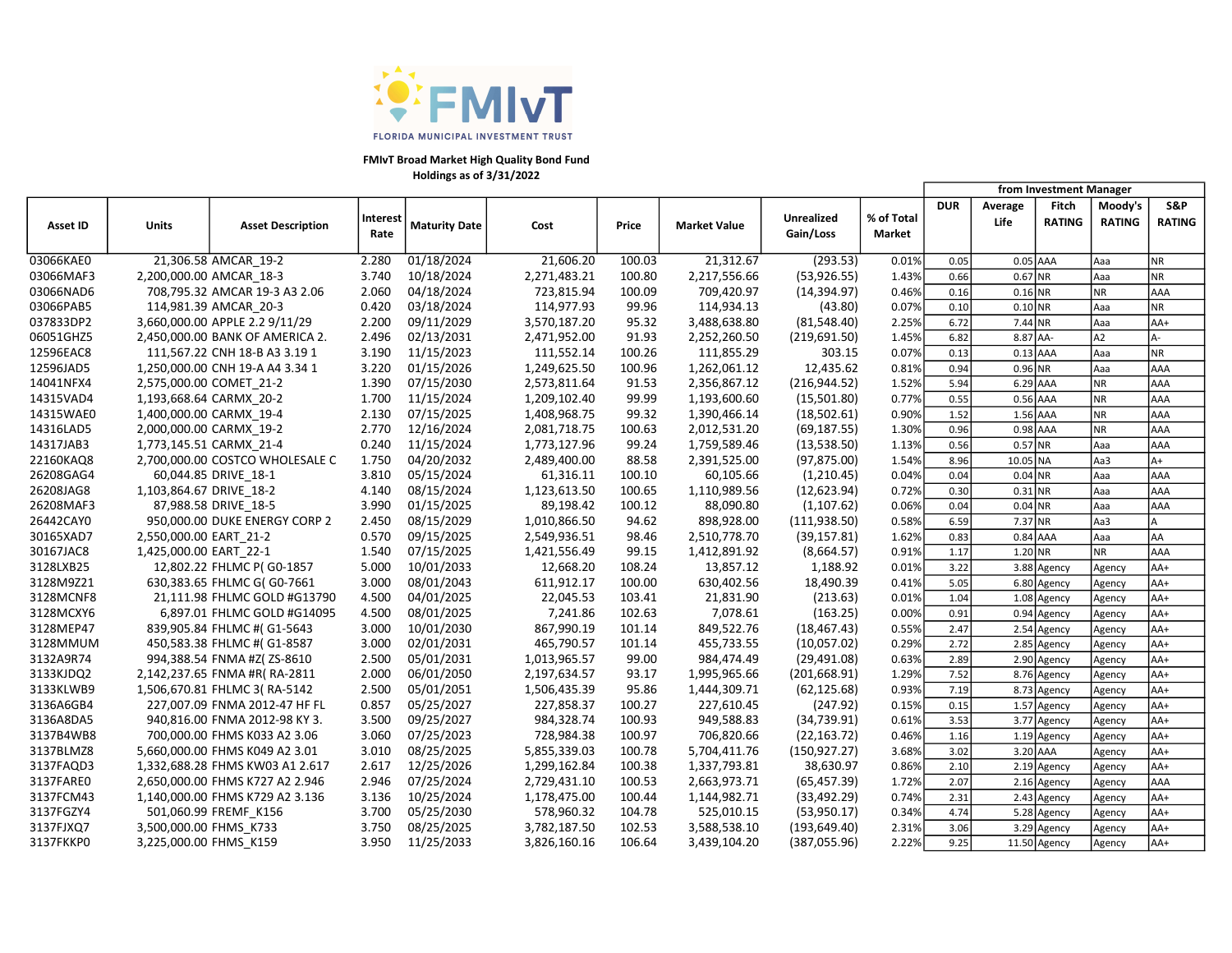FMIvT

FLORIDA MUNICIPAL INVESTMENT TRUST

**FMIvT Broad Market High Quality Bond Fund**
**Holdings as of 3/31/2022**

| Asset ID | Units | Asset Description | Interest Rate | Maturity Date | Cost | Price | Market Value | Unrealized Gain/Loss | % of Total Market | from Investment Manager | | | | |
|---|---|---|---|---|---|---|---|---|---|---|---|---|---|---|
| | | | | | | | | | | DUR | Average Life | Fitch RATING | Moody's RATING | S&P RATING |
| 03066KAE0 | 21,306.58 | AMCAR_19-2 | 2.280 | 01/18/2024 | 21,606.20 | 100.03 | 21,312.67 | (293.53) | 0.01% | 0.05 | 0.05 | AAA | Aaa | NR |
| 03066MAF3 | 2,200,000.00 | AMCAR_18-3 | 3.740 | 10/18/2024 | 2,271,483.21 | 100.80 | 2,217,556.66 | (53,926.55) | 1.43% | 0.66 | 0.67 | NR | Aaa | NR |
| 03066NAD6 | 708,795.32 | AMCAR 19-3 A3 2.06 | 2.060 | 04/18/2024 | 723,815.94 | 100.09 | 709,420.97 | (14,394.97) | 0.46% | 0.16 | 0.16 | NR | NR | AAA |
| 03066PAB5 | 114,981.39 | AMCAR_20-3 | 0.420 | 03/18/2024 | 114,977.93 | 99.96 | 114,934.13 | (43.80) | 0.07% | 0.10 | 0.10 | NR | Aaa | NR |
| 037833DP2 | 3,660,000.00 | APPLE 2.2 9/11/29 | 2.200 | 09/11/2029 | 3,570,187.20 | 95.32 | 3,488,638.80 | (81,548.40) | 2.25% | 6.72 | 7.44 | NR | Aaa | AA+ |
| 06051GHZ5 | 2,450,000.00 | BANK OF AMERICA 2. | 2.496 | 02/13/2031 | 2,471,952.00 | 91.93 | 2,252,260.50 | (219,691.50) | 1.45% | 6.82 | 8.87 | AA- | A2 | A- |
| 12596EAC8 | 111,567.22 | CNH 18-B A3 3.19 1 | 3.190 | 11/15/2023 | 111,552.14 | 100.26 | 111,855.29 | 303.15 | 0.07% | 0.13 | 0.13 | AAA | Aaa | NR |
| 12596JAD5 | 1,250,000.00 | CNH 19-A A4 3.34 1 | 3.220 | 01/15/2026 | 1,249,625.50 | 100.96 | 1,262,061.12 | 12,435.62 | 0.81% | 0.94 | 0.96 | NR | Aaa | AAA |
| 14041NFX4 | 2,575,000.00 | COMET_21-2 | 1.390 | 07/15/2030 | 2,573,811.64 | 91.53 | 2,356,867.12 | (216,944.52) | 1.52% | 5.94 | 6.29 | AAA | NR | AAA |
| 14315VAD4 | 1,193,668.64 | CARMX_20-2 | 1.700 | 11/15/2024 | 1,209,102.40 | 99.99 | 1,193,600.60 | (15,501.80) | 0.77% | 0.55 | 0.56 | AAA | NR | AAA |
| 14315WAE0 | 1,400,000.00 | CARMX_19-4 | 2.130 | 07/15/2025 | 1,408,968.75 | 99.32 | 1,390,466.14 | (18,502.61) | 0.90% | 1.52 | 1.56 | AAA | NR | AAA |
| 14316LAD5 | 2,000,000.00 | CARMX_19-2 | 2.770 | 12/16/2024 | 2,081,718.75 | 100.63 | 2,012,531.20 | (69,187.55) | 1.30% | 0.96 | 0.98 | AAA | NR | AAA |
| 14317JAB3 | 1,773,145.51 | CARMX_21-4 | 0.240 | 11/15/2024 | 1,773,127.96 | 99.24 | 1,759,589.46 | (13,538.50) | 1.13% | 0.56 | 0.57 | NR | Aaa | AAA |
| 22160KAQ8 | 2,700,000.00 | COSTCO WHOLESALE C | 1.750 | 04/20/2032 | 2,489,400.00 | 88.58 | 2,391,525.00 | (97,875.00) | 1.54% | 8.96 | 10.05 | NA | Aa3 | A+ |
| 26208GAG4 | 60,044.85 | DRIVE_18-1 | 3.810 | 05/15/2024 | 61,316.11 | 100.10 | 60,105.66 | (1,210.45) | 0.04% | 0.04 | 0.04 | NR | Aaa | AAA |
| 26208JAG8 | 1,103,864.67 | DRIVE_18-2 | 4.140 | 08/15/2024 | 1,123,613.50 | 100.65 | 1,110,989.56 | (12,623.94) | 0.72% | 0.30 | 0.31 | NR | Aaa | AAA |
| 26208MAF3 | 87,988.58 | DRIVE_18-5 | 3.990 | 01/15/2025 | 89,198.42 | 100.12 | 88,090.80 | (1,107.62) | 0.06% | 0.04 | 0.04 | NR | Aaa | AAA |
| 26442CAY0 | 950,000.00 | DUKE ENERGY CORP 2 | 2.450 | 08/15/2029 | 1,010,866.50 | 94.62 | 898,928.00 | (111,938.50) | 0.58% | 6.59 | 7.37 | NR | Aa3 | A |
| 30165XAD7 | 2,550,000.00 | EART_21-2 | 0.570 | 09/15/2025 | 2,549,936.51 | 98.46 | 2,510,778.70 | (39,157.81) | 1.62% | 0.83 | 0.84 | AAA | Aaa | AA |
| 30167JAC8 | 1,425,000.00 | EART_22-1 | 1.540 | 07/15/2025 | 1,421,556.49 | 99.15 | 1,412,891.92 | (8,664.57) | 0.91% | 1.17 | 1.20 | NR | NR | AAA |
| 3128LXB25 | 12,802.22 | FHLMC P( G0-1857 | 5.000 | 10/01/2033 | 12,668.20 | 108.24 | 13,857.12 | 1,188.92 | 0.01% | 3.22 | 3.88 | Agency | Agency | AA+ |
| 3128M9Z21 | 630,383.65 | FHLMC G( G0-7661 | 3.000 | 08/01/2043 | 611,912.17 | 100.00 | 630,402.56 | 18,490.39 | 0.41% | 5.05 | 6.80 | Agency | Agency | AA+ |
| 3128MCNF8 | 21,111.98 | FHLMC GOLD #G13790 | 4.500 | 04/01/2025 | 22,045.53 | 103.41 | 21,831.90 | (213.63) | 0.01% | 1.04 | 1.08 | Agency | Agency | AA+ |
| 3128MCXY6 | 6,897.01 | FHLMC GOLD #G14095 | 4.500 | 08/01/2025 | 7,241.86 | 102.63 | 7,078.61 | (163.25) | 0.00% | 0.91 | 0.94 | Agency | Agency | AA+ |
| 3128MEP47 | 839,905.84 | FHLMC #( G1-5643 | 3.000 | 10/01/2030 | 867,990.19 | 101.14 | 849,522.76 | (18,467.43) | 0.55% | 2.47 | 2.54 | Agency | Agency | AA+ |
| 3128MMUM | 450,583.38 | FHLMC #( G1-8587 | 3.000 | 02/01/2031 | 465,790.57 | 101.14 | 455,733.55 | (10,057.02) | 0.29% | 2.72 | 2.85 | Agency | Agency | AA+ |
| 3132A9R74 | 994,388.54 | FNMA #Z( ZS-8610 | 2.500 | 05/01/2031 | 1,013,965.57 | 99.00 | 984,474.49 | (29,491.08) | 0.63% | 2.89 | 2.90 | Agency | Agency | AA+ |
| 3133KJDQ2 | 2,142,237.65 | FNMA #R( RA-2811 | 2.000 | 06/01/2050 | 2,197,634.57 | 93.17 | 1,995,965.66 | (201,668.91) | 1.29% | 7.52 | 8.76 | Agency | Agency | AA+ |
| 3133KLWB9 | 1,506,670.81 | FHLMC 3( RA-5142 | 2.500 | 05/01/2051 | 1,506,435.39 | 95.86 | 1,444,309.71 | (62,125.68) | 0.93% | 7.19 | 8.73 | Agency | Agency | AA+ |
| 3136A6GB4 | 227,007.09 | FNMA 2012-47 HF FL | 0.857 | 05/25/2027 | 227,858.37 | 100.27 | 227,610.45 | (247.92) | 0.15% | 0.15 | 1.57 | Agency | Agency | AA+ |
| 3136A8DA5 | 940,816.00 | FNMA 2012-98 KY 3. | 3.500 | 09/25/2027 | 984,328.74 | 100.93 | 949,588.83 | (34,739.91) | 0.61% | 3.53 | 3.77 | Agency | Agency | AA+ |
| 3137B4WB8 | 700,000.00 | FHMS K033 A2 3.06 | 3.060 | 07/25/2023 | 728,984.38 | 100.97 | 706,820.66 | (22,163.72) | 0.46% | 1.16 | 1.19 | Agency | Agency | AA+ |
| 3137BLMZ8 | 5,660,000.00 | FHMS K049 A2 3.01 | 3.010 | 08/25/2025 | 5,855,339.03 | 100.78 | 5,704,411.76 | (150,927.27) | 3.68% | 3.02 | 3.20 | AAA | Agency | AA+ |
| 3137FAQD3 | 1,332,688.28 | FHMS KW03 A1 2.617 | 2.617 | 12/25/2026 | 1,299,162.84 | 100.38 | 1,337,793.81 | 38,630.97 | 0.86% | 2.10 | 2.19 | Agency | Agency | AA+ |
| 3137FARE0 | 2,650,000.00 | FHMS K727 A2 2.946 | 2.946 | 07/25/2024 | 2,729,431.10 | 100.53 | 2,663,973.71 | (65,457.39) | 1.72% | 2.07 | 2.16 | Agency | Agency | AAA |
| 3137FCM43 | 1,140,000.00 | FHMS K729 A2 3.136 | 3.136 | 10/25/2024 | 1,178,475.00 | 100.44 | 1,144,982.71 | (33,492.29) | 0.74% | 2.31 | 2.43 | Agency | Agency | AA+ |
| 3137FGZY4 | 501,060.99 | FREMF_K156 | 3.700 | 05/25/2030 | 578,960.32 | 104.78 | 525,010.15 | (53,950.17) | 0.34% | 4.74 | 5.28 | Agency | Agency | AA+ |
| 3137FJXQ7 | 3,500,000.00 | FHMS_K733 | 3.750 | 08/25/2025 | 3,782,187.50 | 102.53 | 3,588,538.10 | (193,649.40) | 2.31% | 3.06 | 3.29 | Agency | Agency | AA+ |
| 3137FKKP0 | 3,225,000.00 | FHMS_K159 | 3.950 | 11/25/2033 | 3,826,160.16 | 106.64 | 3,439,104.20 | (387,055.96) | 2.22% | 9.25 | 11.50 | Agency | Agency | AA+ |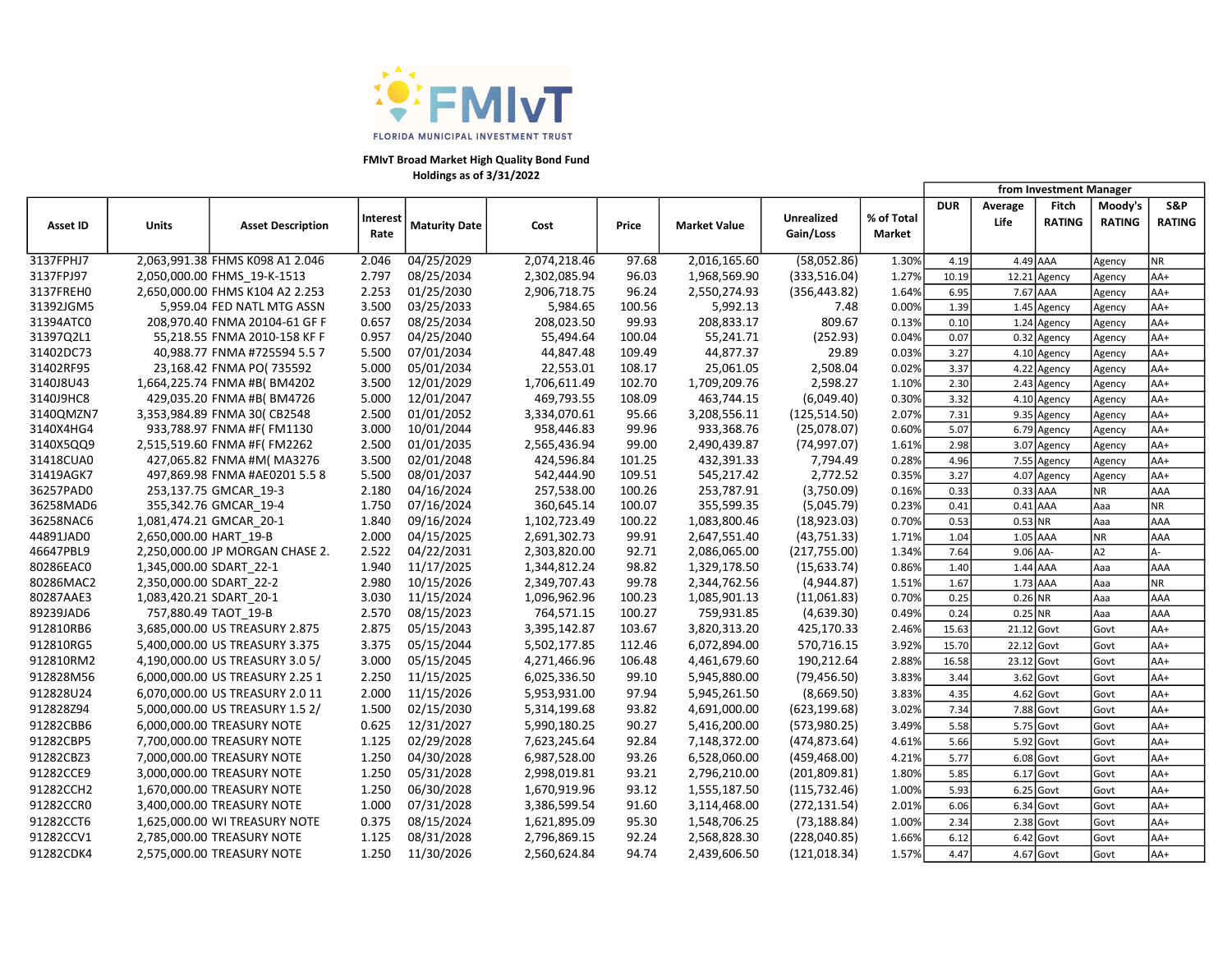FMIvT

FLORIDA MUNICIPAL INVESTMENT TRUST

**FMIvT Broad Market High Quality Bond Fund**
**Holdings as of 3/31/2022**

| Asset ID | Units | Asset Description | Interest Rate | Maturity Date | Cost | Price | Market Value | Unrealized Gain/Loss | % of Total Market | from Investment Manager | | | | |
|---|---|---|---|---|---|---|---|---|---|---|---|---|---|---|
| | | | | | | | | | | DUR | Average Life | Fitch RATING | Moody's RATING | S&P RATING |
| 3137FPHJ7 | 2,063,991.38 | FHMS K098 A1 2.046 | 2.046 | 04/25/2029 | 2,074,218.46 | 97.68 | 2,016,165.60 | (58,052.86) | 1.30% | 4.19 | 4.49 | AAA | Agency | NR |
| 3137FPJ97 | 2,050,000.00 | FHMS_19-K-1513 | 2.797 | 08/25/2034 | 2,302,085.94 | 96.03 | 1,968,569.90 | (333,516.04) | 1.27% | 10.19 | 12.21 | Agency | Agency | AA+ |
| 3137FREH0 | 2,650,000.00 | FHMS K104 A2 2.253 | 2.253 | 01/25/2030 | 2,906,718.75 | 96.24 | 2,550,274.93 | (356,443.82) | 1.64% | 6.95 | 7.67 | AAA | Agency | AA+ |
| 31392JGM5 | 5,959.04 | FED NATL MTG ASSN | 3.500 | 03/25/2033 | 5,984.65 | 100.56 | 5,992.13 | 7.48 | 0.00% | 1.39 | 1.45 | Agency | Agency | AA+ |
| 31394ATC0 | 208,970.40 | FNMA 20104-61 GF F | 0.657 | 08/25/2034 | 208,023.50 | 99.93 | 208,833.17 | 809.67 | 0.13% | 0.10 | 1.24 | Agency | Agency | AA+ |
| 31397Q2L1 | 55,218.55 | FNMA 2010-158 KF F | 0.957 | 04/25/2040 | 55,494.64 | 100.04 | 55,241.71 | (252.93) | 0.04% | 0.07 | 0.32 | Agency | Agency | AA+ |
| 31402DC73 | 40,988.77 | FNMA #725594 5.5 7 | 5.500 | 07/01/2034 | 44,847.48 | 109.49 | 44,877.37 | 29.89 | 0.03% | 3.27 | 4.10 | Agency | Agency | AA+ |
| 31402RF95 | 23,168.42 | FNMA PO( 735592 | 5.000 | 05/01/2034 | 22,553.01 | 108.17 | 25,061.05 | 2,508.04 | 0.02% | 3.37 | 4.22 | Agency | Agency | AA+ |
| 3140J8U43 | 1,664,225.74 | FNMA #B( BM4202 | 3.500 | 12/01/2029 | 1,706,611.49 | 102.70 | 1,709,209.76 | 2,598.27 | 1.10% | 2.30 | 2.43 | Agency | Agency | AA+ |
| 3140J9HC8 | 429,035.20 | FNMA #B( BM4726 | 5.000 | 12/01/2047 | 469,793.55 | 108.09 | 463,744.15 | (6,049.40) | 0.30% | 3.32 | 4.10 | Agency | Agency | AA+ |
| 3140QMZN7 | 3,353,984.89 | FNMA 30( CB2548 | 2.500 | 01/01/2052 | 3,334,070.61 | 95.66 | 3,208,556.11 | (125,514.50) | 2.07% | 7.31 | 9.35 | Agency | Agency | AA+ |
| 3140X4HG4 | 933,788.97 | FNMA #F( FM1130 | 3.000 | 10/01/2044 | 958,446.83 | 99.96 | 933,368.76 | (25,078.07) | 0.60% | 5.07 | 6.79 | Agency | Agency | AA+ |
| 3140X5QQ9 | 2,515,519.60 | FNMA #F( FM2262 | 2.500 | 01/01/2035 | 2,565,436.94 | 99.00 | 2,490,439.87 | (74,997.07) | 1.61% | 2.98 | 3.07 | Agency | Agency | AA+ |
| 31418CUA0 | 427,065.82 | FNMA #M( MA3276 | 3.500 | 02/01/2048 | 424,596.84 | 101.25 | 432,391.33 | 7,794.49 | 0.28% | 4.96 | 7.55 | Agency | Agency | AA+ |
| 31419AGK7 | 497,869.98 | FNMA #AE0201 5.5 8 | 5.500 | 08/01/2037 | 542,444.90 | 109.51 | 545,217.42 | 2,772.52 | 0.35% | 3.27 | 4.07 | Agency | Agency | AA+ |
| 36257PAD0 | 253,137.75 | GMCAR_19-3 | 2.180 | 04/16/2024 | 257,538.00 | 100.26 | 253,787.91 | (3,750.09) | 0.16% | 0.33 | 0.33 | AAA | NR | AAA |
| 36258MAD6 | 355,342.76 | GMCAR_19-4 | 1.750 | 07/16/2024 | 360,645.14 | 100.07 | 355,599.35 | (5,045.79) | 0.23% | 0.41 | 0.41 | AAA | Aaa | NR |
| 36258NAC6 | 1,081,474.21 | GMCAR_20-1 | 1.840 | 09/16/2024 | 1,102,723.49 | 100.22 | 1,083,800.46 | (18,923.03) | 0.70% | 0.53 | 0.53 | NR | Aaa | AAA |
| 44891JAD0 | 2,650,000.00 | HART_19-B | 2.000 | 04/15/2025 | 2,691,302.73 | 99.91 | 2,647,551.40 | (43,751.33) | 1.71% | 1.04 | 1.05 | AAA | NR | AAA |
| 46647PBL9 | 2,250,000.00 | JP MORGAN CHASE 2. | 2.522 | 04/22/2031 | 2,303,820.00 | 92.71 | 2,086,065.00 | (217,755.00) | 1.34% | 7.64 | 9.06 | AA- | A2 | A- |
| 80286EAC0 | 1,345,000.00 | SDART_22-1 | 1.940 | 11/17/2025 | 1,344,812.24 | 98.82 | 1,329,178.50 | (15,633.74) | 0.86% | 1.40 | 1.44 | AAA | Aaa | AAA |
| 80286MAC2 | 2,350,000.00 | SDART_22-2 | 2.980 | 10/15/2026 | 2,349,707.43 | 99.78 | 2,344,762.56 | (4,944.87) | 1.51% | 1.67 | 1.73 | AAA | Aaa | NR |
| 80287AAE3 | 1,083,420.21 | SDART_20-1 | 3.030 | 11/15/2024 | 1,096,962.96 | 100.23 | 1,085,901.13 | (11,061.83) | 0.70% | 0.25 | 0.26 | NR | Aaa | AAA |
| 89239JAD6 | 757,880.49 | TAOT_19-B | 2.570 | 08/15/2023 | 764,571.15 | 100.27 | 759,931.85 | (4,639.30) | 0.49% | 0.24 | 0.25 | NR | Aaa | AAA |
| 912810RB6 | 3,685,000.00 | US TREASURY 2.875 | 2.875 | 05/15/2043 | 3,395,142.87 | 103.67 | 3,820,313.20 | 425,170.33 | 2.46% | 15.63 | 21.12 | Govt | Govt | AA+ |
| 912810RG5 | 5,400,000.00 | US TREASURY 3.375 | 3.375 | 05/15/2044 | 5,502,177.85 | 112.46 | 6,072,894.00 | 570,716.15 | 3.92% | 15.70 | 22.12 | Govt | Govt | AA+ |
| 912810RM2 | 4,190,000.00 | US TREASURY 3.0 5/ | 3.000 | 05/15/2045 | 4,271,466.96 | 106.48 | 4,461,679.60 | 190,212.64 | 2.88% | 16.58 | 23.12 | Govt | Govt | AA+ |
| 912828M56 | 6,000,000.00 | US TREASURY 2.25 1 | 2.250 | 11/15/2025 | 6,025,336.50 | 99.10 | 5,945,880.00 | (79,456.50) | 3.83% | 3.44 | 3.62 | Govt | Govt | AA+ |
| 912828U24 | 6,070,000.00 | US TREASURY 2.0 11 | 2.000 | 11/15/2026 | 5,953,931.00 | 97.94 | 5,945,261.50 | (8,669.50) | 3.83% | 4.35 | 4.62 | Govt | Govt | AA+ |
| 912828Z94 | 5,000,000.00 | US TREASURY 1.5 2/ | 1.500 | 02/15/2030 | 5,314,199.68 | 93.82 | 4,691,000.00 | (623,199.68) | 3.02% | 7.34 | 7.88 | Govt | Govt | AA+ |
| 91282CBB6 | 6,000,000.00 | TREASURY NOTE | 0.625 | 12/31/2027 | 5,990,180.25 | 90.27 | 5,416,200.00 | (573,980.25) | 3.49% | 5.58 | 5.75 | Govt | Govt | AA+ |
| 91282CBP5 | 7,700,000.00 | TREASURY NOTE | 1.125 | 02/29/2028 | 7,623,245.64 | 92.84 | 7,148,372.00 | (474,873.64) | 4.61% | 5.66 | 5.92 | Govt | Govt | AA+ |
| 91282CBZ3 | 7,000,000.00 | TREASURY NOTE | 1.250 | 04/30/2028 | 6,987,528.00 | 93.26 | 6,528,060.00 | (459,468.00) | 4.21% | 5.77 | 6.08 | Govt | Govt | AA+ |
| 91282CCE9 | 3,000,000.00 | TREASURY NOTE | 1.250 | 05/31/2028 | 2,998,019.81 | 93.21 | 2,796,210.00 | (201,809.81) | 1.80% | 5.85 | 6.17 | Govt | Govt | AA+ |
| 91282CCH2 | 1,670,000.00 | TREASURY NOTE | 1.250 | 06/30/2028 | 1,670,919.96 | 93.12 | 1,555,187.50 | (115,732.46) | 1.00% | 5.93 | 6.25 | Govt | Govt | AA+ |
| 91282CCR0 | 3,400,000.00 | TREASURY NOTE | 1.000 | 07/31/2028 | 3,386,599.54 | 91.60 | 3,114,468.00 | (272,131.54) | 2.01% | 6.06 | 6.34 | Govt | Govt | AA+ |
| 91282CCT6 | 1,625,000.00 | WI TREASURY NOTE | 0.375 | 08/15/2024 | 1,621,895.09 | 95.30 | 1,548,706.25 | (73,188.84) | 1.00% | 2.34 | 2.38 | Govt | Govt | AA+ |
| 91282CCV1 | 2,785,000.00 | TREASURY NOTE | 1.125 | 08/31/2028 | 2,796,869.15 | 92.24 | 2,568,828.30 | (228,040.85) | 1.66% | 6.12 | 6.42 | Govt | Govt | AA+ |
| 91282CDK4 | 2,575,000.00 | TREASURY NOTE | 1.250 | 11/30/2026 | 2,560,624.84 | 94.74 | 2,439,606.50 | (121,018.34) | 1.57% | 4.47 | 4.67 | Govt | Govt | AA+ |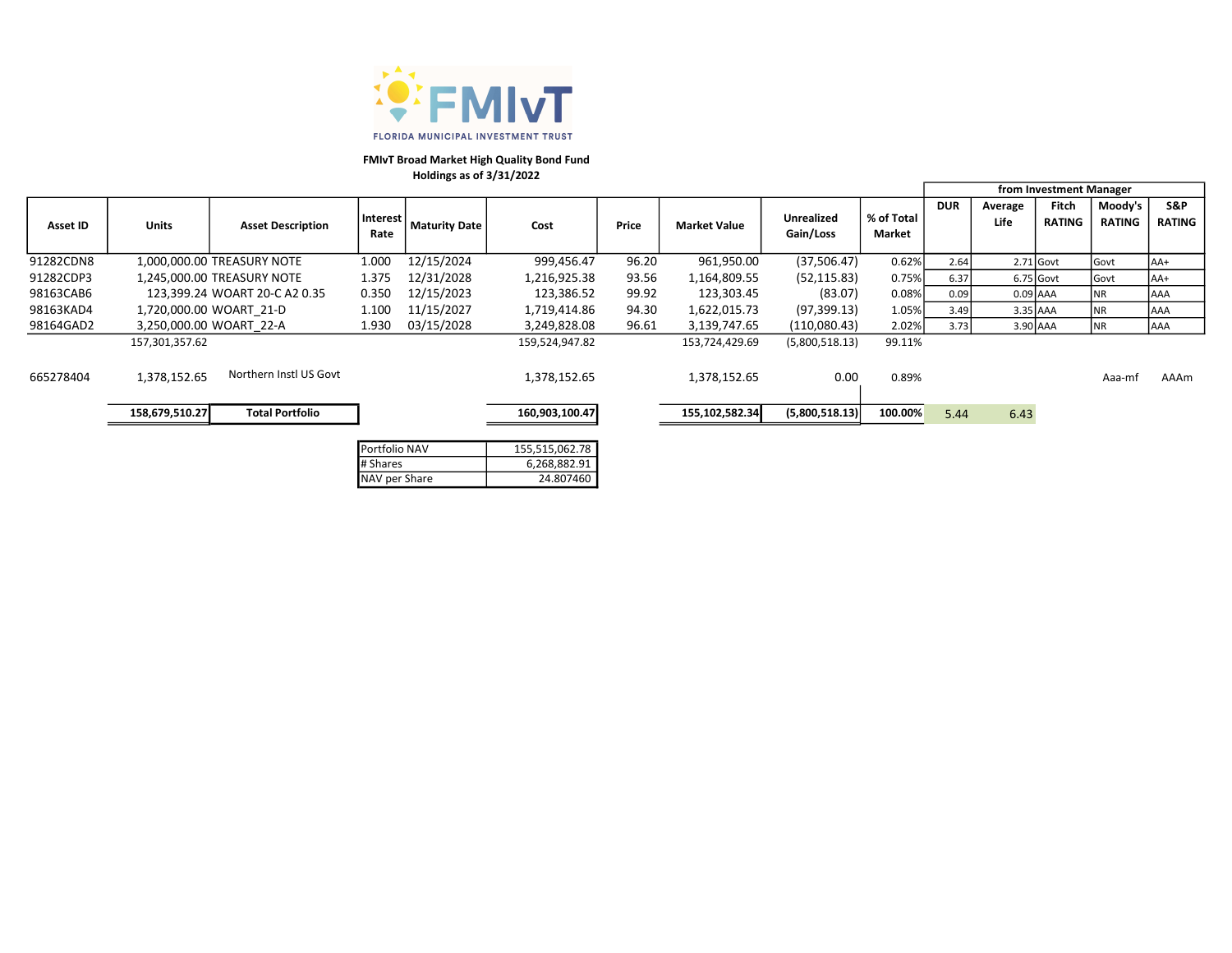FLORIDA MUNICIPAL INVESTMENT TRUST

**FMIvT Broad Market High Quality Bond Fund**
**Holdings as of 3/31/2022**

| Asset ID | Units | Asset Description | Interest Rate | Maturity Date | Cost | Price | Market Value | Unrealized Gain/Loss | % of Total Market | from Investment Manager DUR | Average Life | Fitch RATING | Moody's RATING | S&P RATING |
|---|---|---|---|---|---|---|---|---|---|---|---|---|---|---|
| 91282CDN8 | 1,000,000.00 | TREASURY NOTE | 1.000 | 12/15/2024 | 999,456.47 | 96.20 | 961,950.00 | (37,506.47) | 0.62% | 2.64 | 2.71 | Govt | Govt | AA+ |
| 91282CDP3 | 1,245,000.00 | TREASURY NOTE | 1.375 | 12/31/2028 | 1,216,925.38 | 93.56 | 1,164,809.55 | (52,115.83) | 0.75% | 6.37 | 6.75 | Govt | Govt | AA+ |
| 98163CAB6 | 123,399.24 | WOART 20-C A2 0.35 | 0.350 | 12/15/2023 | 123,386.52 | 99.92 | 123,303.45 | (83.07) | 0.08% | 0.09 | 0.09 | AAA | NR | AAA |
| 98163KAD4 | 1,720,000.00 | WOART_21-D | 1.100 | 11/15/2027 | 1,719,414.86 | 94.30 | 1,622,015.73 | (97,399.13) | 1.05% | 3.49 | 3.35 | AAA | NR | AAA |
| 98164GAD2 | 3,250,000.00 | WOART_22-A | 1.930 | 03/15/2028 | 3,249,828.08 | 96.61 | 3,139,747.65 | (110,080.43) | 2.02% | 3.73 | 3.90 | AAA | NR | AAA |
| | 157,301,357.62 | | | | 159,524,947.82 | | 153,724,429.69 | (5,800,518.13) | 99.11% | | | | | |
| 665278404 | 1,378,152.65 | Northern Instl US Govt | | | 1,378,152.65 | | 1,378,152.65 | 0.00 | 0.89% | | | | Aaa-mf | AAAm |
| | **158,679,510.27** | **Total Portfolio** | | | **160,903,100.47** | | **155,102,582.34** | **(5,800,518.13)** | **100.00%** | 5.44 | 6.43 | | | |

| | |
|---|---|
| Portfolio NAV | 155,515,062.78 |
| # Shares | 6,268,882.91 |
| NAV per Share | 24.807460 |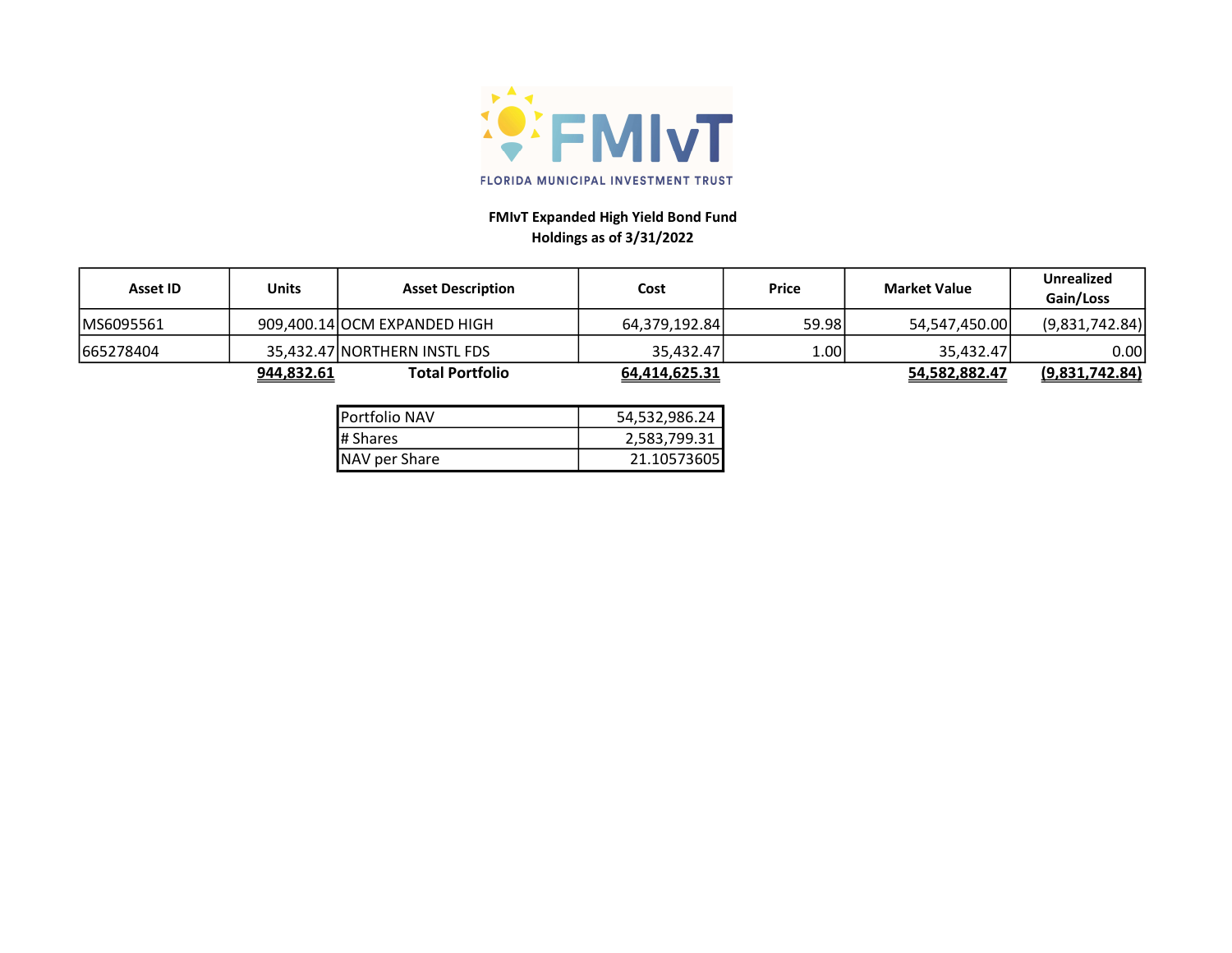FLORIDA MUNICIPAL INVESTMENT TRUST

**FMIvT Expanded High Yield Bond Fund**
**Holdings as of 3/31/2022**

| Asset ID | Units | Asset Description | Cost | Price | Market Value | Unrealized Gain/Loss |
|---|---|---|---|---|---|---|
| MS6095561 | 909,400.14 | OCM EXPANDED HIGH | 64,379,192.84 | 59.98 | 54,547,450.00 | (9,831,742.84) |
| 665278404 | 35,432.47 | NORTHERN INSTL FDS | 35,432.47 | 1.00 | 35,432.47 | 0.00 |
| | **944,832.61** | **Total Portfolio** | **64,414,625.31** | | **54,582,882.47** | **(9,831,742.84)** |

| | |
|---|---|
| Portfolio NAV | 54,532,986.24 |
| # Shares | 2,583,799.31 |
| NAV per Share | 21.10573605 |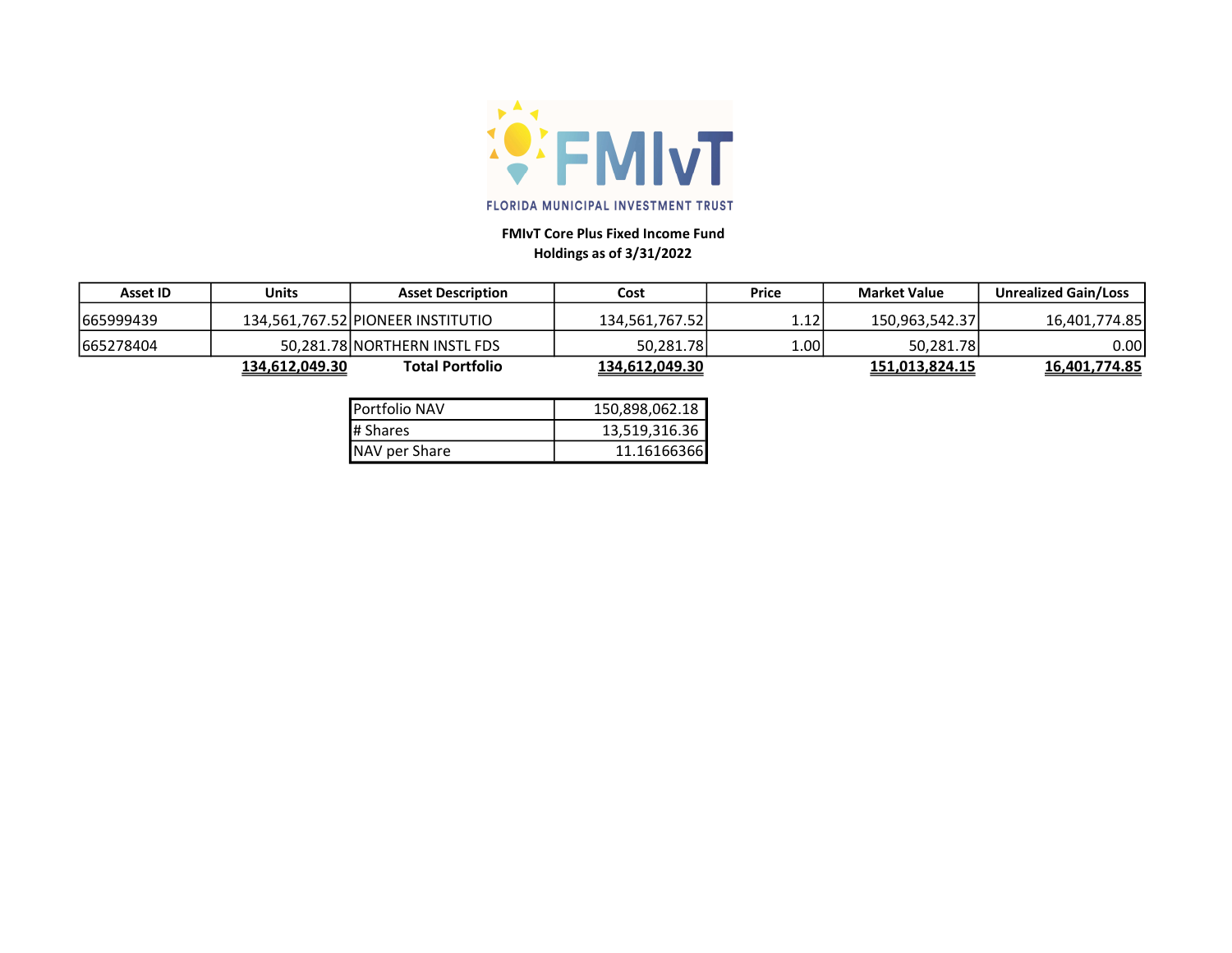FLORIDA MUNICIPAL INVESTMENT TRUST

**FMIvT Core Plus Fixed Income Fund**
**Holdings as of 3/31/2022**

| Asset ID | Units | Asset Description | Cost | Price | Market Value | Unrealized Gain/Loss |
|---|---|---|---|---|---|---|
| 665999439 | 134,561,767.52 | PIONEER INSTITUTIO | 134,561,767.52 | 1.12 | 150,963,542.37 | 16,401,774.85 |
| 665278404 | 50,281.78 | NORTHERN INSTL FDS | 50,281.78 | 1.00 | 50,281.78 | 0.00 |
| | **134,612,049.30** | **Total Portfolio** | **134,612,049.30** | | **151,013,824.15** | **16,401,774.85** |

| Portfolio NAV | 150,898,062.18 |
|---|---|
| # Shares | 13,519,316.36 |
| NAV per Share | 11.16166366 |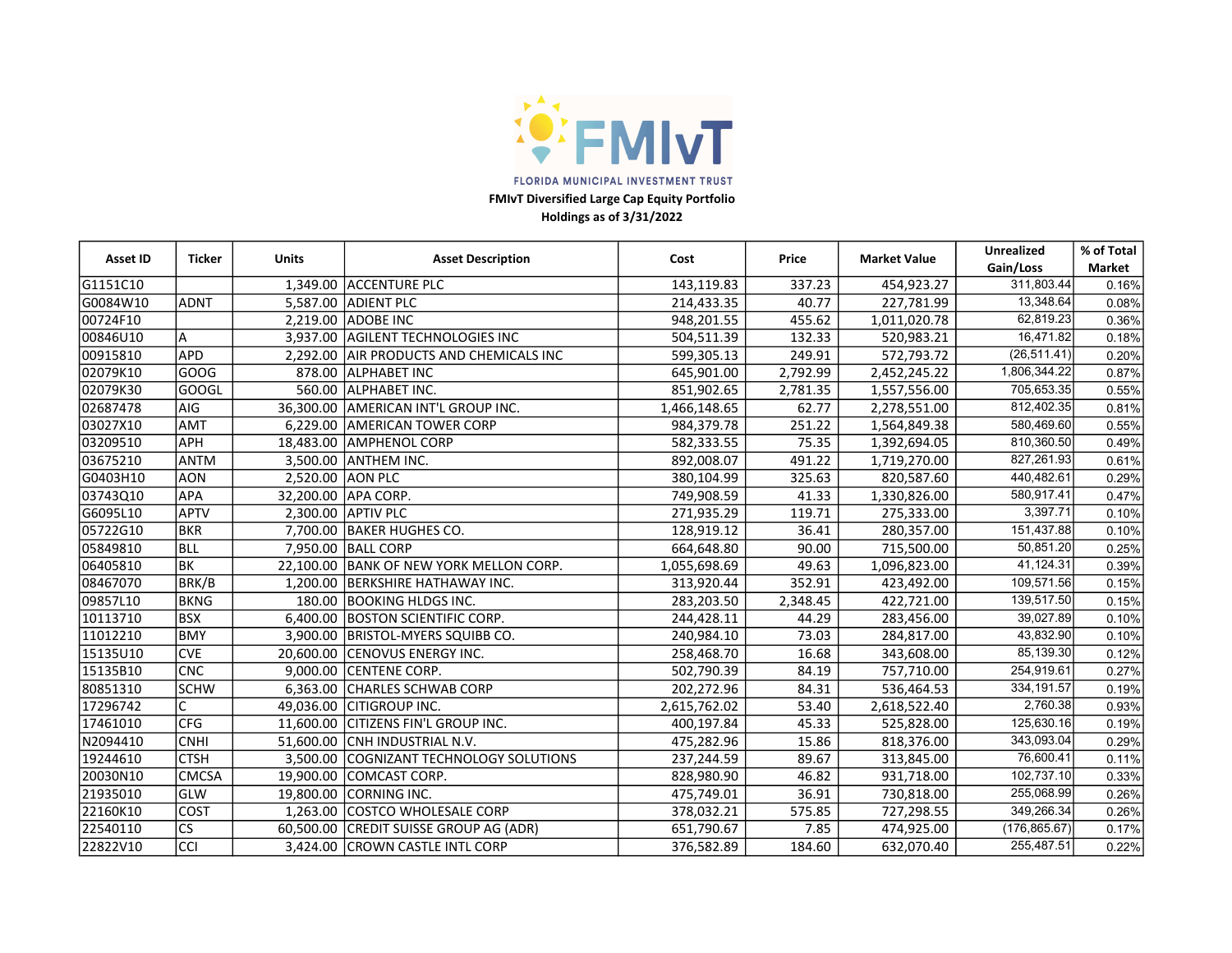FLORIDA MUNICIPAL INVESTMENT TRUST

**FMIvT Diversified Large Cap Equity Portfolio**

**Holdings as of 3/31/2022**

| Asset ID | Ticker | Units | Asset Description | Cost | Price | Market Value | Unrealized Gain/Loss | % of Total Market |
|---|---|---|---|---|---|---|---|---|
| G1151C10 | | 1,349.00 | ACCENTURE PLC | 143,119.83 | 337.23 | 454,923.27 | 311,803.44 | 0.16% |
| G0084W10 | ADNT | 5,587.00 | ADIENT PLC | 214,433.35 | 40.77 | 227,781.99 | 13,348.64 | 0.08% |
| 00724F10 | | 2,219.00 | ADOBE INC | 948,201.55 | 455.62 | 1,011,020.78 | 62,819.23 | 0.36% |
| 00846U10 | A | 3,937.00 | AGILENT TECHNOLOGIES INC | 504,511.39 | 132.33 | 520,983.21 | 16,471.82 | 0.18% |
| 00915810 | APD | 2,292.00 | AIR PRODUCTS AND CHEMICALS INC | 599,305.13 | 249.91 | 572,793.72 | (26,511.41) | 0.20% |
| 02079K10 | GOOG | 878.00 | ALPHABET INC | 645,901.00 | 2,792.99 | 2,452,245.22 | 1,806,344.22 | 0.87% |
| 02079K30 | GOOGL | 560.00 | ALPHABET INC. | 851,902.65 | 2,781.35 | 1,557,556.00 | 705,653.35 | 0.55% |
| 02687478 | AIG | 36,300.00 | AMERICAN INT'L GROUP INC. | 1,466,148.65 | 62.77 | 2,278,551.00 | 812,402.35 | 0.81% |
| 03027X10 | AMT | 6,229.00 | AMERICAN TOWER CORP | 984,379.78 | 251.22 | 1,564,849.38 | 580,469.60 | 0.55% |
| 03209510 | APH | 18,483.00 | AMPHENOL CORP | 582,333.55 | 75.35 | 1,392,694.05 | 810,360.50 | 0.49% |
| 03675210 | ANTM | 3,500.00 | ANTHEM INC. | 892,008.07 | 491.22 | 1,719,270.00 | 827,261.93 | 0.61% |
| G0403H10 | AON | 2,520.00 | AON PLC | 380,104.99 | 325.63 | 820,587.60 | 440,482.61 | 0.29% |
| 03743Q10 | APA | 32,200.00 | APA CORP. | 749,908.59 | 41.33 | 1,330,826.00 | 580,917.41 | 0.47% |
| G6095L10 | APTV | 2,300.00 | APTIV PLC | 271,935.29 | 119.71 | 275,333.00 | 3,397.71 | 0.10% |
| 05722G10 | BKR | 7,700.00 | BAKER HUGHES CO. | 128,919.12 | 36.41 | 280,357.00 | 151,437.88 | 0.10% |
| 05849810 | BLL | 7,950.00 | BALL CORP | 664,648.80 | 90.00 | 715,500.00 | 50,851.20 | 0.25% |
| 06405810 | BK | 22,100.00 | BANK OF NEW YORK MELLON CORP. | 1,055,698.69 | 49.63 | 1,096,823.00 | 41,124.31 | 0.39% |
| 08467070 | BRK/B | 1,200.00 | BERKSHIRE HATHAWAY INC. | 313,920.44 | 352.91 | 423,492.00 | 109,571.56 | 0.15% |
| 09857L10 | BKNG | 180.00 | BOOKING HLDGS INC. | 283,203.50 | 2,348.45 | 422,721.00 | 139,517.50 | 0.15% |
| 10113710 | BSX | 6,400.00 | BOSTON SCIENTIFIC CORP. | 244,428.11 | 44.29 | 283,456.00 | 39,027.89 | 0.10% |
| 11012210 | BMY | 3,900.00 | BRISTOL-MYERS SQUIBB CO. | 240,984.10 | 73.03 | 284,817.00 | 43,832.90 | 0.10% |
| 15135U10 | CVE | 20,600.00 | CENOVUS ENERGY INC. | 258,468.70 | 16.68 | 343,608.00 | 85,139.30 | 0.12% |
| 15135B10 | CNC | 9,000.00 | CENTENE CORP. | 502,790.39 | 84.19 | 757,710.00 | 254,919.61 | 0.27% |
| 80851310 | SCHW | 6,363.00 | CHARLES SCHWAB CORP | 202,272.96 | 84.31 | 536,464.53 | 334,191.57 | 0.19% |
| 17296742 | C | 49,036.00 | CITIGROUP INC. | 2,615,762.02 | 53.40 | 2,618,522.40 | 2,760.38 | 0.93% |
| 17461010 | CFG | 11,600.00 | CITIZENS FIN'L GROUP INC. | 400,197.84 | 45.33 | 525,828.00 | 125,630.16 | 0.19% |
| N2094410 | CNHI | 51,600.00 | CNH INDUSTRIAL N.V. | 475,282.96 | 15.86 | 818,376.00 | 343,093.04 | 0.29% |
| 19244610 | CTSH | 3,500.00 | COGNIZANT TECHNOLOGY SOLUTIONS | 237,244.59 | 89.67 | 313,845.00 | 76,600.41 | 0.11% |
| 20030N10 | CMCSA | 19,900.00 | COMCAST CORP. | 828,980.90 | 46.82 | 931,718.00 | 102,737.10 | 0.33% |
| 21935010 | GLW | 19,800.00 | CORNING INC. | 475,749.01 | 36.91 | 730,818.00 | 255,068.99 | 0.26% |
| 22160K10 | COST | 1,263.00 | COSTCO WHOLESALE CORP | 378,032.21 | 575.85 | 727,298.55 | 349,266.34 | 0.26% |
| 22540110 | CS | 60,500.00 | CREDIT SUISSE GROUP AG (ADR) | 651,790.67 | 7.85 | 474,925.00 | (176,865.67) | 0.17% |
| 22822V10 | CCI | 3,424.00 | CROWN CASTLE INTL CORP | 376,582.89 | 184.60 | 632,070.40 | 255,487.51 | 0.22% |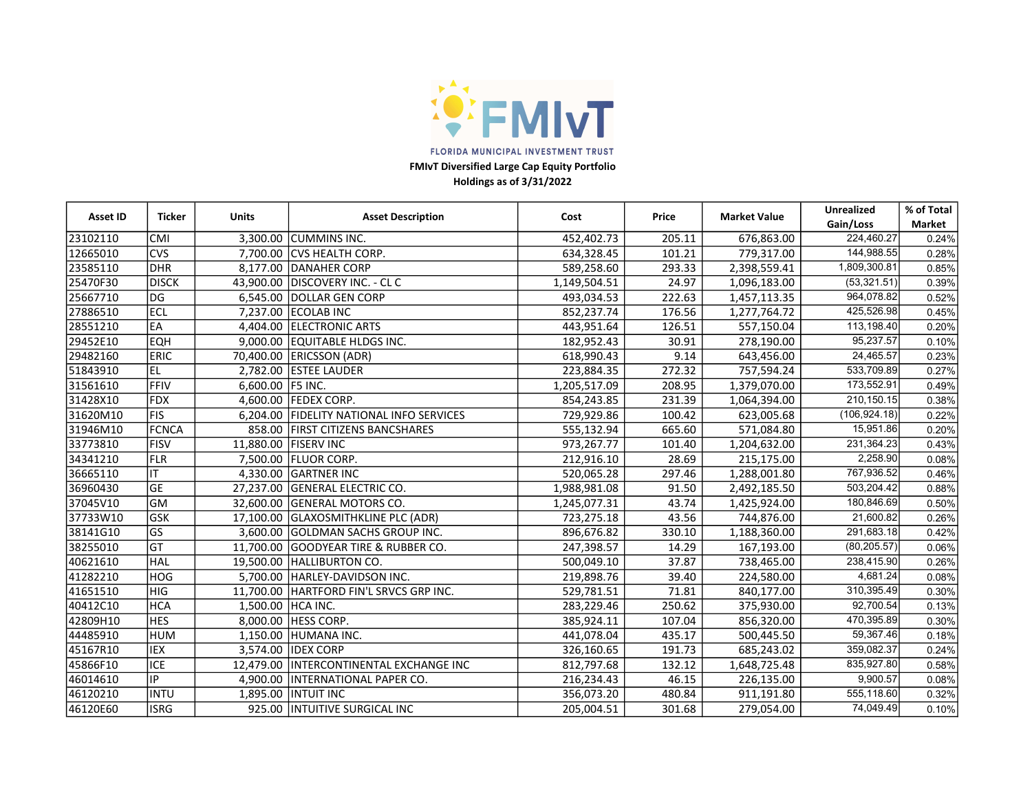FMIvT

FLORIDA MUNICIPAL INVESTMENT TRUST

**FMIvT Diversified Large Cap Equity Portfolio**
**Holdings as of 3/31/2022**

| Asset ID | Ticker | Units | Asset Description | Cost | Price | Market Value | Unrealized Gain/Loss | % of Total Market |
|---|---|---|---|---|---|---|---|---|
| 23102110 | CMI | 3,300.00 | CUMMINS INC. | 452,402.73 | 205.11 | 676,863.00 | 224,460.27 | 0.24% |
| 12665010 | CVS | 7,700.00 | CVS HEALTH CORP. | 634,328.45 | 101.21 | 779,317.00 | 144,988.55 | 0.28% |
| 23585110 | DHR | 8,177.00 | DANAHER CORP | 589,258.60 | 293.33 | 2,398,559.41 | 1,809,300.81 | 0.85% |
| 25470F30 | DISCK | 43,900.00 | DISCOVERY INC. - CL C | 1,149,504.51 | 24.97 | 1,096,183.00 | (53,321.51) | 0.39% |
| 25667710 | DG | 6,545.00 | DOLLAR GEN CORP | 493,034.53 | 222.63 | 1,457,113.35 | 964,078.82 | 0.52% |
| 27886510 | ECL | 7,237.00 | ECOLAB INC | 852,237.74 | 176.56 | 1,277,764.72 | 425,526.98 | 0.45% |
| 28551210 | EA | 4,404.00 | ELECTRONIC ARTS | 443,951.64 | 126.51 | 557,150.04 | 113,198.40 | 0.20% |
| 29452E10 | EQH | 9,000.00 | EQUITABLE HLDGS INC. | 182,952.43 | 30.91 | 278,190.00 | 95,237.57 | 0.10% |
| 29482160 | ERIC | 70,400.00 | ERICSSON (ADR) | 618,990.43 | 9.14 | 643,456.00 | 24,465.57 | 0.23% |
| 51843910 | EL | 2,782.00 | ESTEE LAUDER | 223,884.35 | 272.32 | 757,594.24 | 533,709.89 | 0.27% |
| 31561610 | FFIV | 6,600.00 | F5 INC. | 1,205,517.09 | 208.95 | 1,379,070.00 | 173,552.91 | 0.49% |
| 31428X10 | FDX | 4,600.00 | FEDEX CORP. | 854,243.85 | 231.39 | 1,064,394.00 | 210,150.15 | 0.38% |
| 31620M10 | FIS | 6,204.00 | FIDELITY NATIONAL INFO SERVICES | 729,929.86 | 100.42 | 623,005.68 | (106,924.18) | 0.22% |
| 31946M10 | FCNCA | 858.00 | FIRST CITIZENS BANCSHARES | 555,132.94 | 665.60 | 571,084.80 | 15,951.86 | 0.20% |
| 33773810 | FISV | 11,880.00 | FISERV INC | 973,267.77 | 101.40 | 1,204,632.00 | 231,364.23 | 0.43% |
| 34341210 | FLR | 7,500.00 | FLUOR CORP. | 212,916.10 | 28.69 | 215,175.00 | 2,258.90 | 0.08% |
| 36665110 | IT | 4,330.00 | GARTNER INC | 520,065.28 | 297.46 | 1,288,001.80 | 767,936.52 | 0.46% |
| 36960430 | GE | 27,237.00 | GENERAL ELECTRIC CO. | 1,988,981.08 | 91.50 | 2,492,185.50 | 503,204.42 | 0.88% |
| 37045V10 | GM | 32,600.00 | GENERAL MOTORS CO. | 1,245,077.31 | 43.74 | 1,425,924.00 | 180,846.69 | 0.50% |
| 37733W10 | GSK | 17,100.00 | GLAXOSMITHKLINE PLC (ADR) | 723,275.18 | 43.56 | 744,876.00 | 21,600.82 | 0.26% |
| 38141G10 | GS | 3,600.00 | GOLDMAN SACHS GROUP INC. | 896,676.82 | 330.10 | 1,188,360.00 | 291,683.18 | 0.42% |
| 38255010 | GT | 11,700.00 | GOODYEAR TIRE & RUBBER CO. | 247,398.57 | 14.29 | 167,193.00 | (80,205.57) | 0.06% |
| 40621610 | HAL | 19,500.00 | HALLIBURTON CO. | 500,049.10 | 37.87 | 738,465.00 | 238,415.90 | 0.26% |
| 41282210 | HOG | 5,700.00 | HARLEY-DAVIDSON INC. | 219,898.76 | 39.40 | 224,580.00 | 4,681.24 | 0.08% |
| 41651510 | HIG | 11,700.00 | HARTFORD FIN'L SRVCS GRP INC. | 529,781.51 | 71.81 | 840,177.00 | 310,395.49 | 0.30% |
| 40412C10 | HCA | 1,500.00 | HCA INC. | 283,229.46 | 250.62 | 375,930.00 | 92,700.54 | 0.13% |
| 42809H10 | HES | 8,000.00 | HESS CORP. | 385,924.11 | 107.04 | 856,320.00 | 470,395.89 | 0.30% |
| 44485910 | HUM | 1,150.00 | HUMANA INC. | 441,078.04 | 435.17 | 500,445.50 | 59,367.46 | 0.18% |
| 45167R10 | IEX | 3,574.00 | IDEX CORP | 326,160.65 | 191.73 | 685,243.02 | 359,082.37 | 0.24% |
| 45866F10 | ICE | 12,479.00 | INTERCONTINENTAL EXCHANGE INC | 812,797.68 | 132.12 | 1,648,725.48 | 835,927.80 | 0.58% |
| 46014610 | IP | 4,900.00 | INTERNATIONAL PAPER CO. | 216,234.43 | 46.15 | 226,135.00 | 9,900.57 | 0.08% |
| 46120210 | INTU | 1,895.00 | INTUIT INC | 356,073.20 | 480.84 | 911,191.80 | 555,118.60 | 0.32% |
| 46120E60 | ISRG | 925.00 | INTUITIVE SURGICAL INC | 205,004.51 | 301.68 | 279,054.00 | 74,049.49 | 0.10% |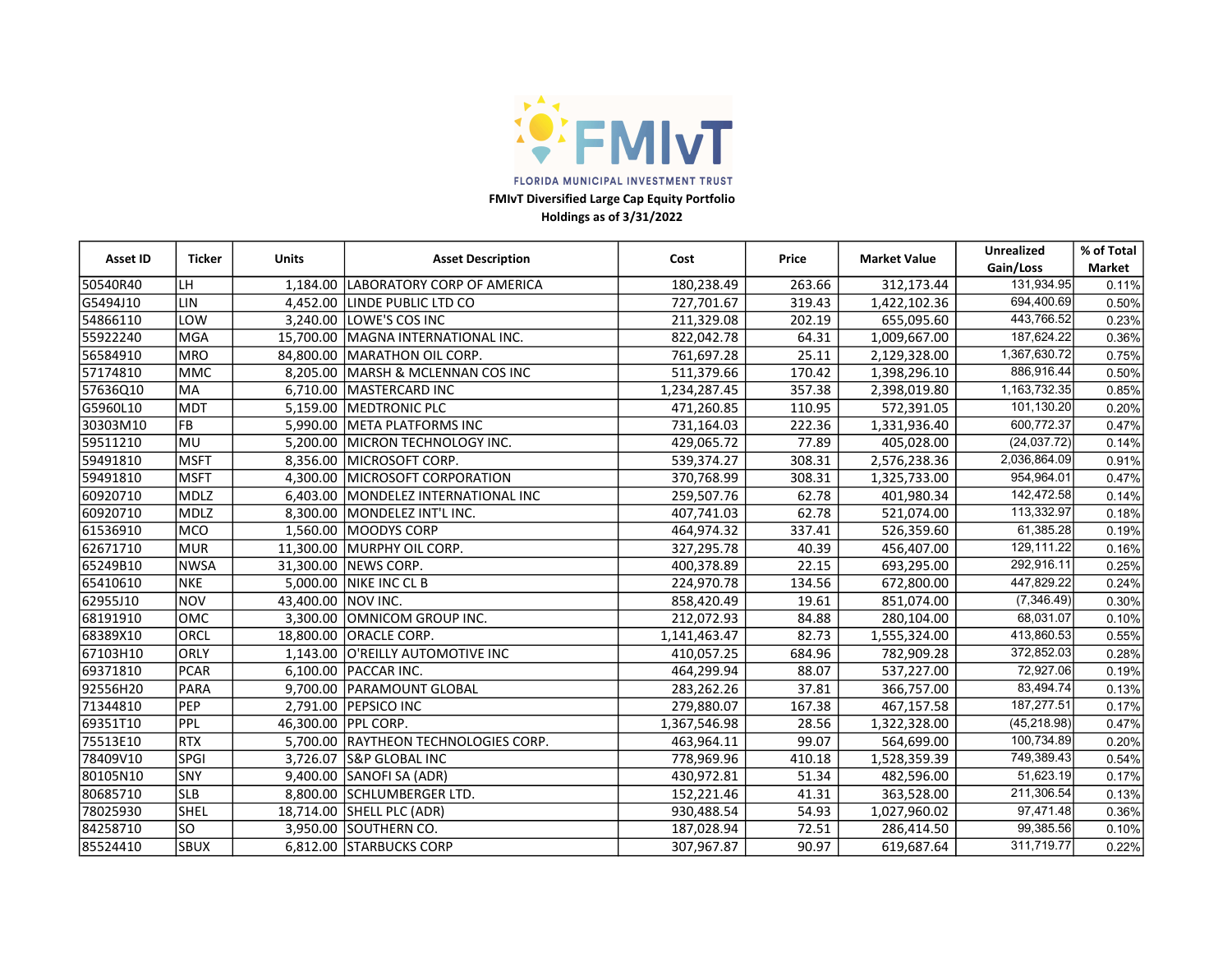FLORIDA MUNICIPAL INVESTMENT TRUST

**FMIvT Diversified Large Cap Equity Portfolio**
**Holdings as of 3/31/2022**

| Asset ID | Ticker | Units | Asset Description | Cost | Price | Market Value | Unrealized Gain/Loss | % of Total Market |
|---|---|---|---|---|---|---|---|---|
| 50540R40 | LH | 1,184.00 | LABORATORY CORP OF AMERICA | 180,238.49 | 263.66 | 312,173.44 | 131,934.95 | 0.11% |
| G5494J10 | LIN | 4,452.00 | LINDE PUBLIC LTD CO | 727,701.67 | 319.43 | 1,422,102.36 | 694,400.69 | 0.50% |
| 54866110 | LOW | 3,240.00 | LOWE'S COS INC | 211,329.08 | 202.19 | 655,095.60 | 443,766.52 | 0.23% |
| 55922240 | MGA | 15,700.00 | MAGNA INTERNATIONAL INC. | 822,042.78 | 64.31 | 1,009,667.00 | 187,624.22 | 0.36% |
| 56584910 | MRO | 84,800.00 | MARATHON OIL CORP. | 761,697.28 | 25.11 | 2,129,328.00 | 1,367,630.72 | 0.75% |
| 57174810 | MMC | 8,205.00 | MARSH & MCLENNAN COS INC | 511,379.66 | 170.42 | 1,398,296.10 | 886,916.44 | 0.50% |
| 57636Q10 | MA | 6,710.00 | MASTERCARD INC | 1,234,287.45 | 357.38 | 2,398,019.80 | 1,163,732.35 | 0.85% |
| G5960L10 | MDT | 5,159.00 | MEDTRONIC PLC | 471,260.85 | 110.95 | 572,391.05 | 101,130.20 | 0.20% |
| 30303M10 | FB | 5,990.00 | META PLATFORMS INC | 731,164.03 | 222.36 | 1,331,936.40 | 600,772.37 | 0.47% |
| 59511210 | MU | 5,200.00 | MICRON TECHNOLOGY INC. | 429,065.72 | 77.89 | 405,028.00 | (24,037.72) | 0.14% |
| 59491810 | MSFT | 8,356.00 | MICROSOFT CORP. | 539,374.27 | 308.31 | 2,576,238.36 | 2,036,864.09 | 0.91% |
| 59491810 | MSFT | 4,300.00 | MICROSOFT CORPORATION | 370,768.99 | 308.31 | 1,325,733.00 | 954,964.01 | 0.47% |
| 60920710 | MDLZ | 6,403.00 | MONDELEZ INTERNATIONAL INC | 259,507.76 | 62.78 | 401,980.34 | 142,472.58 | 0.14% |
| 60920710 | MDLZ | 8,300.00 | MONDELEZ INT'L INC. | 407,741.03 | 62.78 | 521,074.00 | 113,332.97 | 0.18% |
| 61536910 | MCO | 1,560.00 | MOODYS CORP | 464,974.32 | 337.41 | 526,359.60 | 61,385.28 | 0.19% |
| 62671710 | MUR | 11,300.00 | MURPHY OIL CORP. | 327,295.78 | 40.39 | 456,407.00 | 129,111.22 | 0.16% |
| 65249B10 | NWSA | 31,300.00 | NEWS CORP. | 400,378.89 | 22.15 | 693,295.00 | 292,916.11 | 0.25% |
| 65410610 | NKE | 5,000.00 | NIKE INC CL B | 224,970.78 | 134.56 | 672,800.00 | 447,829.22 | 0.24% |
| 62955J10 | NOV | 43,400.00 | NOV INC. | 858,420.49 | 19.61 | 851,074.00 | (7,346.49) | 0.30% |
| 68191910 | OMC | 3,300.00 | OMNICOM GROUP INC. | 212,072.93 | 84.88 | 280,104.00 | 68,031.07 | 0.10% |
| 68389X10 | ORCL | 18,800.00 | ORACLE CORP. | 1,141,463.47 | 82.73 | 1,555,324.00 | 413,860.53 | 0.55% |
| 67103H10 | ORLY | 1,143.00 | O'REILLY AUTOMOTIVE INC | 410,057.25 | 684.96 | 782,909.28 | 372,852.03 | 0.28% |
| 69371810 | PCAR | 6,100.00 | PACCAR INC. | 464,299.94 | 88.07 | 537,227.00 | 72,927.06 | 0.19% |
| 92556H20 | PARA | 9,700.00 | PARAMOUNT GLOBAL | 283,262.26 | 37.81 | 366,757.00 | 83,494.74 | 0.13% |
| 71344810 | PEP | 2,791.00 | PEPSICO INC | 279,880.07 | 167.38 | 467,157.58 | 187,277.51 | 0.17% |
| 69351T10 | PPL | 46,300.00 | PPL CORP. | 1,367,546.98 | 28.56 | 1,322,328.00 | (45,218.98) | 0.47% |
| 75513E10 | RTX | 5,700.00 | RAYTHEON TECHNOLOGIES CORP. | 463,964.11 | 99.07 | 564,699.00 | 100,734.89 | 0.20% |
| 78409V10 | SPGI | 3,726.07 | S&P GLOBAL INC | 778,969.96 | 410.18 | 1,528,359.39 | 749,389.43 | 0.54% |
| 80105N10 | SNY | 9,400.00 | SANOFI SA (ADR) | 430,972.81 | 51.34 | 482,596.00 | 51,623.19 | 0.17% |
| 80685710 | SLB | 8,800.00 | SCHLUMBERGER LTD. | 152,221.46 | 41.31 | 363,528.00 | 211,306.54 | 0.13% |
| 78025930 | SHEL | 18,714.00 | SHELL PLC (ADR) | 930,488.54 | 54.93 | 1,027,960.02 | 97,471.48 | 0.36% |
| 84258710 | SO | 3,950.00 | SOUTHERN CO. | 187,028.94 | 72.51 | 286,414.50 | 99,385.56 | 0.10% |
| 85524410 | SBUX | 6,812.00 | STARBUCKS CORP | 307,967.87 | 90.97 | 619,687.64 | 311,719.77 | 0.22% |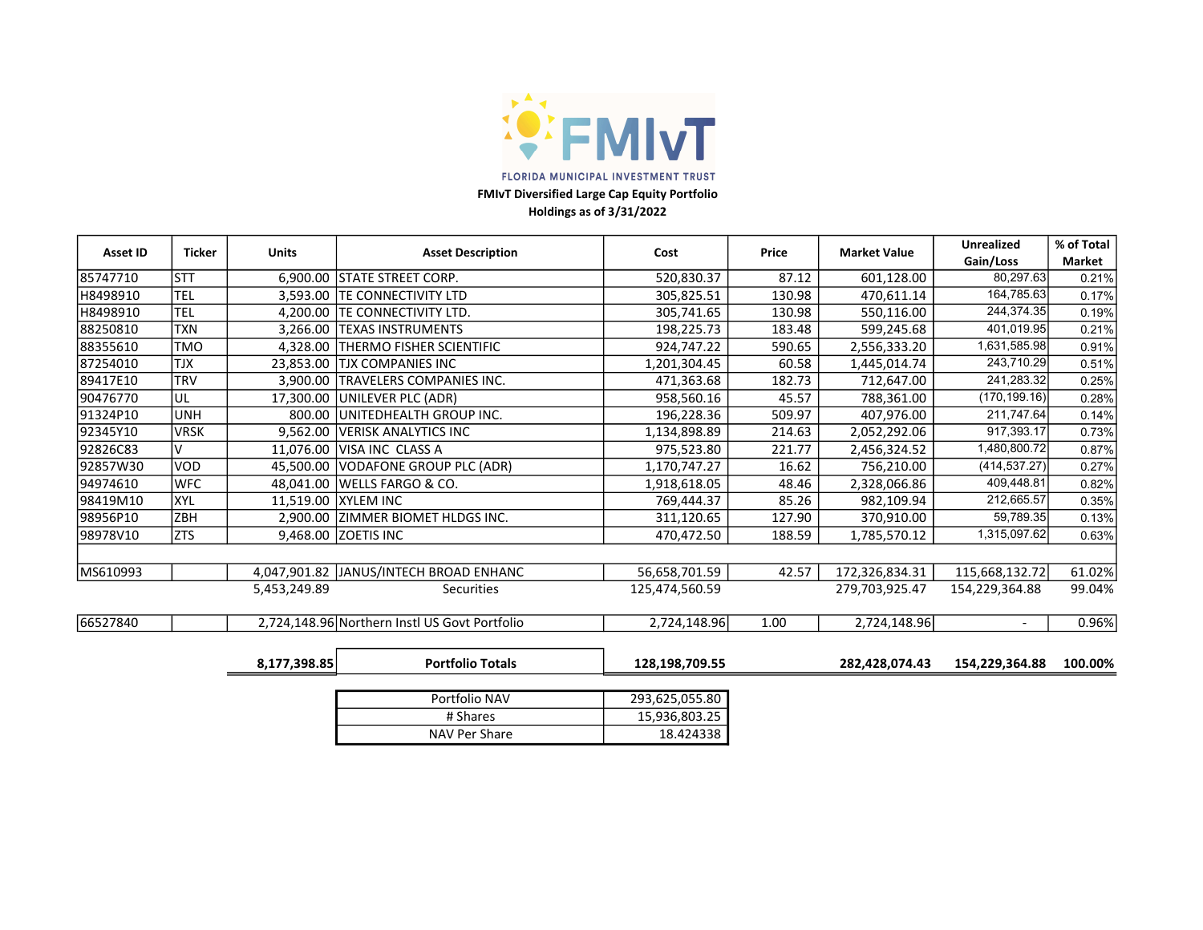FLORIDA MUNICIPAL INVESTMENT TRUST

**FMIvT Diversified Large Cap Equity Portfolio**
**Holdings as of 3/31/2022**

| Asset ID | Ticker | Units | Asset Description | Cost | Price | Market Value | Unrealized Gain/Loss | % of Total Market |
|---|---|---|---|---|---|---|---|---|
| 85747710 | STT | 6,900.00 | STATE STREET CORP. | 520,830.37 | 87.12 | 601,128.00 | 80,297.63 | 0.21% |
| H8498910 | TEL | 3,593.00 | TE CONNECTIVITY LTD | 305,825.51 | 130.98 | 470,611.14 | 164,785.63 | 0.17% |
| H8498910 | TEL | 4,200.00 | TE CONNECTIVITY LTD. | 305,741.65 | 130.98 | 550,116.00 | 244,374.35 | 0.19% |
| 88250810 | TXN | 3,266.00 | TEXAS INSTRUMENTS | 198,225.73 | 183.48 | 599,245.68 | 401,019.95 | 0.21% |
| 88355610 | TMO | 4,328.00 | THERMO FISHER SCIENTIFIC | 924,747.22 | 590.65 | 2,556,333.20 | 1,631,585.98 | 0.91% |
| 87254010 | TJX | 23,853.00 | TJX COMPANIES INC | 1,201,304.45 | 60.58 | 1,445,014.74 | 243,710.29 | 0.51% |
| 89417E10 | TRV | 3,900.00 | TRAVELERS COMPANIES INC. | 471,363.68 | 182.73 | 712,647.00 | 241,283.32 | 0.25% |
| 90476770 | UL | 17,300.00 | UNILEVER PLC (ADR) | 958,560.16 | 45.57 | 788,361.00 | (170,199.16) | 0.28% |
| 91324P10 | UNH | 800.00 | UNITEDHEALTH GROUP INC. | 196,228.36 | 509.97 | 407,976.00 | 211,747.64 | 0.14% |
| 92345Y10 | VRSK | 9,562.00 | VERISK ANALYTICS INC | 1,134,898.89 | 214.63 | 2,052,292.06 | 917,393.17 | 0.73% |
| 92826C83 | V | 11,076.00 | VISA INC CLASS A | 975,523.80 | 221.77 | 2,456,324.52 | 1,480,800.72 | 0.87% |
| 92857W30 | VOD | 45,500.00 | VODAFONE GROUP PLC (ADR) | 1,170,747.27 | 16.62 | 756,210.00 | (414,537.27) | 0.27% |
| 94974610 | WFC | 48,041.00 | WELLS FARGO & CO. | 1,918,618.05 | 48.46 | 2,328,066.86 | 409,448.81 | 0.82% |
| 98419M10 | XYL | 11,519.00 | XYLEM INC | 769,444.37 | 85.26 | 982,109.94 | 212,665.57 | 0.35% |
| 98956P10 | ZBH | 2,900.00 | ZIMMER BIOMET HLDGS INC. | 311,120.65 | 127.90 | 370,910.00 | 59,789.35 | 0.13% |
| 98978V10 | ZTS | 9,468.00 | ZOETIS INC | 470,472.50 | 188.59 | 1,785,570.12 | 1,315,097.62 | 0.63% |
| | | | | | | | | |
| MS610993 | | 4,047,901.82 | JANUS/INTECH BROAD ENHANC | 56,658,701.59 | 42.57 | 172,326,834.31 | 115,668,132.72 | 61.02% |
| | | 5,453,249.89 | Securities | 125,474,560.59 | | 279,703,925.47 | 154,229,364.88 | 99.04% |
| | | | | | | | | |
| 66527840 | | 2,724,148.96 | Northern Instl US Govt Portfolio | 2,724,148.96 | 1.00 | 2,724,148.96 | - | 0.96% |
| | | | | | | | | |
| | | **8,177,398.85** | **Portfolio Totals** | **128,198,709.55** | | **282,428,074.43** | **154,229,364.88** | **100.00%** |

| | |
|---|---|
| Portfolio NAV | 293,625,055.80 |
| # Shares | 15,936,803.25 |
| NAV Per Share | 18.424338 |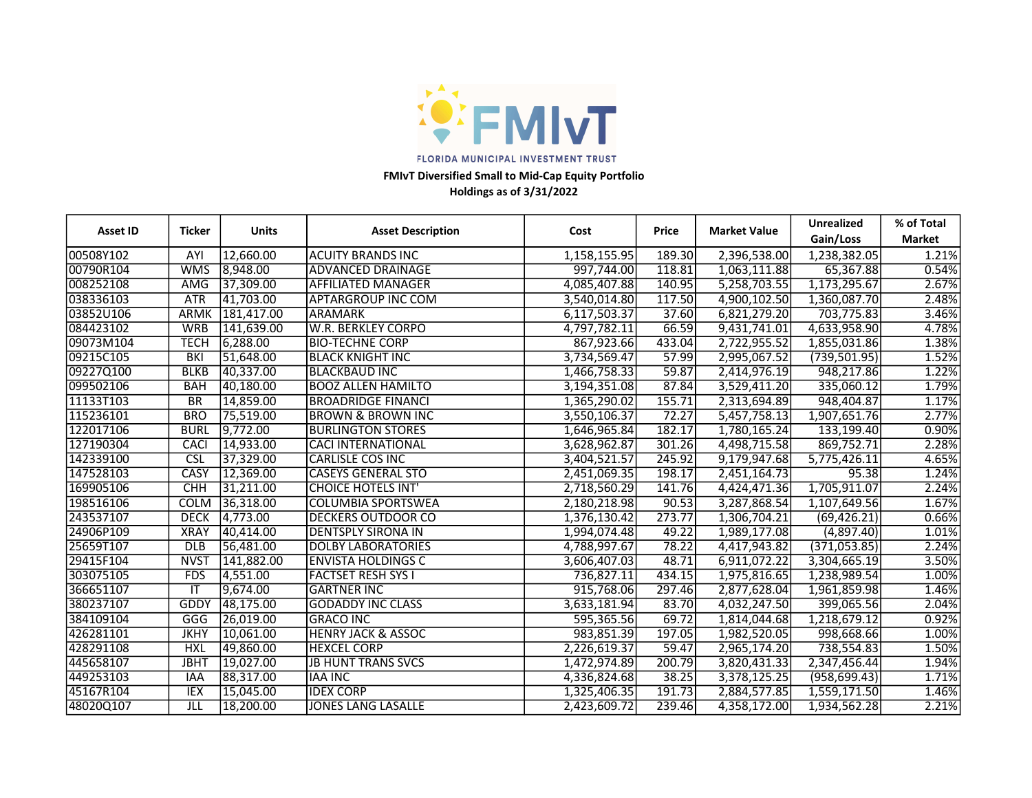FMIvT

FLORIDA MUNICIPAL INVESTMENT TRUST

**FMIvT Diversified Small to Mid-Cap Equity Portfolio**
**Holdings as of 3/31/2022**

| Asset ID | Ticker | Units | Asset Description | Cost | Price | Market Value | Unrealized Gain/Loss | % of Total Market |
|---|---|---|---|---|---|---|---|---|
| 00508Y102 | AYI | 12,660.00 | ACUITY BRANDS INC | 1,158,155.95 | 189.30 | 2,396,538.00 | 1,238,382.05 | 1.21% |
| 00790R104 | WMS | 8,948.00 | ADVANCED DRAINAGE | 997,744.00 | 118.81 | 1,063,111.88 | 65,367.88 | 0.54% |
| 008252108 | AMG | 37,309.00 | AFFILIATED MANAGER | 4,085,407.88 | 140.95 | 5,258,703.55 | 1,173,295.67 | 2.67% |
| 038336103 | ATR | 41,703.00 | APTARGROUP INC COM | 3,540,014.80 | 117.50 | 4,900,102.50 | 1,360,087.70 | 2.48% |
| 03852U106 | ARMK | 181,417.00 | ARAMARK | 6,117,503.37 | 37.60 | 6,821,279.20 | 703,775.83 | 3.46% |
| 084423102 | WRB | 141,639.00 | W.R. BERKLEY CORPO | 4,797,782.11 | 66.59 | 9,431,741.01 | 4,633,958.90 | 4.78% |
| 09073M104 | TECH | 6,288.00 | BIO-TECHNE CORP | 867,923.66 | 433.04 | 2,722,955.52 | 1,855,031.86 | 1.38% |
| 09215C105 | BKI | 51,648.00 | BLACK KNIGHT INC | 3,734,569.47 | 57.99 | 2,995,067.52 | (739,501.95) | 1.52% |
| 09227Q100 | BLKB | 40,337.00 | BLACKBAUD INC | 1,466,758.33 | 59.87 | 2,414,976.19 | 948,217.86 | 1.22% |
| 099502106 | BAH | 40,180.00 | BOOZ ALLEN HAMILTO | 3,194,351.08 | 87.84 | 3,529,411.20 | 335,060.12 | 1.79% |
| 11133T103 | BR | 14,859.00 | BROADRIDGE FINANCI | 1,365,290.02 | 155.71 | 2,313,694.89 | 948,404.87 | 1.17% |
| 115236101 | BRO | 75,519.00 | BROWN & BROWN INC | 3,550,106.37 | 72.27 | 5,457,758.13 | 1,907,651.76 | 2.77% |
| 122017106 | BURL | 9,772.00 | BURLINGTON STORES | 1,646,965.84 | 182.17 | 1,780,165.24 | 133,199.40 | 0.90% |
| 127190304 | CACI | 14,933.00 | CACI INTERNATIONAL | 3,628,962.87 | 301.26 | 4,498,715.58 | 869,752.71 | 2.28% |
| 142339100 | CSL | 37,329.00 | CARLISLE COS INC | 3,404,521.57 | 245.92 | 9,179,947.68 | 5,775,426.11 | 4.65% |
| 147528103 | CASY | 12,369.00 | CASEYS GENERAL STO | 2,451,069.35 | 198.17 | 2,451,164.73 | 95.38 | 1.24% |
| 169905106 | CHH | 31,211.00 | CHOICE HOTELS INT' | 2,718,560.29 | 141.76 | 4,424,471.36 | 1,705,911.07 | 2.24% |
| 198516106 | COLM | 36,318.00 | COLUMBIA SPORTSWEA | 2,180,218.98 | 90.53 | 3,287,868.54 | 1,107,649.56 | 1.67% |
| 243537107 | DECK | 4,773.00 | DECKERS OUTDOOR CO | 1,376,130.42 | 273.77 | 1,306,704.21 | (69,426.21) | 0.66% |
| 24906P109 | XRAY | 40,414.00 | DENTSPLY SIRONA IN | 1,994,074.48 | 49.22 | 1,989,177.08 | (4,897.40) | 1.01% |
| 25659T107 | DLB | 56,481.00 | DOLBY LABORATORIES | 4,788,997.67 | 78.22 | 4,417,943.82 | (371,053.85) | 2.24% |
| 29415F104 | NVST | 141,882.00 | ENVISTA HOLDINGS C | 3,606,407.03 | 48.71 | 6,911,072.22 | 3,304,665.19 | 3.50% |
| 303075105 | FDS | 4,551.00 | FACTSET RESH SYS I | 736,827.11 | 434.15 | 1,975,816.65 | 1,238,989.54 | 1.00% |
| 366651107 | IT | 9,674.00 | GARTNER INC | 915,768.06 | 297.46 | 2,877,628.04 | 1,961,859.98 | 1.46% |
| 380237107 | GDDY | 48,175.00 | GODADDY INC CLASS | 3,633,181.94 | 83.70 | 4,032,247.50 | 399,065.56 | 2.04% |
| 384109104 | GGG | 26,019.00 | GRACO INC | 595,365.56 | 69.72 | 1,814,044.68 | 1,218,679.12 | 0.92% |
| 426281101 | JKHY | 10,061.00 | HENRY JACK & ASSOC | 983,851.39 | 197.05 | 1,982,520.05 | 998,668.66 | 1.00% |
| 428291108 | HXL | 49,860.00 | HEXCEL CORP | 2,226,619.37 | 59.47 | 2,965,174.20 | 738,554.83 | 1.50% |
| 445658107 | JBHT | 19,027.00 | JB HUNT TRANS SVCS | 1,472,974.89 | 200.79 | 3,820,431.33 | 2,347,456.44 | 1.94% |
| 449253103 | IAA | 88,317.00 | IAA INC | 4,336,824.68 | 38.25 | 3,378,125.25 | (958,699.43) | 1.71% |
| 45167R104 | IEX | 15,045.00 | IDEX CORP | 1,325,406.35 | 191.73 | 2,884,577.85 | 1,559,171.50 | 1.46% |
| 48020Q107 | JLL | 18,200.00 | JONES LANG LASALLE | 2,423,609.72 | 239.46 | 4,358,172.00 | 1,934,562.28 | 2.21% |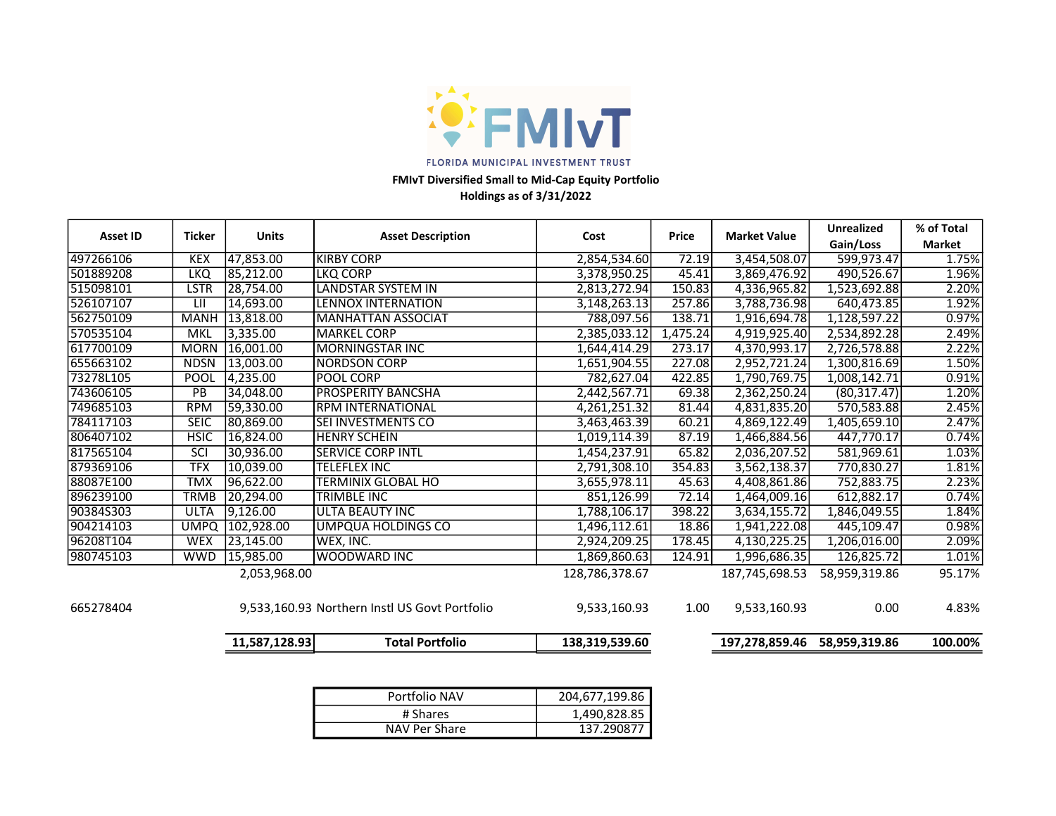FLORIDA MUNICIPAL INVESTMENT TRUST

**FMIvT Diversified Small to Mid-Cap Equity Portfolio**
**Holdings as of 3/31/2022**

| Asset ID | Ticker | Units | Asset Description | Cost | Price | Market Value | Unrealized Gain/Loss | % of Total Market |
|---|---|---|---|---|---|---|---|---|
| 497266106 | KEX | 47,853.00 | KIRBY CORP | 2,854,534.60 | 72.19 | 3,454,508.07 | 599,973.47 | 1.75% |
| 501889208 | LKQ | 85,212.00 | LKQ CORP | 3,378,950.25 | 45.41 | 3,869,476.92 | 490,526.67 | 1.96% |
| 515098101 | LSTR | 28,754.00 | LANDSTAR SYSTEM IN | 2,813,272.94 | 150.83 | 4,336,965.82 | 1,523,692.88 | 2.20% |
| 526107107 | LII | 14,693.00 | LENNOX INTERNATION | 3,148,263.13 | 257.86 | 3,788,736.98 | 640,473.85 | 1.92% |
| 562750109 | MANH | 13,818.00 | MANHATTAN ASSOCIAT | 788,097.56 | 138.71 | 1,916,694.78 | 1,128,597.22 | 0.97% |
| 570535104 | MKL | 3,335.00 | MARKEL CORP | 2,385,033.12 | 1,475.24 | 4,919,925.40 | 2,534,892.28 | 2.49% |
| 617700109 | MORN | 16,001.00 | MORNINGSTAR INC | 1,644,414.29 | 273.17 | 4,370,993.17 | 2,726,578.88 | 2.22% |
| 655663102 | NDSN | 13,003.00 | NORDSON CORP | 1,651,904.55 | 227.08 | 2,952,721.24 | 1,300,816.69 | 1.50% |
| 73278L105 | POOL | 4,235.00 | POOL CORP | 782,627.04 | 422.85 | 1,790,769.75 | 1,008,142.71 | 0.91% |
| 743606105 | PB | 34,048.00 | PROSPERITY BANCSHA | 2,442,567.71 | 69.38 | 2,362,250.24 | (80,317.47) | 1.20% |
| 749685103 | RPM | 59,330.00 | RPM INTERNATIONAL | 4,261,251.32 | 81.44 | 4,831,835.20 | 570,583.88 | 2.45% |
| 784117103 | SEIC | 80,869.00 | SEI INVESTMENTS CO | 3,463,463.39 | 60.21 | 4,869,122.49 | 1,405,659.10 | 2.47% |
| 806407102 | HSIC | 16,824.00 | HENRY SCHEIN | 1,019,114.39 | 87.19 | 1,466,884.56 | 447,770.17 | 0.74% |
| 817565104 | SCI | 30,936.00 | SERVICE CORP INTL | 1,454,237.91 | 65.82 | 2,036,207.52 | 581,969.61 | 1.03% |
| 879369106 | TFX | 10,039.00 | TELEFLEX INC | 2,791,308.10 | 354.83 | 3,562,138.37 | 770,830.27 | 1.81% |
| 88087E100 | TMX | 96,622.00 | TERMINIX GLOBAL HO | 3,655,978.11 | 45.63 | 4,408,861.86 | 752,883.75 | 2.23% |
| 896239100 | TRMB | 20,294.00 | TRIMBLE INC | 851,126.99 | 72.14 | 1,464,009.16 | 612,882.17 | 0.74% |
| 90384S303 | ULTA | 9,126.00 | ULTA BEAUTY INC | 1,788,106.17 | 398.22 | 3,634,155.72 | 1,846,049.55 | 1.84% |
| 904214103 | UMPQ | 102,928.00 | UMPQUA HOLDINGS CO | 1,496,112.61 | 18.86 | 1,941,222.08 | 445,109.47 | 0.98% |
| 96208T104 | WEX | 23,145.00 | WEX, INC. | 2,924,209.25 | 178.45 | 4,130,225.25 | 1,206,016.00 | 2.09% |
| 980745103 | WWD | 15,985.00 | WOODWARD INC | 1,869,860.63 | 124.91 | 1,996,686.35 | 126,825.72 | 1.01% |
| | | 2,053,968.00 | | 128,786,378.67 | | 187,745,698.53 | 58,959,319.86 | 95.17% |
| 665278404 | | 9,533,160.93 | Northern Instl US Govt Portfolio | 9,533,160.93 | 1.00 | 9,533,160.93 | 0.00 | 4.83% |
| | | **11,587,128.93** | **Total Portfolio** | **138,319,539.60** | | **197,278,859.46** | **58,959,319.86** | **100.00%** |

| | |
|---|---|
| Portfolio NAV | 204,677,199.86 |
| # Shares | 1,490,828.85 |
| NAV Per Share | 137.290877 |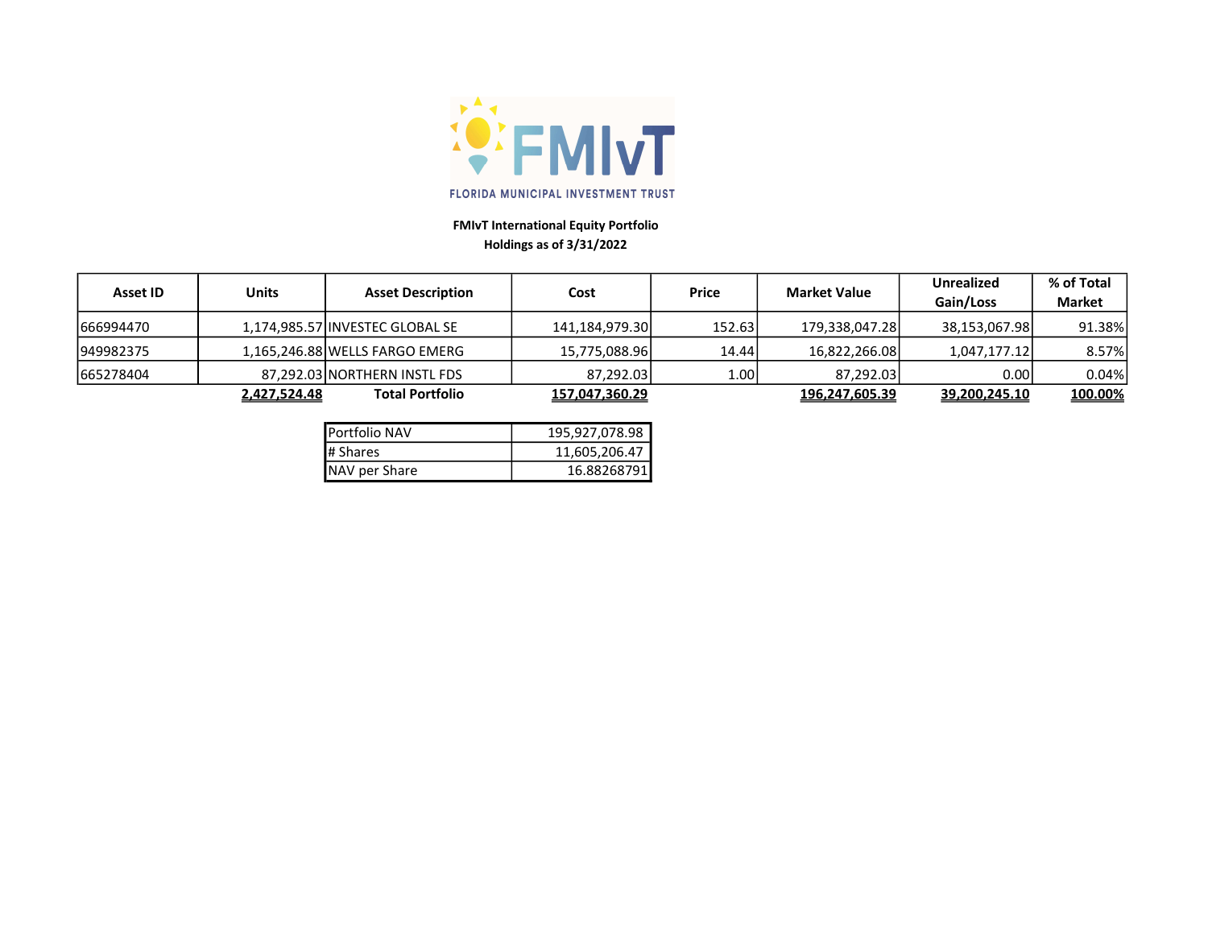FLORIDA MUNICIPAL INVESTMENT TRUST

**FMIvT International Equity Portfolio**
**Holdings as of 3/31/2022**

| Asset ID | Units | Asset Description | Cost | Price | Market Value | Unrealized Gain/Loss | % of Total Market |
|---|---|---|---|---|---|---|---|
| 666994470 | 1,174,985.57 | INVESTEC GLOBAL SE | 141,184,979.30 | 152.63 | 179,338,047.28 | 38,153,067.98 | 91.38% |
| 949982375 | 1,165,246.88 | WELLS FARGO EMERG | 15,775,088.96 | 14.44 | 16,822,266.08 | 1,047,177.12 | 8.57% |
| 665278404 | 87,292.03 | NORTHERN INSTL FDS | 87,292.03 | 1.00 | 87,292.03 | 0.00 | 0.04% |
| | **2,427,524.48** | **Total Portfolio** | **157,047,360.29** | | **196,247,605.39** | **39,200,245.10** | **100.00%** |

| | |
|---|---|
| Portfolio NAV | 195,927,078.98 |
| # Shares | 11,605,206.47 |
| NAV per Share | 16.88268791 |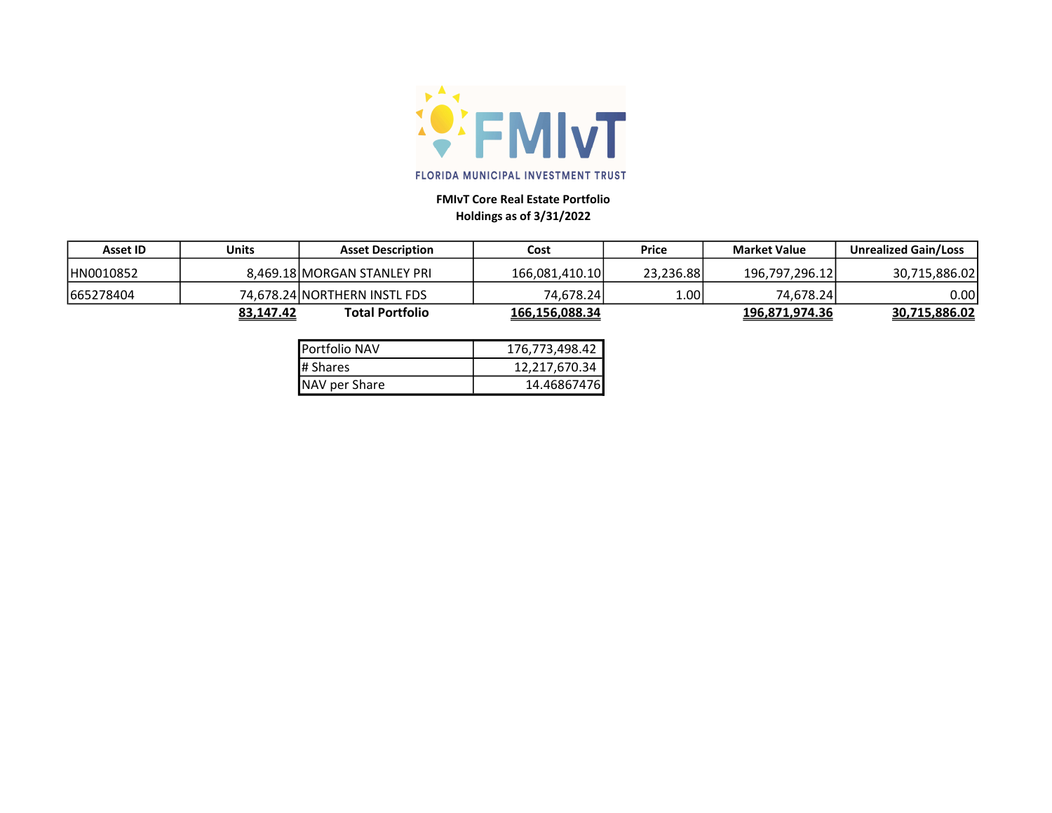FLORIDA MUNICIPAL INVESTMENT TRUST

**FMIvT Core Real Estate Portfolio**
**Holdings as of 3/31/2022**

| Asset ID | Units | Asset Description | Cost | Price | Market Value | Unrealized Gain/Loss |
|---|---|---|---|---|---|---|
| HN0010852 | 8,469.18 | MORGAN STANLEY PRI | 166,081,410.10 | 23,236.88 | 196,797,296.12 | 30,715,886.02 |
| 665278404 | 74,678.24 | NORTHERN INSTL FDS | 74,678.24 | 1.00 | 74,678.24 | 0.00 |
| | **83,147.42** | **Total Portfolio** | **166,156,088.34** | | **196,871,974.36** | **30,715,886.02** |

| | |
|---|---|
| Portfolio NAV | 176,773,498.42 |
| # Shares | 12,217,670.34 |
| NAV per Share | 14.46867476 |